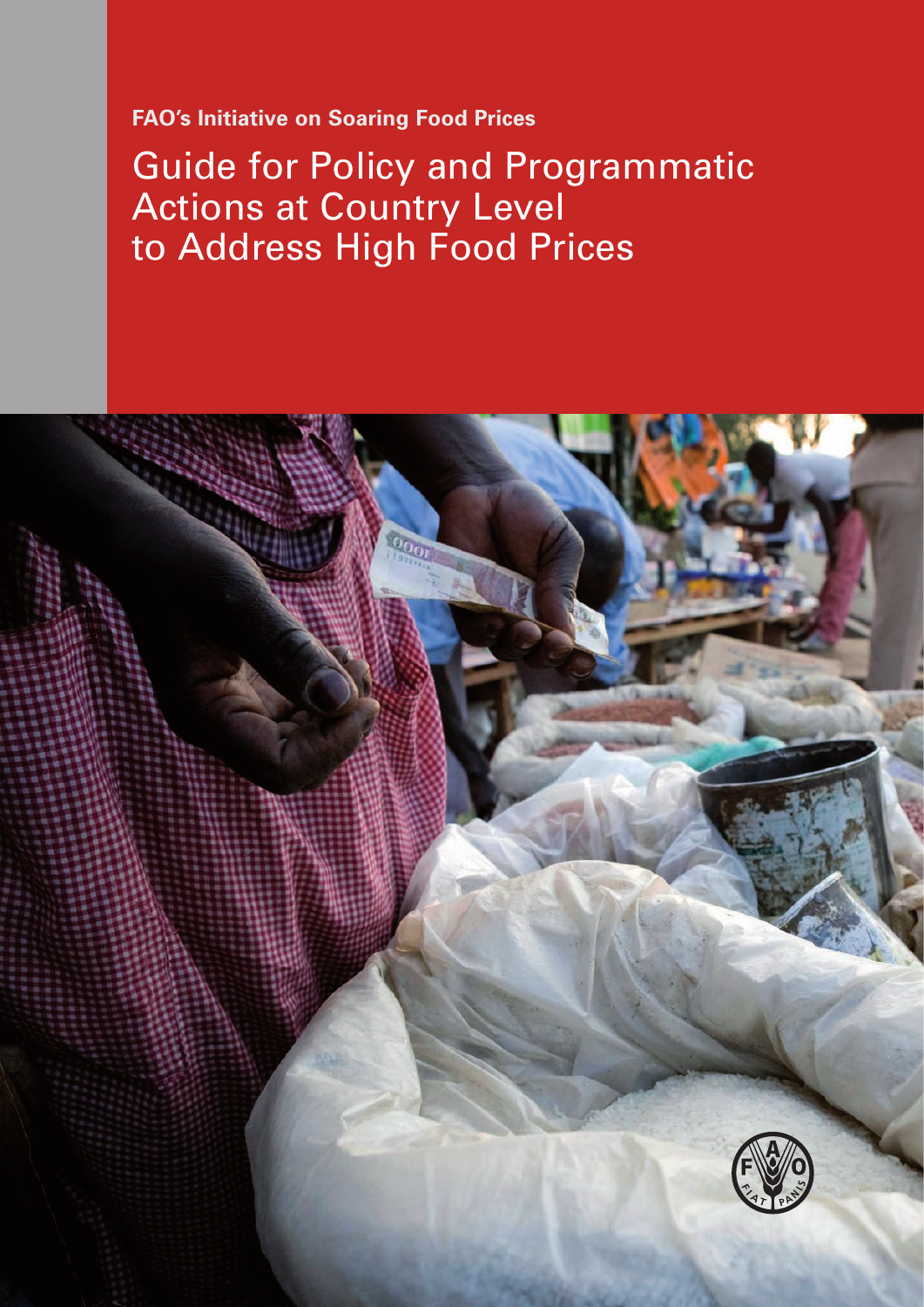**FAO's Initiative on Soaring Food Prices**

# Guide for Policy and Programmatic Actions at Country Level to Address High Food Prices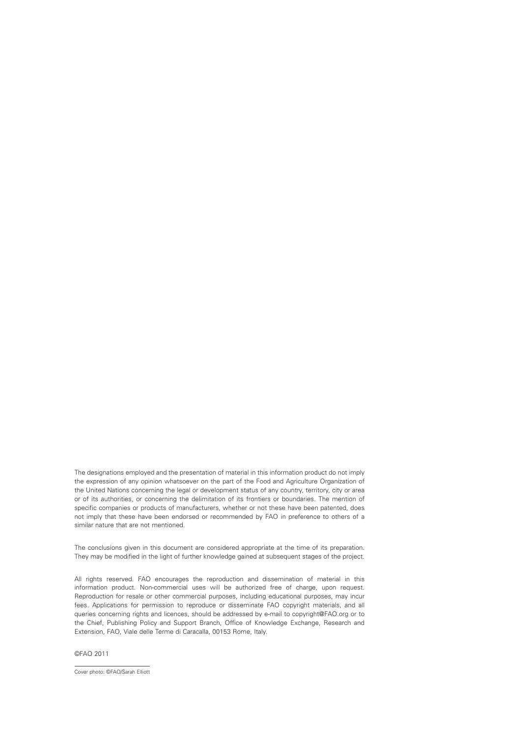The designations employed and the presentation of material in this information product do not imply the expression of any opinion whatsoever on the part of the Food and Agriculture Organization of the United Nations concerning the legal or development status of any country, territory, city or area or of its authorities, or concerning the delimitation of its frontiers or boundaries. The mention of specific companies or products of manufacturers, whether or not these have been patented, does not imply that these have been endorsed or recommended by FAO in preference to others of a similar nature that are not mentioned.

The conclusions given in this document are considered appropriate at the time of its preparation. They may be modified in the light of further knowledge gained at subsequent stages of the project.

All rights reserved. FAO encourages the reproduction and dissemination of material in this information product. Non-commercial uses will be authorized free of charge, upon request. Reproduction for resale or other commercial purposes, including educational purposes, may incur fees. Applications for permission to reproduce or disseminate FAO copyright materials, and all queries concerning rights and licences, should be addressed by e-mail to copyright@FAO.org or to the Chief, Publishing Policy and Support Branch, Office of Knowledge Exchange, Research and Extension, FAO, Viale delle Terme di Caracalla, 00153 Rome, Italy.

©FAO 2011

Cover photo: ©FAO/Sarah Elliott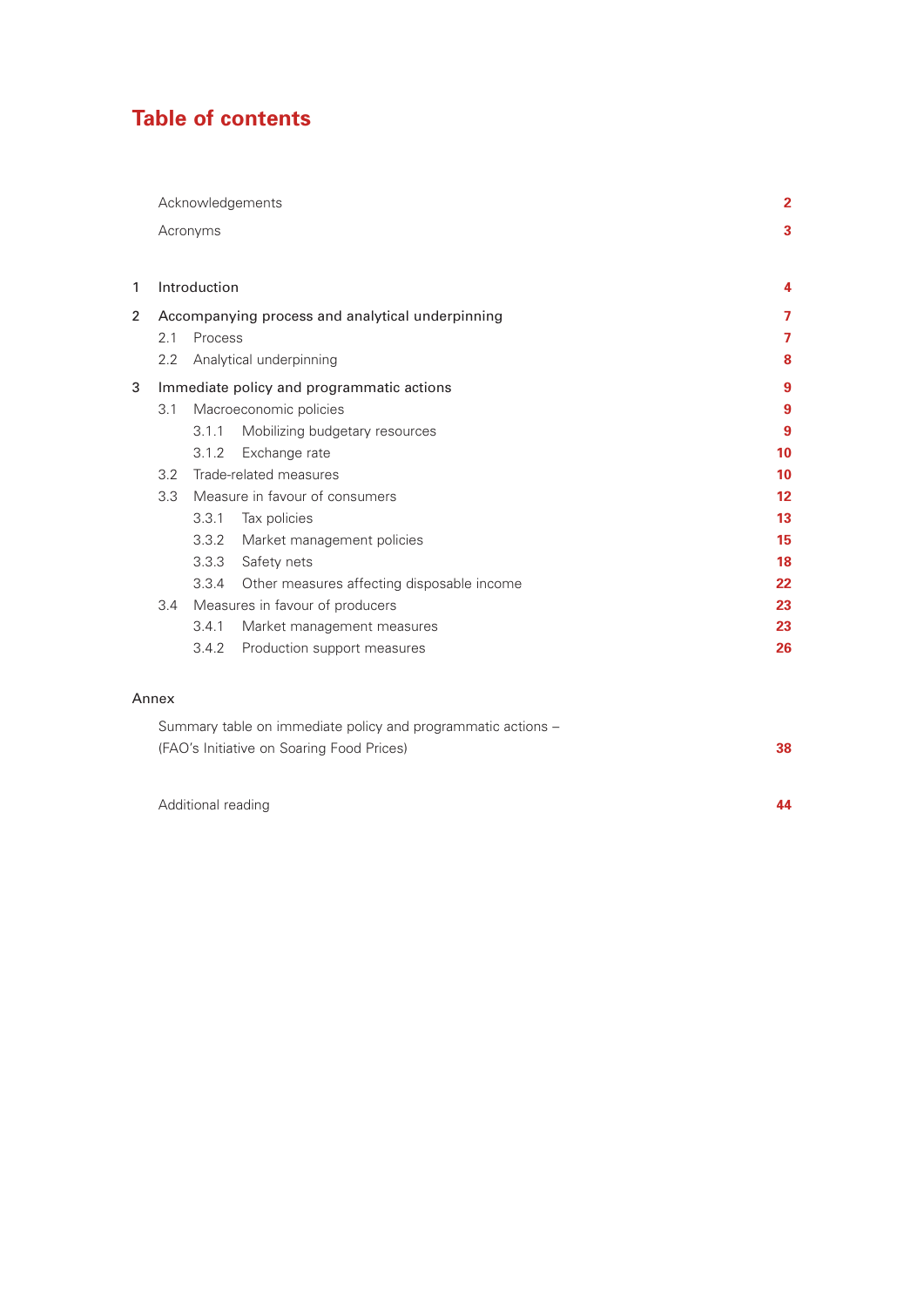# Table of contents

| | | |
|---|---|---|
| | Acknowledgements | 2 |
| | Acronyms | 3 |
| 1 | Introduction | 4 |
| 2 | Accompanying process and analytical underpinning | 7 |
| | 2.1 Process | 7 |
| | 2.2 Analytical underpinning | 8 |
| 3 | Immediate policy and programmatic actions | 9 |
| | 3.1 Macroeconomic policies | 9 |
| | 3.1.1 Mobilizing budgetary resources | 9 |
| | 3.1.2 Exchange rate | 10 |
| | 3.2 Trade-related measures | 10 |
| | 3.3 Measure in favour of consumers | 12 |
| | 3.3.1 Tax policies | 13 |
| | 3.3.2 Market management policies | 15 |
| | 3.3.3 Safety nets | 18 |
| | 3.3.4 Other measures affecting disposable income | 22 |
| | 3.4 Measures in favour of producers | 23 |
| | 3.4.1 Market management measures | 23 |
| | 3.4.2 Production support measures | 26 |

Annex

| | |
|---|---|
| Summary table on immediate policy and programmatic actions – (FAO's Initiative on Soaring Food Prices) | 38 |
| Additional reading | 44 |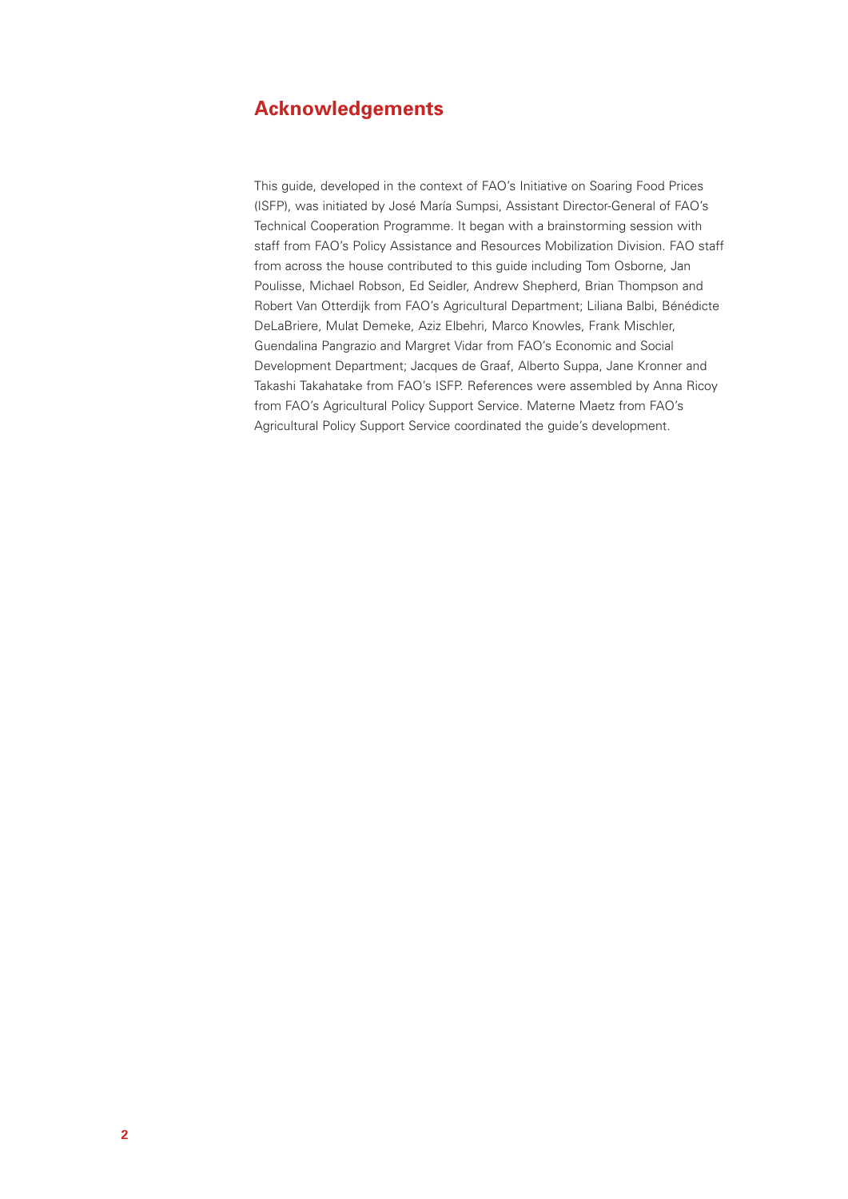# Acknowledgements

This guide, developed in the context of FAO's Initiative on Soaring Food Prices (ISFP), was initiated by José María Sumpsi, Assistant Director-General of FAO's Technical Cooperation Programme. It began with a brainstorming session with staff from FAO's Policy Assistance and Resources Mobilization Division. FAO staff from across the house contributed to this guide including Tom Osborne, Jan Poulisse, Michael Robson, Ed Seidler, Andrew Shepherd, Brian Thompson and Robert Van Otterdijk from FAO's Agricultural Department; Liliana Balbi, Bénédicte DeLaBriere, Mulat Demeke, Aziz Elbehri, Marco Knowles, Frank Mischler, Guendalina Pangrazio and Margret Vidar from FAO's Economic and Social Development Department; Jacques de Graaf, Alberto Suppa, Jane Kronner and Takashi Takahatake from FAO's ISFP. References were assembled by Anna Ricoy from FAO's Agricultural Policy Support Service. Materne Maetz from FAO's Agricultural Policy Support Service coordinated the guide's development.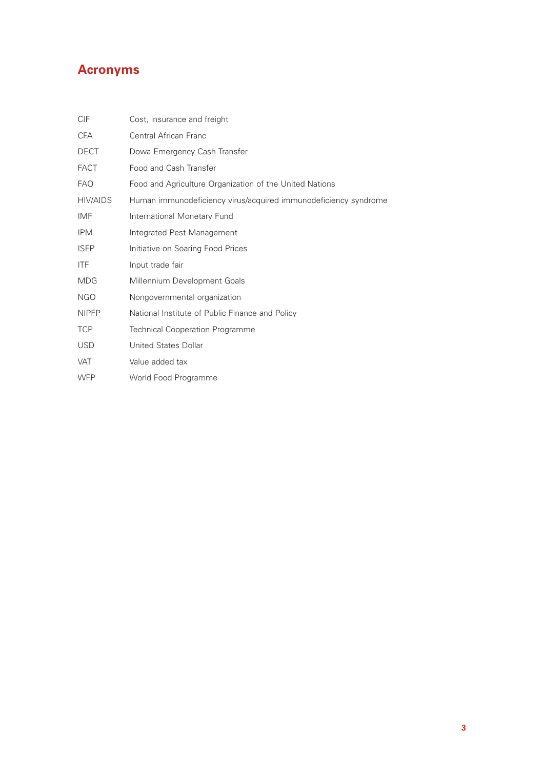# Acronyms

| | |
|---|---|
| CIF | Cost, insurance and freight |
| CFA | Central African Franc |
| DECT | Dowa Emergency Cash Transfer |
| FACT | Food and Cash Transfer |
| FAO | Food and Agriculture Organization of the United Nations |
| HIV/AIDS | Human immunodeficiency virus/acquired immunodeficiency syndrome |
| IMF | International Monetary Fund |
| IPM | Integrated Pest Management |
| ISFP | Initiative on Soaring Food Prices |
| ITF | Input trade fair |
| MDG | Millennium Development Goals |
| NGO | Nongovernmental organization |
| NIPFP | National Institute of Public Finance and Policy |
| TCP | Technical Cooperation Programme |
| USD | United States Dollar |
| VAT | Value added tax |
| WFP | World Food Programme |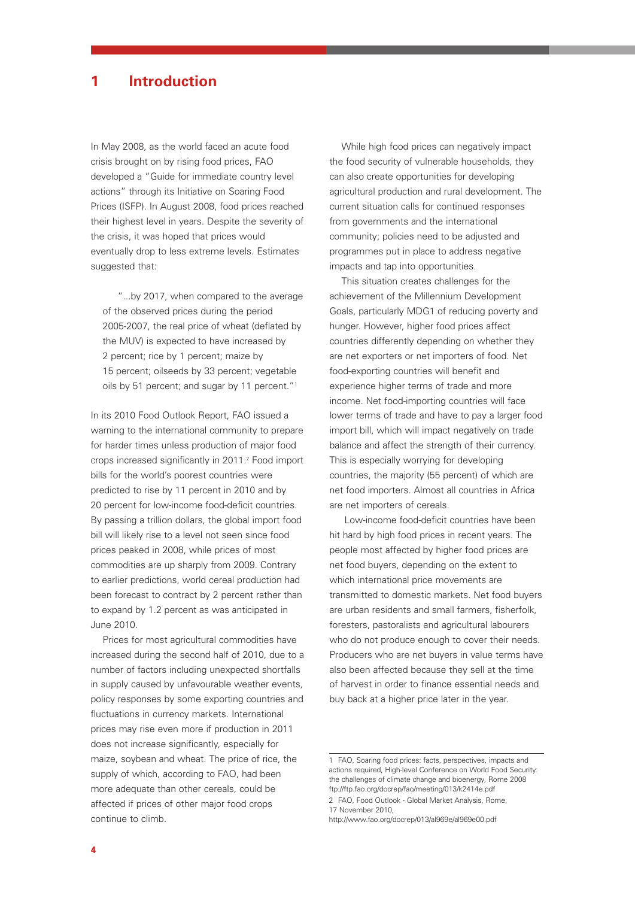# 1 Introduction

In May 2008, as the world faced an acute food crisis brought on by rising food prices, FAO developed a "Guide for immediate country level actions" through its Initiative on Soaring Food Prices (ISFP). In August 2008, food prices reached their highest level in years. Despite the severity of the crisis, it was hoped that prices would eventually drop to less extreme levels. Estimates suggested that:

> "...by 2017, when compared to the average of the observed prices during the period 2005-2007, the real price of wheat (deflated by the MUV) is expected to have increased by 2 percent; rice by 1 percent; maize by 15 percent; oilseeds by 33 percent; vegetable oils by 51 percent; and sugar by 11 percent."[1]

In its 2010 Food Outlook Report, FAO issued a warning to the international community to prepare for harder times unless production of major food crops increased significantly in 2011.[2] Food import bills for the world's poorest countries were predicted to rise by 11 percent in 2010 and by 20 percent for low-income food-deficit countries. By passing a trillion dollars, the global import food bill will likely rise to a level not seen since food prices peaked in 2008, while prices of most commodities are up sharply from 2009. Contrary to earlier predictions, world cereal production had been forecast to contract by 2 percent rather than to expand by 1.2 percent as was anticipated in June 2010.

Prices for most agricultural commodities have increased during the second half of 2010, due to a number of factors including unexpected shortfalls in supply caused by unfavourable weather events, policy responses by some exporting countries and fluctuations in currency markets. International prices may rise even more if production in 2011 does not increase significantly, especially for maize, soybean and wheat. The price of rice, the supply of which, according to FAO, had been more adequate than other cereals, could be affected if prices of other major food crops continue to climb.

While high food prices can negatively impact the food security of vulnerable households, they can also create opportunities for developing agricultural production and rural development. The current situation calls for continued responses from governments and the international community; policies need to be adjusted and programmes put in place to address negative impacts and tap into opportunities.

This situation creates challenges for the achievement of the Millennium Development Goals, particularly MDG1 of reducing poverty and hunger. However, higher food prices affect countries differently depending on whether they are net exporters or net importers of food. Net food-exporting countries will benefit and experience higher terms of trade and more income. Net food-importing countries will face lower terms of trade and have to pay a larger food import bill, which will impact negatively on trade balance and affect the strength of their currency. This is especially worrying for developing countries, the majority (55 percent) of which are net food importers. Almost all countries in Africa are net importers of cereals.

Low-income food-deficit countries have been hit hard by high food prices in recent years. The people most affected by higher food prices are net food buyers, depending on the extent to which international price movements are transmitted to domestic markets. Net food buyers are urban residents and small farmers, fisherfolk, foresters, pastoralists and agricultural labourers who do not produce enough to cover their needs. Producers who are net buyers in value terms have also been affected because they sell at the time of harvest in order to finance essential needs and buy back at a higher price later in the year.

---

1 FAO, Soaring food prices: facts, perspectives, impacts and actions required, High-level Conference on World Food Security: the challenges of climate change and bioenergy, Rome 2008 ftp://ftp.fao.org/docrep/fao/meeting/013/k2414e.pdf

2 FAO, Food Outlook - Global Market Analysis, Rome, 17 November 2010, http://www.fao.org/docrep/013/al969e/al969e00.pdf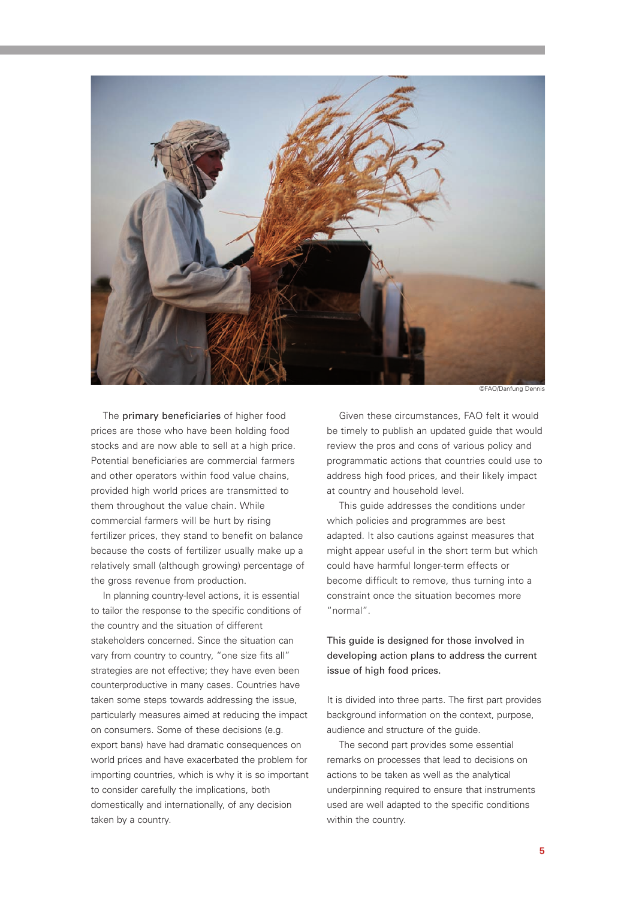©FAO/Danfung Dennis

The **primary beneficiaries** of higher food prices are those who have been holding food stocks and are now able to sell at a high price. Potential beneficiaries are commercial farmers and other operators within food value chains, provided high world prices are transmitted to them throughout the value chain. While commercial farmers will be hurt by rising fertilizer prices, they stand to benefit on balance because the costs of fertilizer usually make up a relatively small (although growing) percentage of the gross revenue from production.

In planning country-level actions, it is essential to tailor the response to the specific conditions of the country and the situation of different stakeholders concerned. Since the situation can vary from country to country, "one size fits all" strategies are not effective; they have even been counterproductive in many cases. Countries have taken some steps towards addressing the issue, particularly measures aimed at reducing the impact on consumers. Some of these decisions (e.g. export bans) have had dramatic consequences on world prices and have exacerbated the problem for importing countries, which is why it is so important to consider carefully the implications, both domestically and internationally, of any decision taken by a country.

Given these circumstances, FAO felt it would be timely to publish an updated guide that would review the pros and cons of various policy and programmatic actions that countries could use to address high food prices, and their likely impact at country and household level.

This guide addresses the conditions under which policies and programmes are best adapted. It also cautions against measures that might appear useful in the short term but which could have harmful longer-term effects or become difficult to remove, thus turning into a constraint once the situation becomes more "normal".

This guide is designed for those involved in developing action plans to address the current issue of high food prices.

It is divided into three parts. The first part provides background information on the context, purpose, audience and structure of the guide.

The second part provides some essential remarks on processes that lead to decisions on actions to be taken as well as the analytical underpinning required to ensure that instruments used are well adapted to the specific conditions within the country.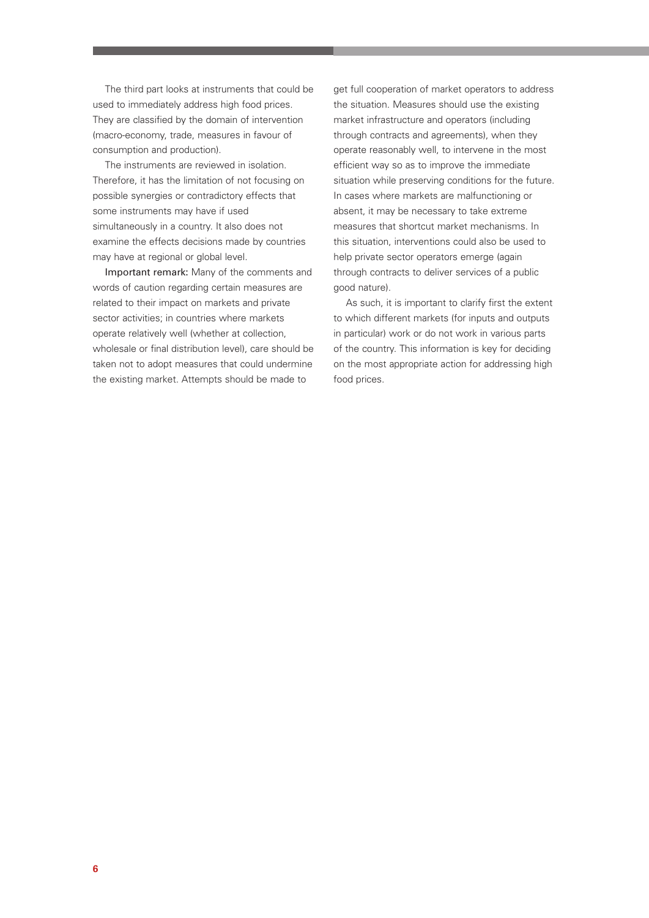The third part looks at instruments that could be used to immediately address high food prices. They are classified by the domain of intervention (macro-economy, trade, measures in favour of consumption and production).

The instruments are reviewed in isolation. Therefore, it has the limitation of not focusing on possible synergies or contradictory effects that some instruments may have if used simultaneously in a country. It also does not examine the effects decisions made by countries may have at regional or global level.

Important remark: Many of the comments and words of caution regarding certain measures are related to their impact on markets and private sector activities; in countries where markets operate relatively well (whether at collection, wholesale or final distribution level), care should be taken not to adopt measures that could undermine the existing market. Attempts should be made to get full cooperation of market operators to address the situation. Measures should use the existing market infrastructure and operators (including through contracts and agreements), when they operate reasonably well, to intervene in the most efficient way so as to improve the immediate situation while preserving conditions for the future. In cases where markets are malfunctioning or absent, it may be necessary to take extreme measures that shortcut market mechanisms. In this situation, interventions could also be used to help private sector operators emerge (again through contracts to deliver services of a public good nature).

As such, it is important to clarify first the extent to which different markets (for inputs and outputs in particular) work or do not work in various parts of the country. This information is key for deciding on the most appropriate action for addressing high food prices.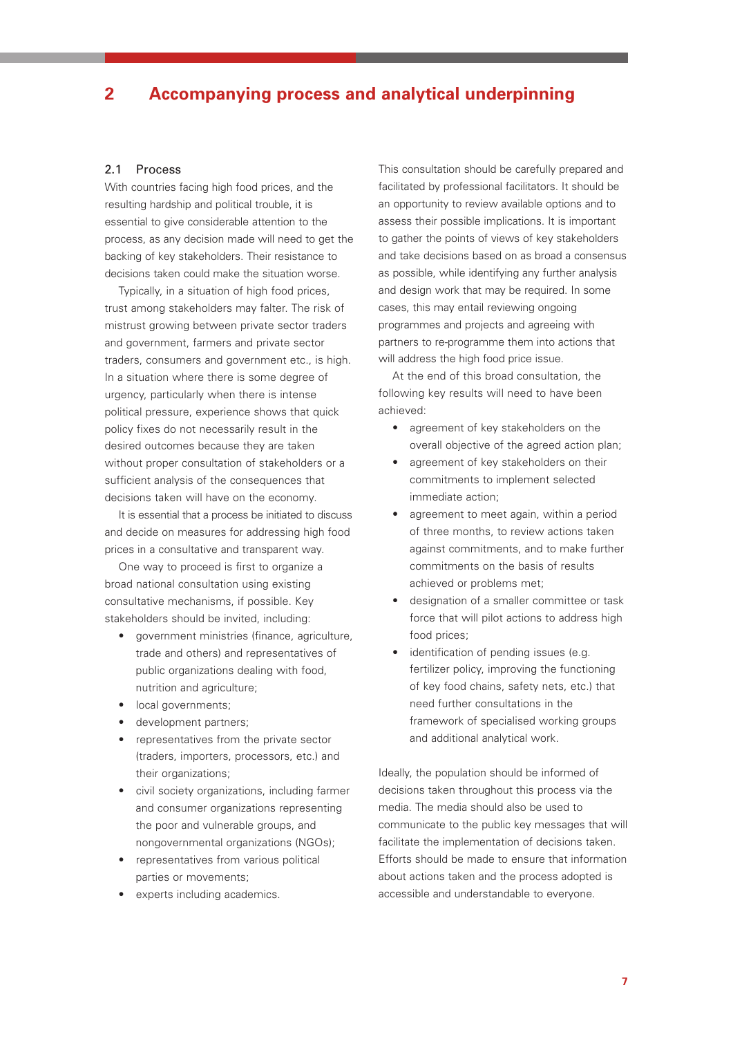# 2 Accompanying process and analytical underpinning

## 2.1 Process

With countries facing high food prices, and the resulting hardship and political trouble, it is essential to give considerable attention to the process, as any decision made will need to get the backing of key stakeholders. Their resistance to decisions taken could make the situation worse.

Typically, in a situation of high food prices, trust among stakeholders may falter. The risk of mistrust growing between private sector traders and government, farmers and private sector traders, consumers and government etc., is high. In a situation where there is some degree of urgency, particularly when there is intense political pressure, experience shows that quick policy fixes do not necessarily result in the desired outcomes because they are taken without proper consultation of stakeholders or a sufficient analysis of the consequences that decisions taken will have on the economy.

It is essential that a process be initiated to discuss and decide on measures for addressing high food prices in a consultative and transparent way.

One way to proceed is first to organize a broad national consultation using existing consultative mechanisms, if possible. Key stakeholders should be invited, including:

- government ministries (finance, agriculture, trade and others) and representatives of public organizations dealing with food, nutrition and agriculture;
- local governments;
- development partners;
- representatives from the private sector (traders, importers, processors, etc.) and their organizations;
- civil society organizations, including farmer and consumer organizations representing the poor and vulnerable groups, and nongovernmental organizations (NGOs);
- representatives from various political parties or movements;
- experts including academics.

This consultation should be carefully prepared and facilitated by professional facilitators. It should be an opportunity to review available options and to assess their possible implications. It is important to gather the points of views of key stakeholders and take decisions based on as broad a consensus as possible, while identifying any further analysis and design work that may be required. In some cases, this may entail reviewing ongoing programmes and projects and agreeing with partners to re-programme them into actions that will address the high food price issue.

At the end of this broad consultation, the following key results will need to have been achieved:

- agreement of key stakeholders on the overall objective of the agreed action plan;
- agreement of key stakeholders on their commitments to implement selected immediate action;
- agreement to meet again, within a period of three months, to review actions taken against commitments, and to make further commitments on the basis of results achieved or problems met;
- designation of a smaller committee or task force that will pilot actions to address high food prices;
- identification of pending issues (e.g. fertilizer policy, improving the functioning of key food chains, safety nets, etc.) that need further consultations in the framework of specialised working groups and additional analytical work.

Ideally, the population should be informed of decisions taken throughout this process via the media. The media should also be used to communicate to the public key messages that will facilitate the implementation of decisions taken. Efforts should be made to ensure that information about actions taken and the process adopted is accessible and understandable to everyone.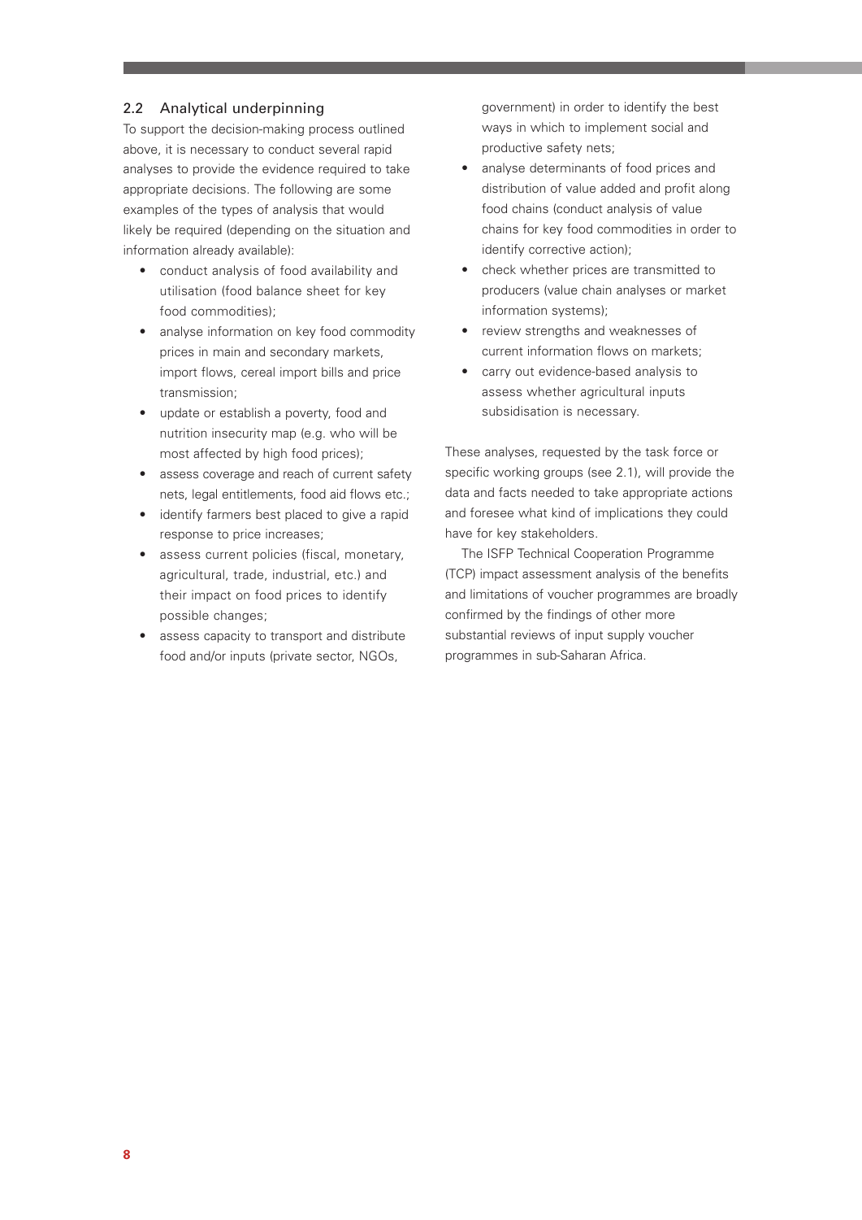## 2.2 Analytical underpinning

To support the decision-making process outlined above, it is necessary to conduct several rapid analyses to provide the evidence required to take appropriate decisions. The following are some examples of the types of analysis that would likely be required (depending on the situation and information already available):

- conduct analysis of food availability and utilisation (food balance sheet for key food commodities);
- analyse information on key food commodity prices in main and secondary markets, import flows, cereal import bills and price transmission;
- update or establish a poverty, food and nutrition insecurity map (e.g. who will be most affected by high food prices);
- assess coverage and reach of current safety nets, legal entitlements, food aid flows etc.;
- identify farmers best placed to give a rapid response to price increases;
- assess current policies (fiscal, monetary, agricultural, trade, industrial, etc.) and their impact on food prices to identify possible changes;
- assess capacity to transport and distribute food and/or inputs (private sector, NGOs, government) in order to identify the best ways in which to implement social and productive safety nets;
- analyse determinants of food prices and distribution of value added and profit along food chains (conduct analysis of value chains for key food commodities in order to identify corrective action);
- check whether prices are transmitted to producers (value chain analyses or market information systems);
- review strengths and weaknesses of current information flows on markets;
- carry out evidence-based analysis to assess whether agricultural inputs subsidisation is necessary.

These analyses, requested by the task force or specific working groups (see 2.1), will provide the data and facts needed to take appropriate actions and foresee what kind of implications they could have for key stakeholders.

The ISFP Technical Cooperation Programme (TCP) impact assessment analysis of the benefits and limitations of voucher programmes are broadly confirmed by the findings of other more substantial reviews of input supply voucher programmes in sub-Saharan Africa.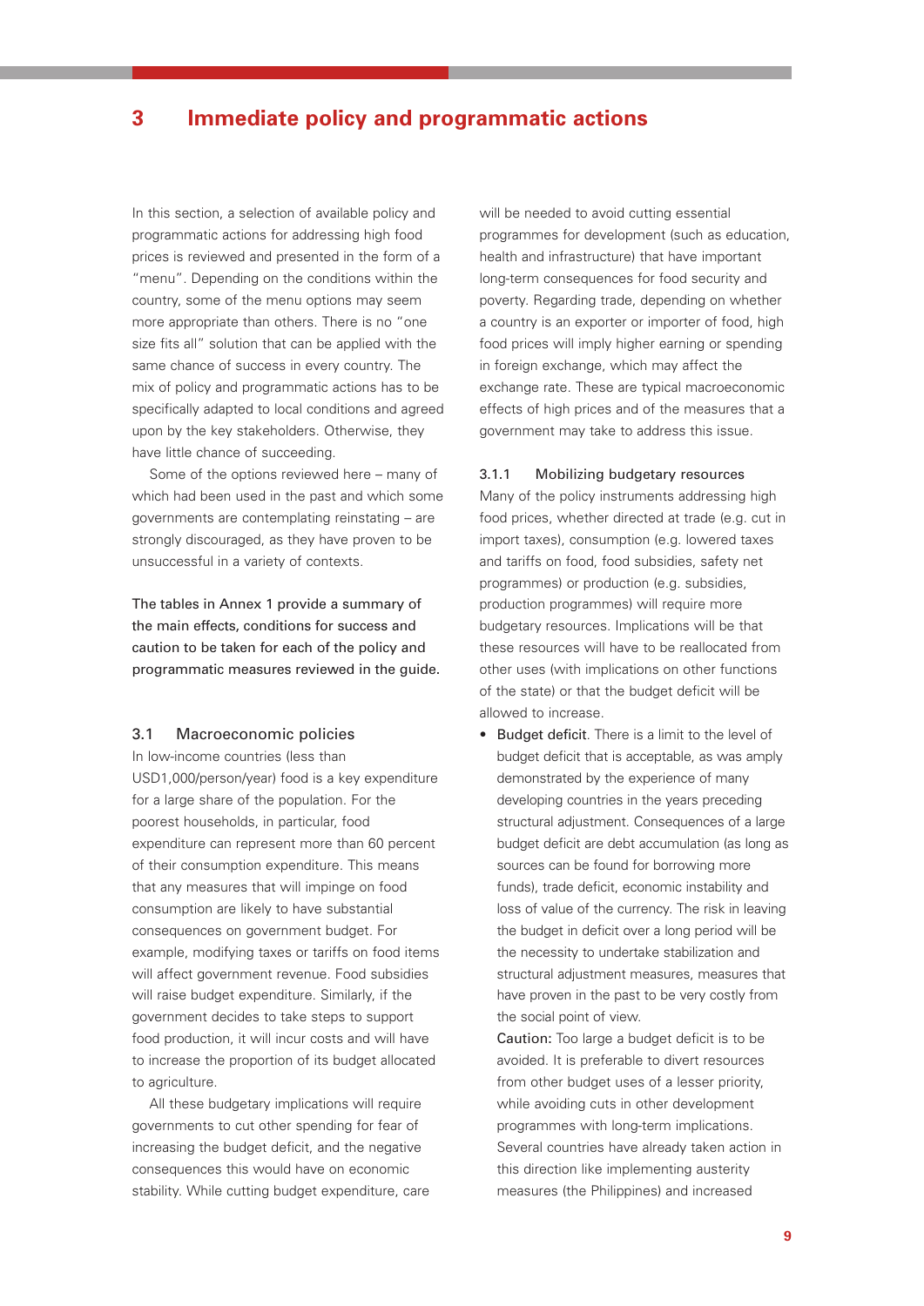# 3 Immediate policy and programmatic actions

In this section, a selection of available policy and programmatic actions for addressing high food prices is reviewed and presented in the form of a "menu". Depending on the conditions within the country, some of the menu options may seem more appropriate than others. There is no "one size fits all" solution that can be applied with the same chance of success in every country. The mix of policy and programmatic actions has to be specifically adapted to local conditions and agreed upon by the key stakeholders. Otherwise, they have little chance of succeeding.

Some of the options reviewed here – many of which had been used in the past and which some governments are contemplating reinstating – are strongly discouraged, as they have proven to be unsuccessful in a variety of contexts.

The tables in Annex 1 provide a summary of the main effects, conditions for success and caution to be taken for each of the policy and programmatic measures reviewed in the guide.

## 3.1 Macroeconomic policies

In low-income countries (less than USD1,000/person/year) food is a key expenditure for a large share of the population. For the poorest households, in particular, food expenditure can represent more than 60 percent of their consumption expenditure. This means that any measures that will impinge on food consumption are likely to have substantial consequences on government budget. For example, modifying taxes or tariffs on food items will affect government revenue. Food subsidies will raise budget expenditure. Similarly, if the government decides to take steps to support food production, it will incur costs and will have to increase the proportion of its budget allocated to agriculture.

All these budgetary implications will require governments to cut other spending for fear of increasing the budget deficit, and the negative consequences this would have on economic stability. While cutting budget expenditure, care will be needed to avoid cutting essential programmes for development (such as education, health and infrastructure) that have important long-term consequences for food security and poverty. Regarding trade, depending on whether a country is an exporter or importer of food, high food prices will imply higher earning or spending in foreign exchange, which may affect the exchange rate. These are typical macroeconomic effects of high prices and of the measures that a government may take to address this issue.

### 3.1.1 Mobilizing budgetary resources

Many of the policy instruments addressing high food prices, whether directed at trade (e.g. cut in import taxes), consumption (e.g. lowered taxes and tariffs on food, food subsidies, safety net programmes) or production (e.g. subsidies, production programmes) will require more budgetary resources. Implications will be that these resources will have to be reallocated from other uses (with implications on other functions of the state) or that the budget deficit will be allowed to increase.

- Budget deficit. There is a limit to the level of budget deficit that is acceptable, as was amply demonstrated by the experience of many developing countries in the years preceding structural adjustment. Consequences of a large budget deficit are debt accumulation (as long as sources can be found for borrowing more funds), trade deficit, economic instability and loss of value of the currency. The risk in leaving the budget in deficit over a long period will be the necessity to undertake stabilization and structural adjustment measures, measures that have proven in the past to be very costly from the social point of view.

  Caution: Too large a budget deficit is to be avoided. It is preferable to divert resources from other budget uses of a lesser priority, while avoiding cuts in other development programmes with long-term implications. Several countries have already taken action in this direction like implementing austerity measures (the Philippines) and increased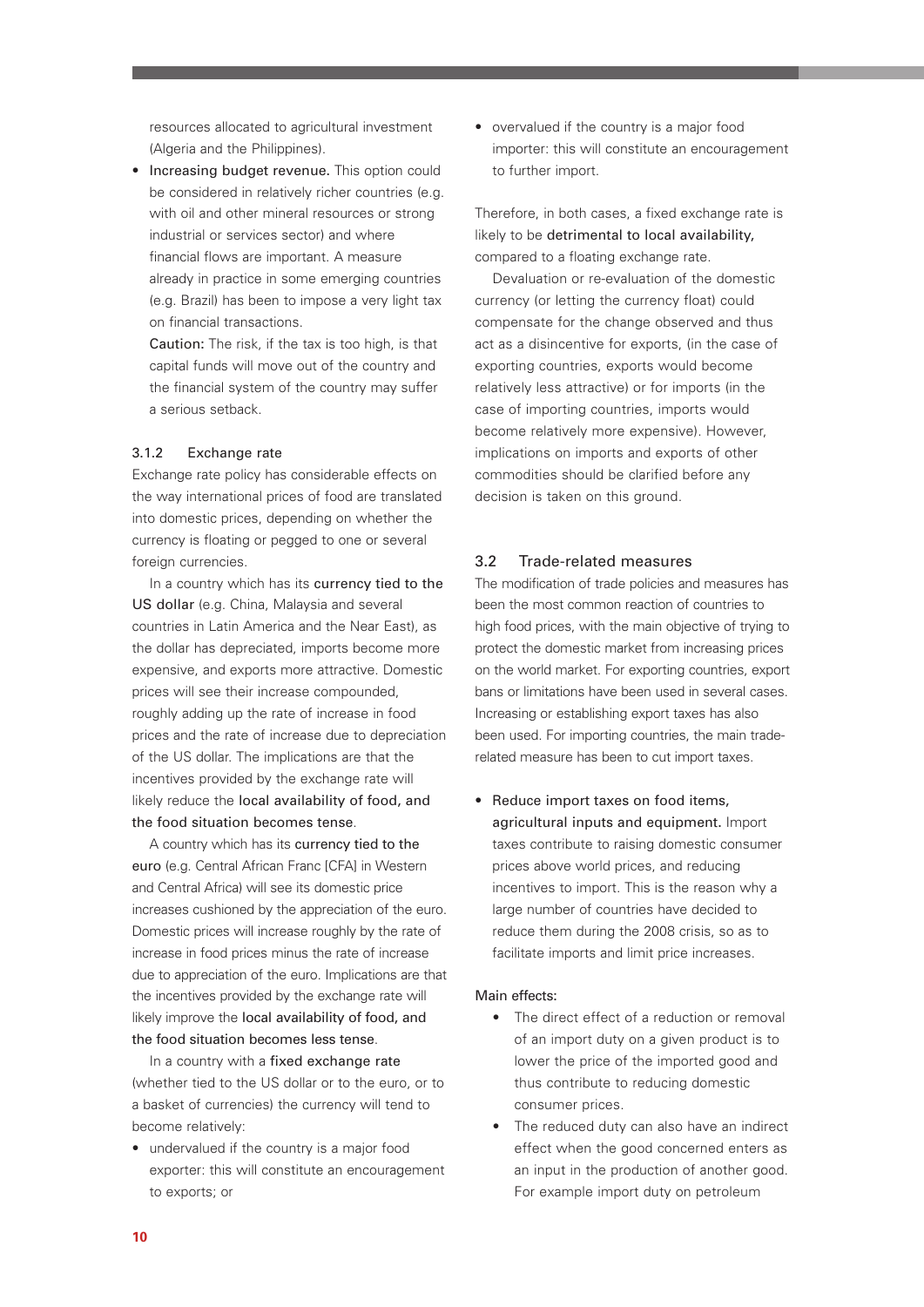resources allocated to agricultural investment (Algeria and the Philippines).

- **Increasing budget revenue.** This option could be considered in relatively richer countries (e.g. with oil and other mineral resources or strong industrial or services sector) and where financial flows are important. A measure already in practice in some emerging countries (e.g. Brazil) has been to impose a very light tax on financial transactions.

  **Caution:** The risk, if the tax is too high, is that capital funds will move out of the country and the financial system of the country may suffer a serious setback.

### 3.1.2 Exchange rate

Exchange rate policy has considerable effects on the way international prices of food are translated into domestic prices, depending on whether the currency is floating or pegged to one or several foreign currencies.

In a country which has its **currency tied to the US dollar** (e.g. China, Malaysia and several countries in Latin America and the Near East), as the dollar has depreciated, imports become more expensive, and exports more attractive. Domestic prices will see their increase compounded, roughly adding up the rate of increase in food prices and the rate of increase due to depreciation of the US dollar. The implications are that the incentives provided by the exchange rate will likely reduce the **local availability of food, and the food situation becomes tense**.

A country which has its **currency tied to the euro** (e.g. Central African Franc [CFA] in Western and Central Africa) will see its domestic price increases cushioned by the appreciation of the euro. Domestic prices will increase roughly by the rate of increase in food prices minus the rate of increase due to appreciation of the euro. Implications are that the incentives provided by the exchange rate will likely improve the **local availability of food, and the food situation becomes less tense**.

In a country with a **fixed exchange rate** (whether tied to the US dollar or to the euro, or to a basket of currencies) the currency will tend to become relatively:

- undervalued if the country is a major food exporter: this will constitute an encouragement to exports; or
- overvalued if the country is a major food importer: this will constitute an encouragement to further import.

Therefore, in both cases, a fixed exchange rate is likely to be **detrimental to local availability,** compared to a floating exchange rate.

Devaluation or re-evaluation of the domestic currency (or letting the currency float) could compensate for the change observed and thus act as a disincentive for exports, (in the case of exporting countries, exports would become relatively less attractive) or for imports (in the case of importing countries, imports would become relatively more expensive). However, implications on imports and exports of other commodities should be clarified before any decision is taken on this ground.

## 3.2 Trade-related measures

The modification of trade policies and measures has been the most common reaction of countries to high food prices, with the main objective of trying to protect the domestic market from increasing prices on the world market. For exporting countries, export bans or limitations have been used in several cases. Increasing or establishing export taxes has also been used. For importing countries, the main trade-related measure has been to cut import taxes.

- **Reduce import taxes on food items, agricultural inputs and equipment.** Import taxes contribute to raising domestic consumer prices above world prices, and reducing incentives to import. This is the reason why a large number of countries have decided to reduce them during the 2008 crisis, so as to facilitate imports and limit price increases.

Main effects:

- The direct effect of a reduction or removal of an import duty on a given product is to lower the price of the imported good and thus contribute to reducing domestic consumer prices.
- The reduced duty can also have an indirect effect when the good concerned enters as an input in the production of another good. For example import duty on petroleum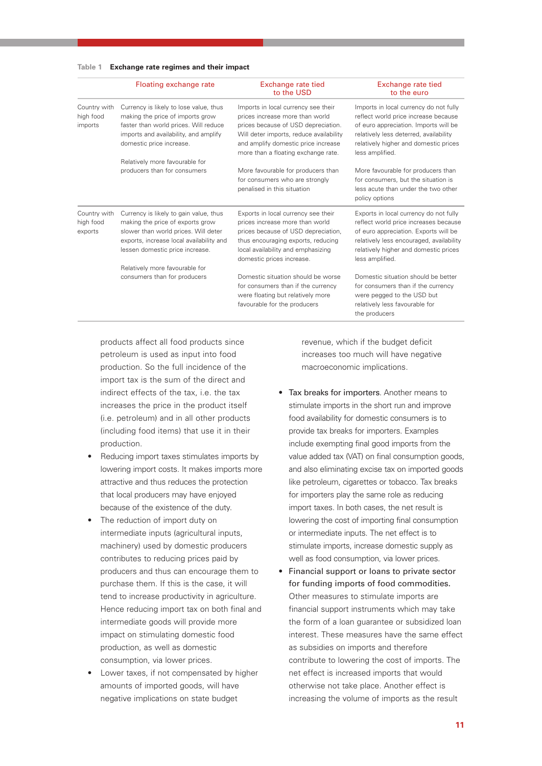**Table 1 Exchange rate regimes and their impact**

| | Floating exchange rate | Exchange rate tied to the USD | Exchange rate tied to the euro |
|---|---|---|---|
| Country with high food imports | Currency is likely to lose value, thus making the price of imports grow faster than world prices. Will reduce imports and availability, and amplify domestic price increase. | Imports in local currency see their prices increase more than world prices because of USD depreciation. Will deter imports, reduce availability and amplify domestic price increase more than a floating exchange rate. | Imports in local currency do not fully reflect world price increase because of euro appreciation. Imports will be relatively less deterred, availability relatively higher and domestic prices less amplified. |
| | Relatively more favourable for producers than for consumers | More favourable for producers than for consumers who are strongly penalised in this situation | More favourable for producers than for consumers, but the situation is less acute than under the two other policy options |
| Country with high food exports | Currency is likely to gain value, thus making the price of exports grow slower than world prices. Will deter exports, increase local availability and lessen domestic price increase. | Exports in local currency see their prices increase more than world prices because of USD depreciation, thus encouraging exports, reducing local availability and emphasizing domestic prices increase. | Exports in local currency do not fully reflect world price increases because of euro appreciation. Exports will be relatively less encouraged, availability relatively higher and domestic prices less amplified. |
| | Relatively more favourable for consumers than for producers | Domestic situation should be worse for consumers than if the currency were floating but relatively more favourable for the producers | Domestic situation should be better for consumers than if the currency were pegged to the USD but relatively less favourable for the producers |

products affect all food products since petroleum is used as input into food production. So the full incidence of the import tax is the sum of the direct and indirect effects of the tax, i.e. the tax increases the price in the product itself (i.e. petroleum) and in all other products (including food items) that use it in their production.

- Reducing import taxes stimulates imports by lowering import costs. It makes imports more attractive and thus reduces the protection that local producers may have enjoyed because of the existence of the duty.
- The reduction of import duty on intermediate inputs (agricultural inputs, machinery) used by domestic producers contributes to reducing prices paid by producers and thus can encourage them to purchase them. If this is the case, it will tend to increase productivity in agriculture. Hence reducing import tax on both final and intermediate goods will provide more impact on stimulating domestic food production, as well as domestic consumption, via lower prices.
- Lower taxes, if not compensated by higher amounts of imported goods, will have negative implications on state budget revenue, which if the budget deficit increases too much will have negative macroeconomic implications.

- Tax breaks for importers. Another means to stimulate imports in the short run and improve food availability for domestic consumers is to provide tax breaks for importers. Examples include exempting final good imports from the value added tax (VAT) on final consumption goods, and also eliminating excise tax on imported goods like petroleum, cigarettes or tobacco. Tax breaks for importers play the same role as reducing import taxes. In both cases, the net result is lowering the cost of importing final consumption or intermediate inputs. The net effect is to stimulate imports, increase domestic supply as well as food consumption, via lower prices.
- Financial support or loans to private sector for funding imports of food commodities. Other measures to stimulate imports are financial support instruments which may take the form of a loan guarantee or subsidized loan interest. These measures have the same effect as subsidies on imports and therefore contribute to lowering the cost of imports. The net effect is increased imports that would otherwise not take place. Another effect is increasing the volume of imports as the result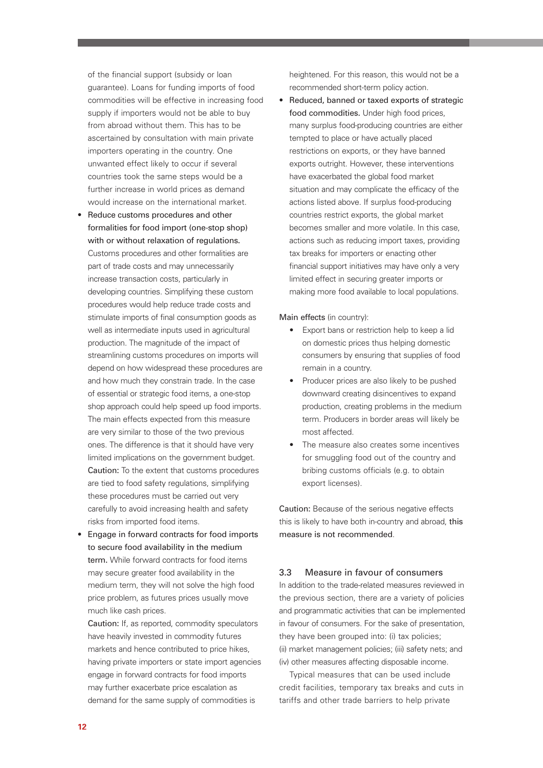of the financial support (subsidy or loan guarantee). Loans for funding imports of food commodities will be effective in increasing food supply if importers would not be able to buy from abroad without them. This has to be ascertained by consultation with main private importers operating in the country. One unwanted effect likely to occur if several countries took the same steps would be a further increase in world prices as demand would increase on the international market.

- **Reduce customs procedures and other formalities for food import (one-stop shop) with or without relaxation of regulations.** Customs procedures and other formalities are part of trade costs and may unnecessarily increase transaction costs, particularly in developing countries. Simplifying these custom procedures would help reduce trade costs and stimulate imports of final consumption goods as well as intermediate inputs used in agricultural production. The magnitude of the impact of streamlining customs procedures on imports will depend on how widespread these procedures are and how much they constrain trade. In the case of essential or strategic food items, a one-stop shop approach could help speed up food imports. The main effects expected from this measure are very similar to those of the two previous ones. The difference is that it should have very limited implications on the government budget. Caution: To the extent that customs procedures are tied to food safety regulations, simplifying these procedures must be carried out very carefully to avoid increasing health and safety risks from imported food items.
- **Engage in forward contracts for food imports to secure food availability in the medium term.** While forward contracts for food items may secure greater food availability in the medium term, they will not solve the high food price problem, as futures prices usually move much like cash prices. Caution: If, as reported, commodity speculators have heavily invested in commodity futures markets and hence contributed to price hikes, having private importers or state import agencies engage in forward contracts for food imports may further exacerbate price escalation as demand for the same supply of commodities is heightened. For this reason, this would not be a recommended short-term policy action.
- **Reduced, banned or taxed exports of strategic food commodities.** Under high food prices, many surplus food-producing countries are either tempted to place or have actually placed restrictions on exports, or they have banned exports outright. However, these interventions have exacerbated the global food market situation and may complicate the efficacy of the actions listed above. If surplus food-producing countries restrict exports, the global market becomes smaller and more volatile. In this case, actions such as reducing import taxes, providing tax breaks for importers or enacting other financial support initiatives may have only a very limited effect in securing greater imports or making more food available to local populations.

Main effects (in country):

- Export bans or restriction help to keep a lid on domestic prices thus helping domestic consumers by ensuring that supplies of food remain in a country.
- Producer prices are also likely to be pushed downward creating disincentives to expand production, creating problems in the medium term. Producers in border areas will likely be most affected.
- The measure also creates some incentives for smuggling food out of the country and bribing customs officials (e.g. to obtain export licenses).

Caution: Because of the serious negative effects this is likely to have both in-country and abroad, this measure is not recommended.

## 3.3 Measure in favour of consumers

In addition to the trade-related measures reviewed in the previous section, there are a variety of policies and programmatic activities that can be implemented in favour of consumers. For the sake of presentation, they have been grouped into: (i) tax policies; (ii) market management policies; (iii) safety nets; and (iv) other measures affecting disposable income.

Typical measures that can be used include credit facilities, temporary tax breaks and cuts in tariffs and other trade barriers to help private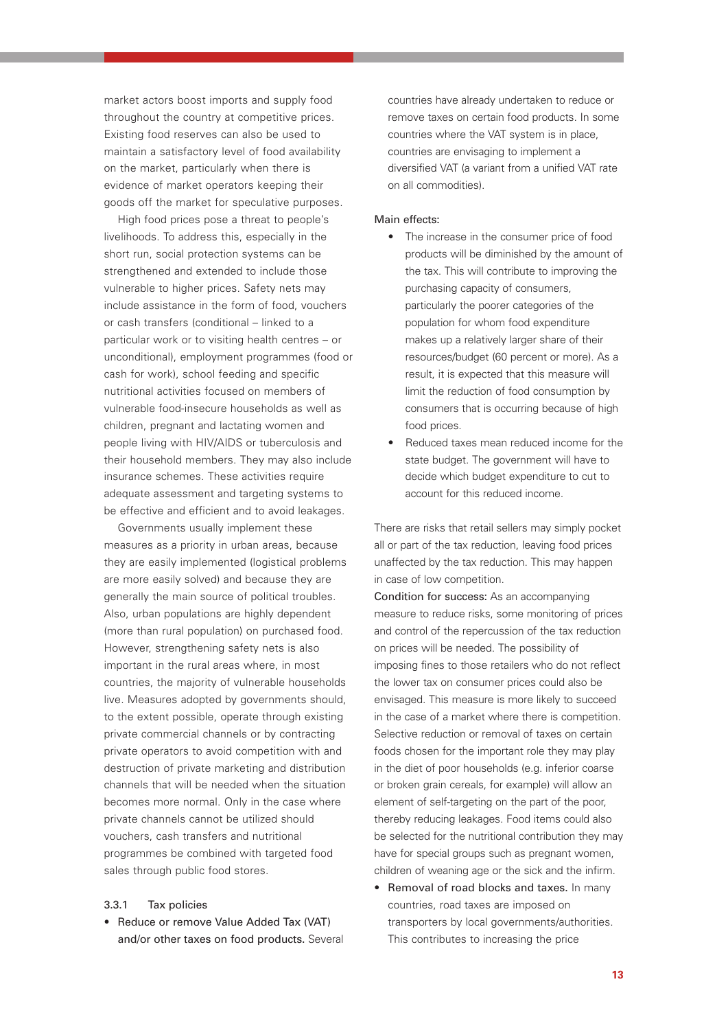market actors boost imports and supply food throughout the country at competitive prices. Existing food reserves can also be used to maintain a satisfactory level of food availability on the market, particularly when there is evidence of market operators keeping their goods off the market for speculative purposes.

High food prices pose a threat to people's livelihoods. To address this, especially in the short run, social protection systems can be strengthened and extended to include those vulnerable to higher prices. Safety nets may include assistance in the form of food, vouchers or cash transfers (conditional – linked to a particular work or to visiting health centres – or unconditional), employment programmes (food or cash for work), school feeding and specific nutritional activities focused on members of vulnerable food-insecure households as well as children, pregnant and lactating women and people living with HIV/AIDS or tuberculosis and their household members. They may also include insurance schemes. These activities require adequate assessment and targeting systems to be effective and efficient and to avoid leakages.

Governments usually implement these measures as a priority in urban areas, because they are easily implemented (logistical problems are more easily solved) and because they are generally the main source of political troubles. Also, urban populations are highly dependent (more than rural population) on purchased food. However, strengthening safety nets is also important in the rural areas where, in most countries, the majority of vulnerable households live. Measures adopted by governments should, to the extent possible, operate through existing private commercial channels or by contracting private operators to avoid competition with and destruction of private marketing and distribution channels that will be needed when the situation becomes more normal. Only in the case where private channels cannot be utilized should vouchers, cash transfers and nutritional programmes be combined with targeted food sales through public food stores.

### 3.3.1 Tax policies

- **Reduce or remove Value Added Tax (VAT) and/or other taxes on food products.** Several countries have already undertaken to reduce or remove taxes on certain food products. In some countries where the VAT system is in place, countries are envisaging to implement a diversified VAT (a variant from a unified VAT rate on all commodities).

Main effects:

- The increase in the consumer price of food products will be diminished by the amount of the tax. This will contribute to improving the purchasing capacity of consumers, particularly the poorer categories of the population for whom food expenditure makes up a relatively larger share of their resources/budget (60 percent or more). As a result, it is expected that this measure will limit the reduction of food consumption by consumers that is occurring because of high food prices.
- Reduced taxes mean reduced income for the state budget. The government will have to decide which budget expenditure to cut to account for this reduced income.

There are risks that retail sellers may simply pocket all or part of the tax reduction, leaving food prices unaffected by the tax reduction. This may happen in case of low competition.

Condition for success: As an accompanying measure to reduce risks, some monitoring of prices and control of the repercussion of the tax reduction on prices will be needed. The possibility of imposing fines to those retailers who do not reflect the lower tax on consumer prices could also be envisaged. This measure is more likely to succeed in the case of a market where there is competition. Selective reduction or removal of taxes on certain foods chosen for the important role they may play in the diet of poor households (e.g. inferior coarse or broken grain cereals, for example) will allow an element of self-targeting on the part of the poor, thereby reducing leakages. Food items could also be selected for the nutritional contribution they may have for special groups such as pregnant women, children of weaning age or the sick and the infirm.

- **Removal of road blocks and taxes.** In many countries, road taxes are imposed on transporters by local governments/authorities. This contributes to increasing the price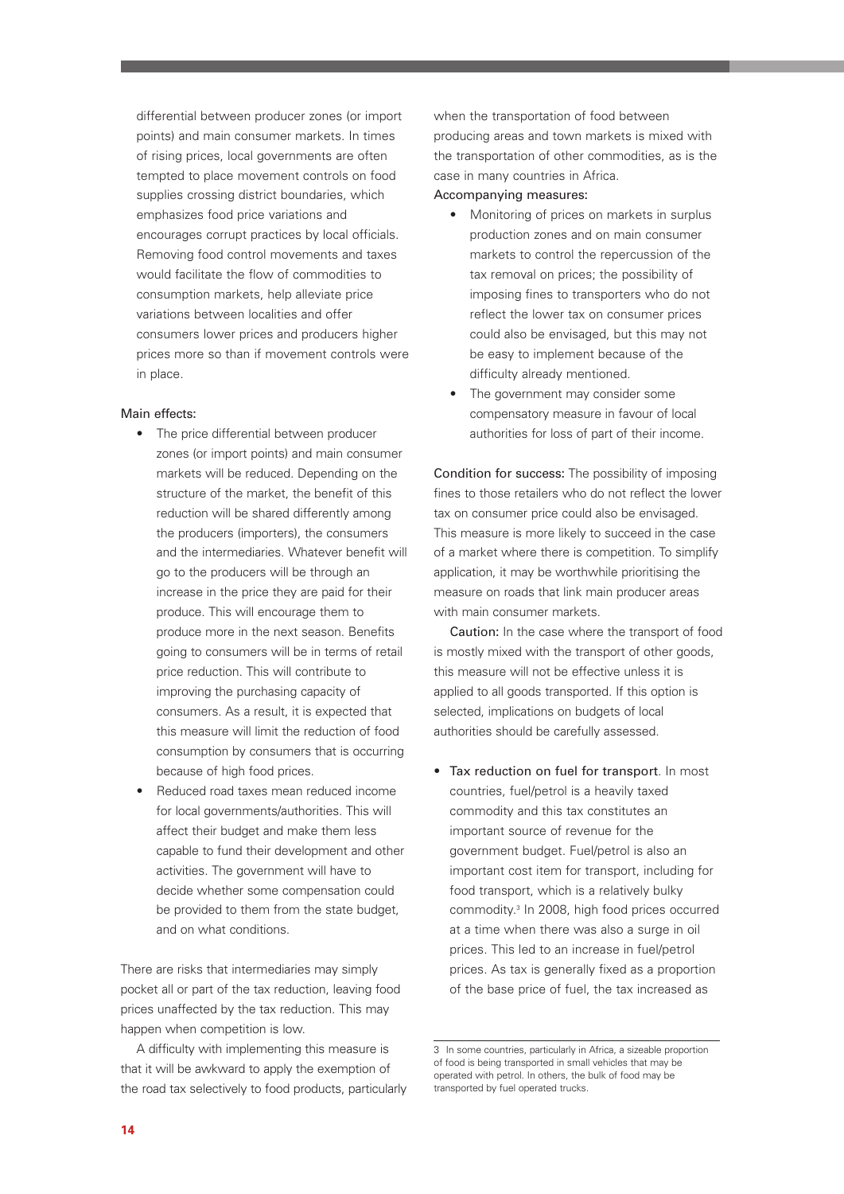differential between producer zones (or import points) and main consumer markets. In times of rising prices, local governments are often tempted to place movement controls on food supplies crossing district boundaries, which emphasizes food price variations and encourages corrupt practices by local officials. Removing food control movements and taxes would facilitate the flow of commodities to consumption markets, help alleviate price variations between localities and offer consumers lower prices and producers higher prices more so than if movement controls were in place.

Main effects:

- The price differential between producer zones (or import points) and main consumer markets will be reduced. Depending on the structure of the market, the benefit of this reduction will be shared differently among the producers (importers), the consumers and the intermediaries. Whatever benefit will go to the producers will be through an increase in the price they are paid for their produce. This will encourage them to produce more in the next season. Benefits going to consumers will be in terms of retail price reduction. This will contribute to improving the purchasing capacity of consumers. As a result, it is expected that this measure will limit the reduction of food consumption by consumers that is occurring because of high food prices.
- Reduced road taxes mean reduced income for local governments/authorities. This will affect their budget and make them less capable to fund their development and other activities. The government will have to decide whether some compensation could be provided to them from the state budget, and on what conditions.

There are risks that intermediaries may simply pocket all or part of the tax reduction, leaving food prices unaffected by the tax reduction. This may happen when competition is low.

A difficulty with implementing this measure is that it will be awkward to apply the exemption of the road tax selectively to food products, particularly when the transportation of food between producing areas and town markets is mixed with the transportation of other commodities, as is the case in many countries in Africa.

Accompanying measures:

- Monitoring of prices on markets in surplus production zones and on main consumer markets to control the repercussion of the tax removal on prices; the possibility of imposing fines to transporters who do not reflect the lower tax on consumer prices could also be envisaged, but this may not be easy to implement because of the difficulty already mentioned.
- The government may consider some compensatory measure in favour of local authorities for loss of part of their income.

Condition for success: The possibility of imposing fines to those retailers who do not reflect the lower tax on consumer price could also be envisaged. This measure is more likely to succeed in the case of a market where there is competition. To simplify application, it may be worthwhile prioritising the measure on roads that link main producer areas with main consumer markets.

Caution: In the case where the transport of food is mostly mixed with the transport of other goods, this measure will not be effective unless it is applied to all goods transported. If this option is selected, implications on budgets of local authorities should be carefully assessed.

- Tax reduction on fuel for transport. In most countries, fuel/petrol is a heavily taxed commodity and this tax constitutes an important source of revenue for the government budget. Fuel/petrol is also an important cost item for transport, including for food transport, which is a relatively bulky commodity.[3] In 2008, high food prices occurred at a time when there was also a surge in oil prices. This led to an increase in fuel/petrol prices. As tax is generally fixed as a proportion of the base price of fuel, the tax increased as

3 In some countries, particularly in Africa, a sizeable proportion of food is being transported in small vehicles that may be operated with petrol. In others, the bulk of food may be transported by fuel operated trucks.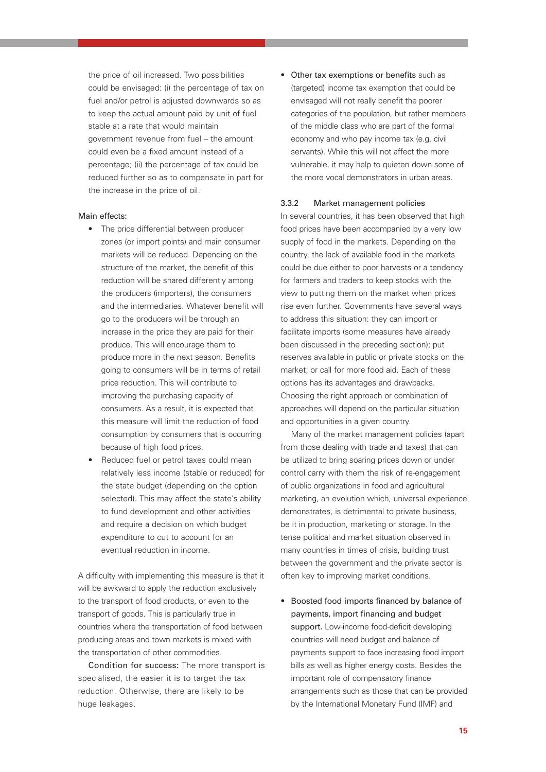the price of oil increased. Two possibilities could be envisaged: (i) the percentage of tax on fuel and/or petrol is adjusted downwards so as to keep the actual amount paid by unit of fuel stable at a rate that would maintain government revenue from fuel – the amount could even be a fixed amount instead of a percentage; (ii) the percentage of tax could be reduced further so as to compensate in part for the increase in the price of oil.

Main effects:

- The price differential between producer zones (or import points) and main consumer markets will be reduced. Depending on the structure of the market, the benefit of this reduction will be shared differently among the producers (importers), the consumers and the intermediaries. Whatever benefit will go to the producers will be through an increase in the price they are paid for their produce. This will encourage them to produce more in the next season. Benefits going to consumers will be in terms of retail price reduction. This will contribute to improving the purchasing capacity of consumers. As a result, it is expected that this measure will limit the reduction of food consumption by consumers that is occurring because of high food prices.
- Reduced fuel or petrol taxes could mean relatively less income (stable or reduced) for the state budget (depending on the option selected). This may affect the state's ability to fund development and other activities and require a decision on which budget expenditure to cut to account for an eventual reduction in income.

A difficulty with implementing this measure is that it will be awkward to apply the reduction exclusively to the transport of food products, or even to the transport of goods. This is particularly true in countries where the transportation of food between producing areas and town markets is mixed with the transportation of other commodities.

Condition for success: The more transport is specialised, the easier it is to target the tax reduction. Otherwise, there are likely to be huge leakages.

- Other tax exemptions or benefits such as (targeted) income tax exemption that could be envisaged will not really benefit the poorer categories of the population, but rather members of the middle class who are part of the formal economy and who pay income tax (e.g. civil servants). While this will not affect the more vulnerable, it may help to quieten down some of the more vocal demonstrators in urban areas.

### 3.3.2 Market management policies

In several countries, it has been observed that high food prices have been accompanied by a very low supply of food in the markets. Depending on the country, the lack of available food in the markets could be due either to poor harvests or a tendency for farmers and traders to keep stocks with the view to putting them on the market when prices rise even further. Governments have several ways to address this situation: they can import or facilitate imports (some measures have already been discussed in the preceding section); put reserves available in public or private stocks on the market; or call for more food aid. Each of these options has its advantages and drawbacks. Choosing the right approach or combination of approaches will depend on the particular situation and opportunities in a given country.

Many of the market management policies (apart from those dealing with trade and taxes) that can be utilized to bring soaring prices down or under control carry with them the risk of re-engagement of public organizations in food and agricultural marketing, an evolution which, universal experience demonstrates, is detrimental to private business, be it in production, marketing or storage. In the tense political and market situation observed in many countries in times of crisis, building trust between the government and the private sector is often key to improving market conditions.

- **Boosted food imports financed by balance of payments, import financing and budget support.** Low-income food-deficit developing countries will need budget and balance of payments support to face increasing food import bills as well as higher energy costs. Besides the important role of compensatory finance arrangements such as those that can be provided by the International Monetary Fund (IMF) and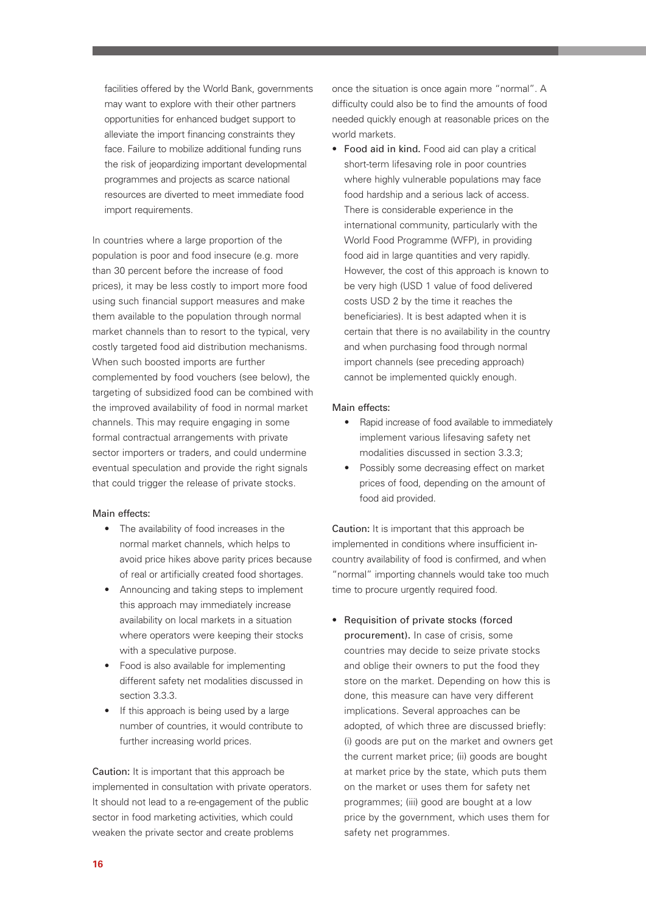facilities offered by the World Bank, governments may want to explore with their other partners opportunities for enhanced budget support to alleviate the import financing constraints they face. Failure to mobilize additional funding runs the risk of jeopardizing important developmental programmes and projects as scarce national resources are diverted to meet immediate food import requirements.

In countries where a large proportion of the population is poor and food insecure (e.g. more than 30 percent before the increase of food prices), it may be less costly to import more food using such financial support measures and make them available to the population through normal market channels than to resort to the typical, very costly targeted food aid distribution mechanisms. When such boosted imports are further complemented by food vouchers (see below), the targeting of subsidized food can be combined with the improved availability of food in normal market channels. This may require engaging in some formal contractual arrangements with private sector importers or traders, and could undermine eventual speculation and provide the right signals that could trigger the release of private stocks.

Main effects:

- The availability of food increases in the normal market channels, which helps to avoid price hikes above parity prices because of real or artificially created food shortages.
- Announcing and taking steps to implement this approach may immediately increase availability on local markets in a situation where operators were keeping their stocks with a speculative purpose.
- Food is also available for implementing different safety net modalities discussed in section 3.3.3.
- If this approach is being used by a large number of countries, it would contribute to further increasing world prices.

Caution: It is important that this approach be implemented in consultation with private operators. It should not lead to a re-engagement of the public sector in food marketing activities, which could weaken the private sector and create problems once the situation is once again more "normal". A difficulty could also be to find the amounts of food needed quickly enough at reasonable prices on the world markets.

- Food aid in kind. Food aid can play a critical short-term lifesaving role in poor countries where highly vulnerable populations may face food hardship and a serious lack of access. There is considerable experience in the international community, particularly with the World Food Programme (WFP), in providing food aid in large quantities and very rapidly. However, the cost of this approach is known to be very high (USD 1 value of food delivered costs USD 2 by the time it reaches the beneficiaries). It is best adapted when it is certain that there is no availability in the country and when purchasing food through normal import channels (see preceding approach) cannot be implemented quickly enough.

Main effects:

- Rapid increase of food available to immediately implement various lifesaving safety net modalities discussed in section 3.3.3;
- Possibly some decreasing effect on market prices of food, depending on the amount of food aid provided.

Caution: It is important that this approach be implemented in conditions where insufficient in-country availability of food is confirmed, and when "normal" importing channels would take too much time to procure urgently required food.

- Requisition of private stocks (forced procurement). In case of crisis, some countries may decide to seize private stocks and oblige their owners to put the food they store on the market. Depending on how this is done, this measure can have very different implications. Several approaches can be adopted, of which three are discussed briefly: (i) goods are put on the market and owners get the current market price; (ii) goods are bought at market price by the state, which puts them on the market or uses them for safety net programmes; (iii) good are bought at a low price by the government, which uses them for safety net programmes.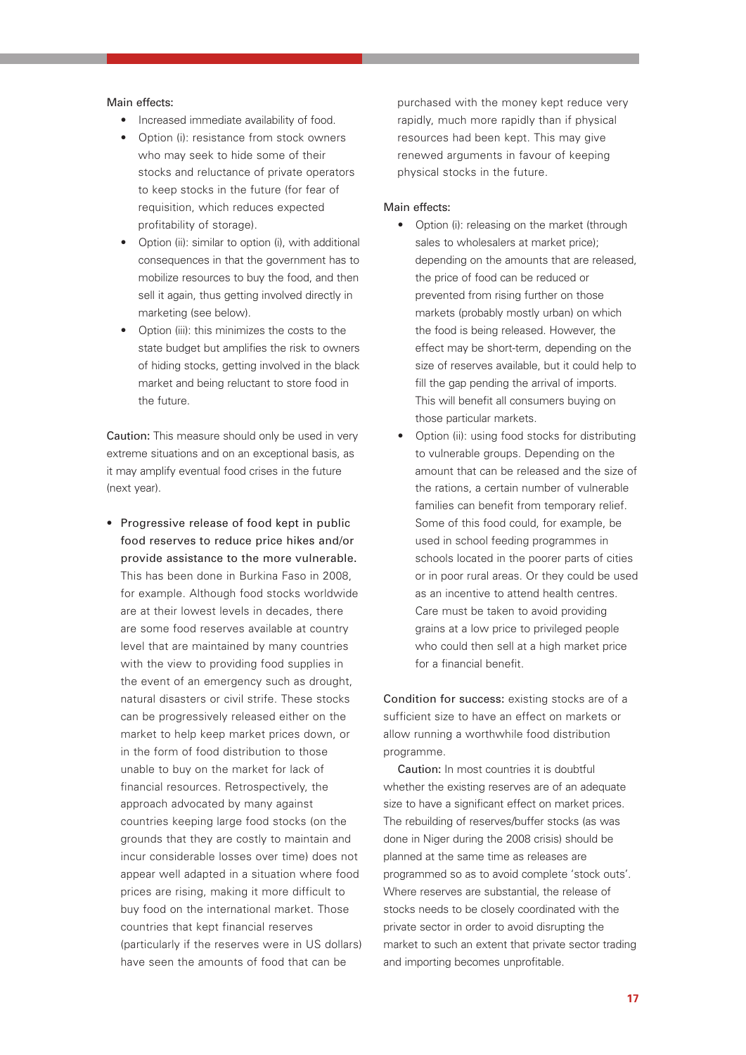Main effects:

- Increased immediate availability of food.
- Option (i): resistance from stock owners who may seek to hide some of their stocks and reluctance of private operators to keep stocks in the future (for fear of requisition, which reduces expected profitability of storage).
- Option (ii): similar to option (i), with additional consequences in that the government has to mobilize resources to buy the food, and then sell it again, thus getting involved directly in marketing (see below).
- Option (iii): this minimizes the costs to the state budget but amplifies the risk to owners of hiding stocks, getting involved in the black market and being reluctant to store food in the future.

Caution: This measure should only be used in very extreme situations and on an exceptional basis, as it may amplify eventual food crises in the future (next year).

- Progressive release of food kept in public food reserves to reduce price hikes and/or provide assistance to the more vulnerable. This has been done in Burkina Faso in 2008, for example. Although food stocks worldwide are at their lowest levels in decades, there are some food reserves available at country level that are maintained by many countries with the view to providing food supplies in the event of an emergency such as drought, natural disasters or civil strife. These stocks can be progressively released either on the market to help keep market prices down, or in the form of food distribution to those unable to buy on the market for lack of financial resources. Retrospectively, the approach advocated by many against countries keeping large food stocks (on the grounds that they are costly to maintain and incur considerable losses over time) does not appear well adapted in a situation where food prices are rising, making it more difficult to buy food on the international market. Those countries that kept financial reserves (particularly if the reserves were in US dollars) have seen the amounts of food that can be purchased with the money kept reduce very rapidly, much more rapidly than if physical resources had been kept. This may give renewed arguments in favour of keeping physical stocks in the future.

Main effects:

- Option (i): releasing on the market (through sales to wholesalers at market price); depending on the amounts that are released, the price of food can be reduced or prevented from rising further on those markets (probably mostly urban) on which the food is being released. However, the effect may be short-term, depending on the size of reserves available, but it could help to fill the gap pending the arrival of imports. This will benefit all consumers buying on those particular markets.
- Option (ii): using food stocks for distributing to vulnerable groups. Depending on the amount that can be released and the size of the rations, a certain number of vulnerable families can benefit from temporary relief. Some of this food could, for example, be used in school feeding programmes in schools located in the poorer parts of cities or in poor rural areas. Or they could be used as an incentive to attend health centres. Care must be taken to avoid providing grains at a low price to privileged people who could then sell at a high market price for a financial benefit.

Condition for success: existing stocks are of a sufficient size to have an effect on markets or allow running a worthwhile food distribution programme.

Caution: In most countries it is doubtful whether the existing reserves are of an adequate size to have a significant effect on market prices. The rebuilding of reserves/buffer stocks (as was done in Niger during the 2008 crisis) should be planned at the same time as releases are programmed so as to avoid complete 'stock outs'. Where reserves are substantial, the release of stocks needs to be closely coordinated with the private sector in order to avoid disrupting the market to such an extent that private sector trading and importing becomes unprofitable.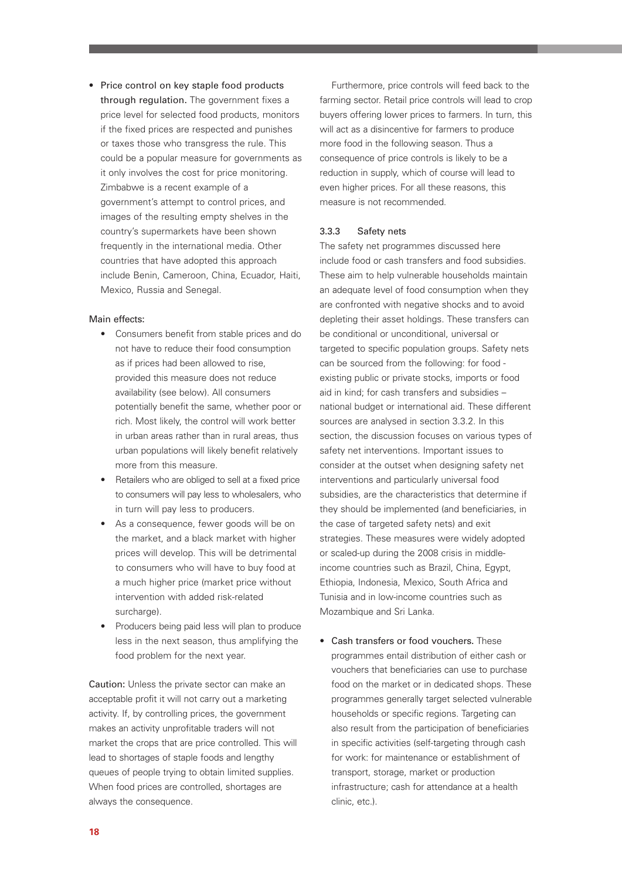- **Price control on key staple food products through regulation.** The government fixes a price level for selected food products, monitors if the fixed prices are respected and punishes or taxes those who transgress the rule. This could be a popular measure for governments as it only involves the cost for price monitoring. Zimbabwe is a recent example of a government's attempt to control prices, and images of the resulting empty shelves in the country's supermarkets have been shown frequently in the international media. Other countries that have adopted this approach include Benin, Cameroon, China, Ecuador, Haiti, Mexico, Russia and Senegal.

Main effects:

- Consumers benefit from stable prices and do not have to reduce their food consumption as if prices had been allowed to rise, provided this measure does not reduce availability (see below). All consumers potentially benefit the same, whether poor or rich. Most likely, the control will work better in urban areas rather than in rural areas, thus urban populations will likely benefit relatively more from this measure.
- Retailers who are obliged to sell at a fixed price to consumers will pay less to wholesalers, who in turn will pay less to producers.
- As a consequence, fewer goods will be on the market, and a black market with higher prices will develop. This will be detrimental to consumers who will have to buy food at a much higher price (market price without intervention with added risk-related surcharge).
- Producers being paid less will plan to produce less in the next season, thus amplifying the food problem for the next year.

**Caution:** Unless the private sector can make an acceptable profit it will not carry out a marketing activity. If, by controlling prices, the government makes an activity unprofitable traders will not market the crops that are price controlled. This will lead to shortages of staple foods and lengthy queues of people trying to obtain limited supplies. When food prices are controlled, shortages are always the consequence.

Furthermore, price controls will feed back to the farming sector. Retail price controls will lead to crop buyers offering lower prices to farmers. In turn, this will act as a disincentive for farmers to produce more food in the following season. Thus a consequence of price controls is likely to be a reduction in supply, which of course will lead to even higher prices. For all these reasons, this measure is not recommended.

### 3.3.3 Safety nets

The safety net programmes discussed here include food or cash transfers and food subsidies. These aim to help vulnerable households maintain an adequate level of food consumption when they are confronted with negative shocks and to avoid depleting their asset holdings. These transfers can be conditional or unconditional, universal or targeted to specific population groups. Safety nets can be sourced from the following: for food - existing public or private stocks, imports or food aid in kind; for cash transfers and subsidies – national budget or international aid. These different sources are analysed in section 3.3.2. In this section, the discussion focuses on various types of safety net interventions. Important issues to consider at the outset when designing safety net interventions and particularly universal food subsidies, are the characteristics that determine if they should be implemented (and beneficiaries, in the case of targeted safety nets) and exit strategies. These measures were widely adopted or scaled-up during the 2008 crisis in middle-income countries such as Brazil, China, Egypt, Ethiopia, Indonesia, Mexico, South Africa and Tunisia and in low-income countries such as Mozambique and Sri Lanka.

- **Cash transfers or food vouchers.** These programmes entail distribution of either cash or vouchers that beneficiaries can use to purchase food on the market or in dedicated shops. These programmes generally target selected vulnerable households or specific regions. Targeting can also result from the participation of beneficiaries in specific activities (self-targeting through cash for work: for maintenance or establishment of transport, storage, market or production infrastructure; cash for attendance at a health clinic, etc.).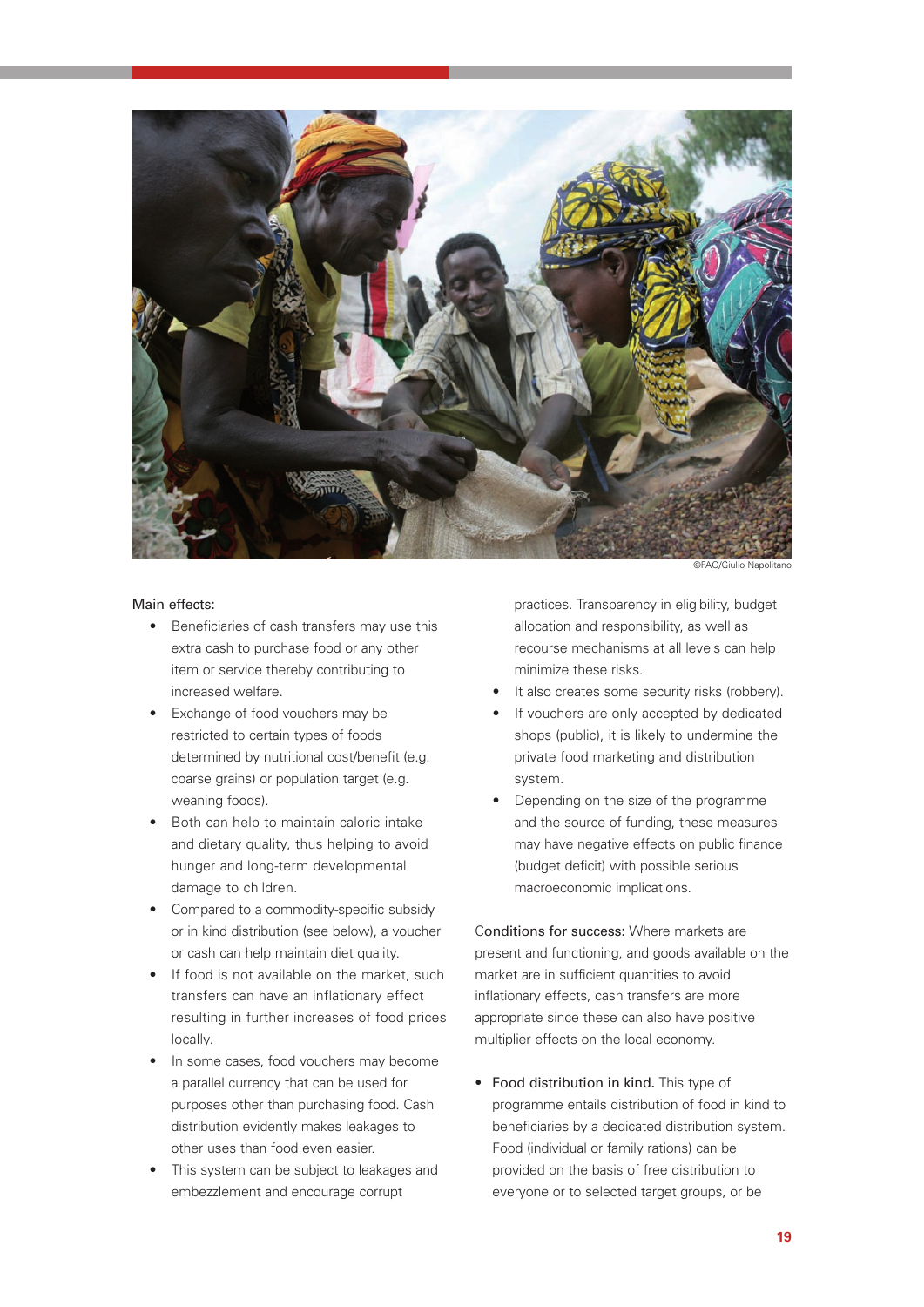©FAO/Giulio Napolitano

Main effects:

- Beneficiaries of cash transfers may use this extra cash to purchase food or any other item or service thereby contributing to increased welfare.
- Exchange of food vouchers may be restricted to certain types of foods determined by nutritional cost/benefit (e.g. coarse grains) or population target (e.g. weaning foods).
- Both can help to maintain caloric intake and dietary quality, thus helping to avoid hunger and long-term developmental damage to children.
- Compared to a commodity-specific subsidy or in kind distribution (see below), a voucher or cash can help maintain diet quality.
- If food is not available on the market, such transfers can have an inflationary effect resulting in further increases of food prices locally.
- In some cases, food vouchers may become a parallel currency that can be used for purposes other than purchasing food. Cash distribution evidently makes leakages to other uses than food even easier.
- This system can be subject to leakages and embezzlement and encourage corrupt practices. Transparency in eligibility, budget allocation and responsibility, as well as recourse mechanisms at all levels can help minimize these risks.
- It also creates some security risks (robbery).
- If vouchers are only accepted by dedicated shops (public), it is likely to undermine the private food marketing and distribution system.
- Depending on the size of the programme and the source of funding, these measures may have negative effects on public finance (budget deficit) with possible serious macroeconomic implications.

Conditions for success: Where markets are present and functioning, and goods available on the market are in sufficient quantities to avoid inflationary effects, cash transfers are more appropriate since these can also have positive multiplier effects on the local economy.

- **Food distribution in kind.** This type of programme entails distribution of food in kind to beneficiaries by a dedicated distribution system. Food (individual or family rations) can be provided on the basis of free distribution to everyone or to selected target groups, or be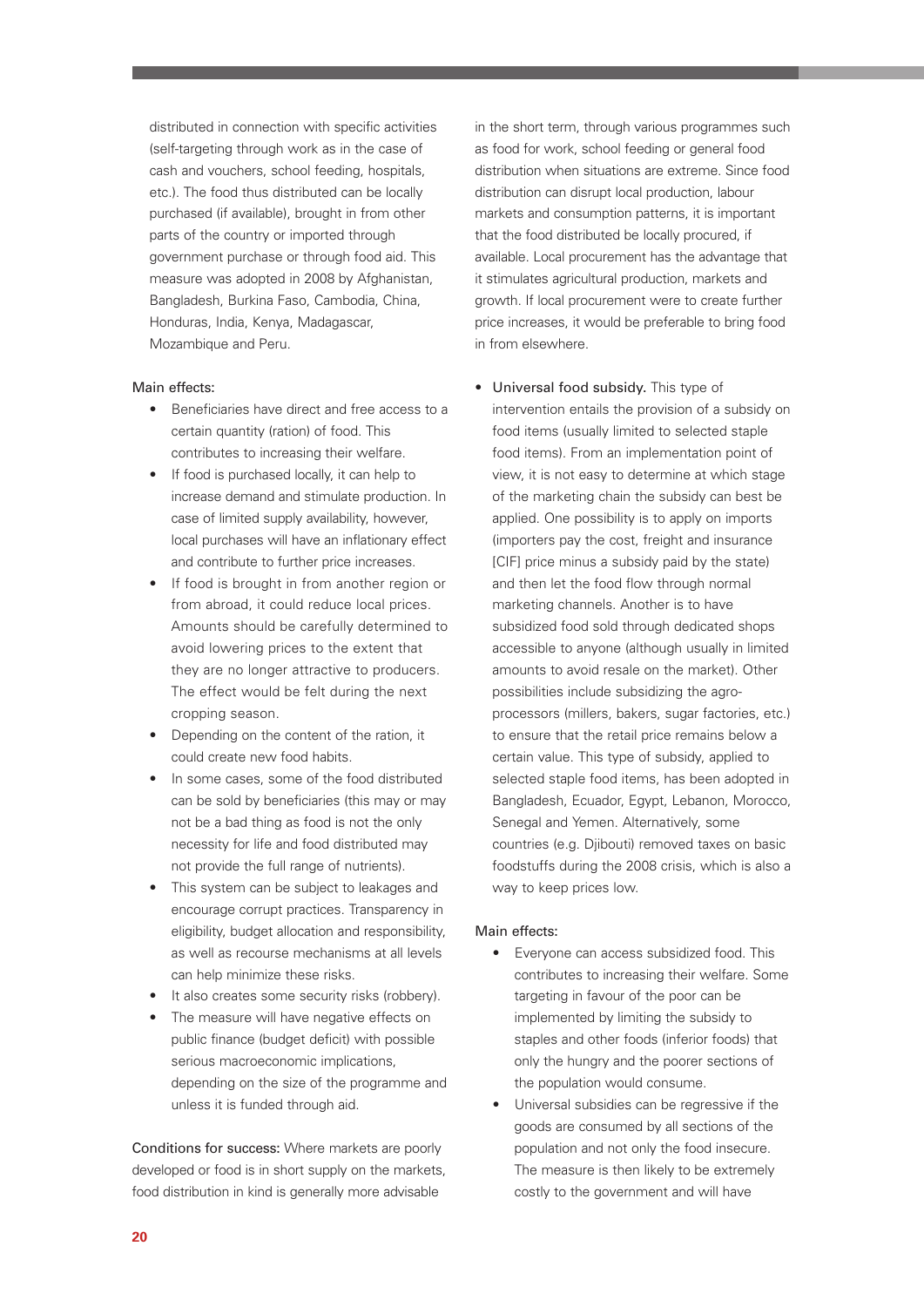distributed in connection with specific activities (self-targeting through work as in the case of cash and vouchers, school feeding, hospitals, etc.). The food thus distributed can be locally purchased (if available), brought in from other parts of the country or imported through government purchase or through food aid. This measure was adopted in 2008 by Afghanistan, Bangladesh, Burkina Faso, Cambodia, China, Honduras, India, Kenya, Madagascar, Mozambique and Peru.

Main effects:

- Beneficiaries have direct and free access to a certain quantity (ration) of food. This contributes to increasing their welfare.
- If food is purchased locally, it can help to increase demand and stimulate production. In case of limited supply availability, however, local purchases will have an inflationary effect and contribute to further price increases.
- If food is brought in from another region or from abroad, it could reduce local prices. Amounts should be carefully determined to avoid lowering prices to the extent that they are no longer attractive to producers. The effect would be felt during the next cropping season.
- Depending on the content of the ration, it could create new food habits.
- In some cases, some of the food distributed can be sold by beneficiaries (this may or may not be a bad thing as food is not the only necessity for life and food distributed may not provide the full range of nutrients).
- This system can be subject to leakages and encourage corrupt practices. Transparency in eligibility, budget allocation and responsibility, as well as recourse mechanisms at all levels can help minimize these risks.
- It also creates some security risks (robbery).
- The measure will have negative effects on public finance (budget deficit) with possible serious macroeconomic implications, depending on the size of the programme and unless it is funded through aid.

Conditions for success: Where markets are poorly developed or food is in short supply on the markets, food distribution in kind is generally more advisable in the short term, through various programmes such as food for work, school feeding or general food distribution when situations are extreme. Since food distribution can disrupt local production, labour markets and consumption patterns, it is important that the food distributed be locally procured, if available. Local procurement has the advantage that it stimulates agricultural production, markets and growth. If local procurement were to create further price increases, it would be preferable to bring food in from elsewhere.

- Universal food subsidy. This type of intervention entails the provision of a subsidy on food items (usually limited to selected staple food items). From an implementation point of view, it is not easy to determine at which stage of the marketing chain the subsidy can best be applied. One possibility is to apply on imports (importers pay the cost, freight and insurance [CIF] price minus a subsidy paid by the state) and then let the food flow through normal marketing channels. Another is to have subsidized food sold through dedicated shops accessible to anyone (although usually in limited amounts to avoid resale on the market). Other possibilities include subsidizing the agro-processors (millers, bakers, sugar factories, etc.) to ensure that the retail price remains below a certain value. This type of subsidy, applied to selected staple food items, has been adopted in Bangladesh, Ecuador, Egypt, Lebanon, Morocco, Senegal and Yemen. Alternatively, some countries (e.g. Djibouti) removed taxes on basic foodstuffs during the 2008 crisis, which is also a way to keep prices low.

Main effects:

- Everyone can access subsidized food. This contributes to increasing their welfare. Some targeting in favour of the poor can be implemented by limiting the subsidy to staples and other foods (inferior foods) that only the hungry and the poorer sections of the population would consume.
- Universal subsidies can be regressive if the goods are consumed by all sections of the population and not only the food insecure. The measure is then likely to be extremely costly to the government and will have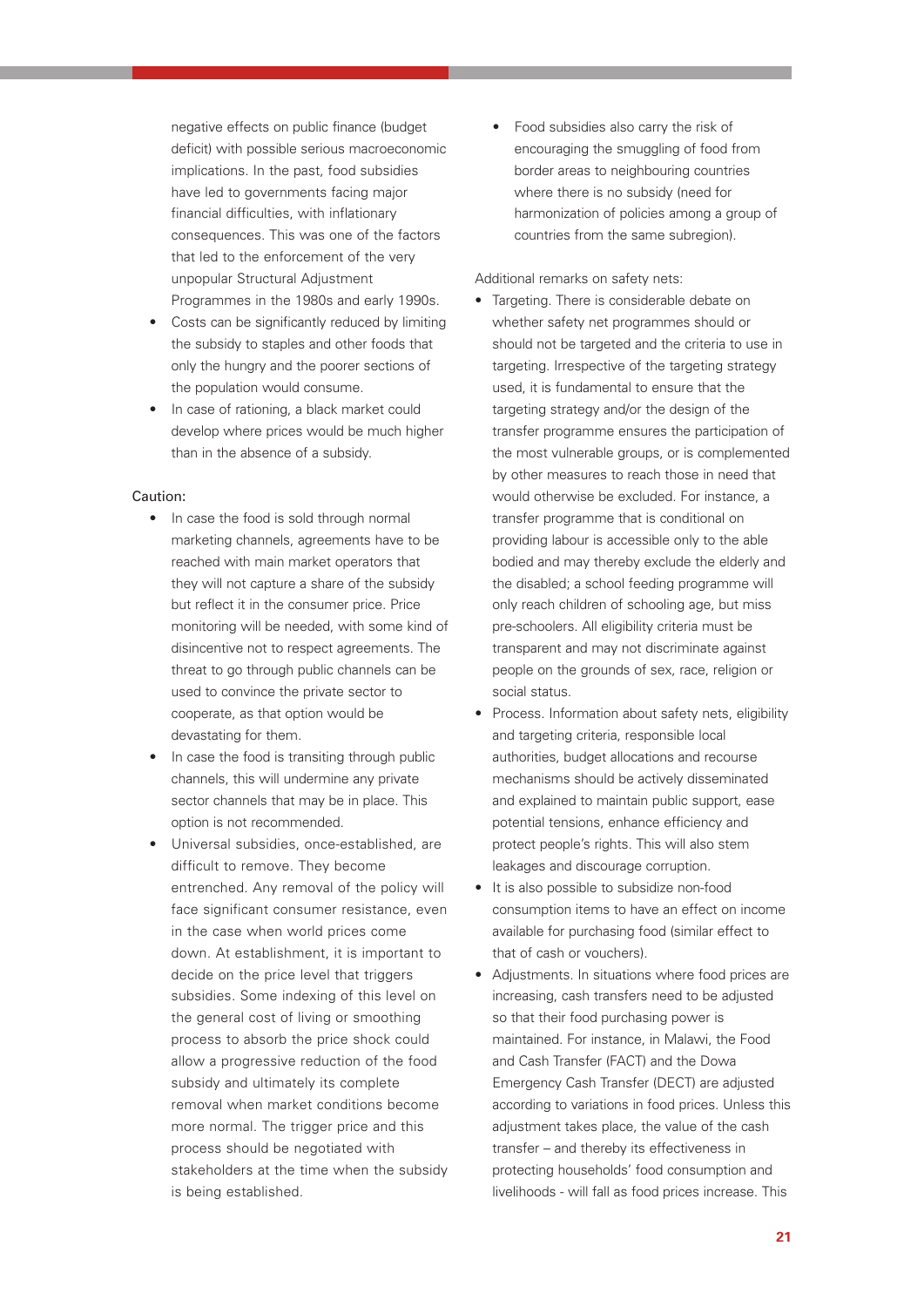negative effects on public finance (budget deficit) with possible serious macroeconomic implications. In the past, food subsidies have led to governments facing major financial difficulties, with inflationary consequences. This was one of the factors that led to the enforcement of the very unpopular Structural Adjustment Programmes in the 1980s and early 1990s.

- Costs can be significantly reduced by limiting the subsidy to staples and other foods that only the hungry and the poorer sections of the population would consume.
- In case of rationing, a black market could develop where prices would be much higher than in the absence of a subsidy.

Caution:

- In case the food is sold through normal marketing channels, agreements have to be reached with main market operators that they will not capture a share of the subsidy but reflect it in the consumer price. Price monitoring will be needed, with some kind of disincentive not to respect agreements. The threat to go through public channels can be used to convince the private sector to cooperate, as that option would be devastating for them.
- In case the food is transiting through public channels, this will undermine any private sector channels that may be in place. This option is not recommended.
- Universal subsidies, once-established, are difficult to remove. They become entrenched. Any removal of the policy will face significant consumer resistance, even in the case when world prices come down. At establishment, it is important to decide on the price level that triggers subsidies. Some indexing of this level on the general cost of living or smoothing process to absorb the price shock could allow a progressive reduction of the food subsidy and ultimately its complete removal when market conditions become more normal. The trigger price and this process should be negotiated with stakeholders at the time when the subsidy is being established.
- Food subsidies also carry the risk of encouraging the smuggling of food from border areas to neighbouring countries where there is no subsidy (need for harmonization of policies among a group of countries from the same subregion).

Additional remarks on safety nets:

- Targeting. There is considerable debate on whether safety net programmes should or should not be targeted and the criteria to use in targeting. Irrespective of the targeting strategy used, it is fundamental to ensure that the targeting strategy and/or the design of the transfer programme ensures the participation of the most vulnerable groups, or is complemented by other measures to reach those in need that would otherwise be excluded. For instance, a transfer programme that is conditional on providing labour is accessible only to the able bodied and may thereby exclude the elderly and the disabled; a school feeding programme will only reach children of schooling age, but miss pre-schoolers. All eligibility criteria must be transparent and may not discriminate against people on the grounds of sex, race, religion or social status.
- Process. Information about safety nets, eligibility and targeting criteria, responsible local authorities, budget allocations and recourse mechanisms should be actively disseminated and explained to maintain public support, ease potential tensions, enhance efficiency and protect people's rights. This will also stem leakages and discourage corruption.
- It is also possible to subsidize non-food consumption items to have an effect on income available for purchasing food (similar effect to that of cash or vouchers).
- Adjustments. In situations where food prices are increasing, cash transfers need to be adjusted so that their food purchasing power is maintained. For instance, in Malawi, the Food and Cash Transfer (FACT) and the Dowa Emergency Cash Transfer (DECT) are adjusted according to variations in food prices. Unless this adjustment takes place, the value of the cash transfer – and thereby its effectiveness in protecting households' food consumption and livelihoods - will fall as food prices increase. This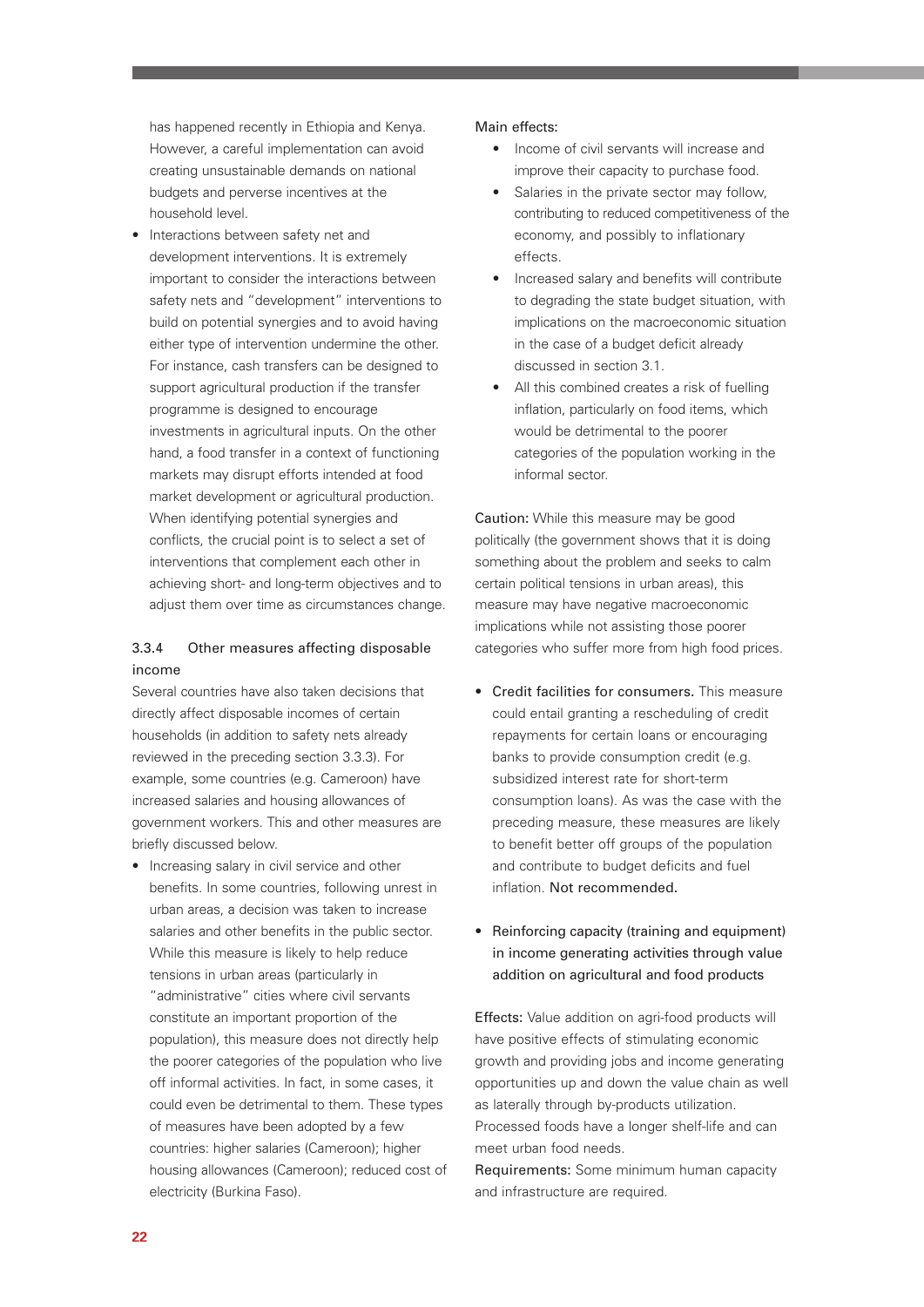has happened recently in Ethiopia and Kenya. However, a careful implementation can avoid creating unsustainable demands on national budgets and perverse incentives at the household level.

- Interactions between safety net and development interventions. It is extremely important to consider the interactions between safety nets and "development" interventions to build on potential synergies and to avoid having either type of intervention undermine the other. For instance, cash transfers can be designed to support agricultural production if the transfer programme is designed to encourage investments in agricultural inputs. On the other hand, a food transfer in a context of functioning markets may disrupt efforts intended at food market development or agricultural production. When identifying potential synergies and conflicts, the crucial point is to select a set of interventions that complement each other in achieving short- and long-term objectives and to adjust them over time as circumstances change.

### 3.3.4 Other measures affecting disposable income

Several countries have also taken decisions that directly affect disposable incomes of certain households (in addition to safety nets already reviewed in the preceding section 3.3.3). For example, some countries (e.g. Cameroon) have increased salaries and housing allowances of government workers. This and other measures are briefly discussed below.

- Increasing salary in civil service and other benefits. In some countries, following unrest in urban areas, a decision was taken to increase salaries and other benefits in the public sector. While this measure is likely to help reduce tensions in urban areas (particularly in "administrative" cities where civil servants constitute an important proportion of the population), this measure does not directly help the poorer categories of the population who live off informal activities. In fact, in some cases, it could even be detrimental to them. These types of measures have been adopted by a few countries: higher salaries (Cameroon); higher housing allowances (Cameroon); reduced cost of electricity (Burkina Faso).

Main effects:

- Income of civil servants will increase and improve their capacity to purchase food.
- Salaries in the private sector may follow, contributing to reduced competitiveness of the economy, and possibly to inflationary effects.
- Increased salary and benefits will contribute to degrading the state budget situation, with implications on the macroeconomic situation in the case of a budget deficit already discussed in section 3.1.
- All this combined creates a risk of fuelling inflation, particularly on food items, which would be detrimental to the poorer categories of the population working in the informal sector.

Caution: While this measure may be good politically (the government shows that it is doing something about the problem and seeks to calm certain political tensions in urban areas), this measure may have negative macroeconomic implications while not assisting those poorer categories who suffer more from high food prices.

- Credit facilities for consumers. This measure could entail granting a rescheduling of credit repayments for certain loans or encouraging banks to provide consumption credit (e.g. subsidized interest rate for short-term consumption loans). As was the case with the preceding measure, these measures are likely to benefit better off groups of the population and contribute to budget deficits and fuel inflation. Not recommended.

- Reinforcing capacity (training and equipment) in income generating activities through value addition on agricultural and food products

Effects: Value addition on agri-food products will have positive effects of stimulating economic growth and providing jobs and income generating opportunities up and down the value chain as well as laterally through by-products utilization. Processed foods have a longer shelf-life and can meet urban food needs.

Requirements: Some minimum human capacity and infrastructure are required.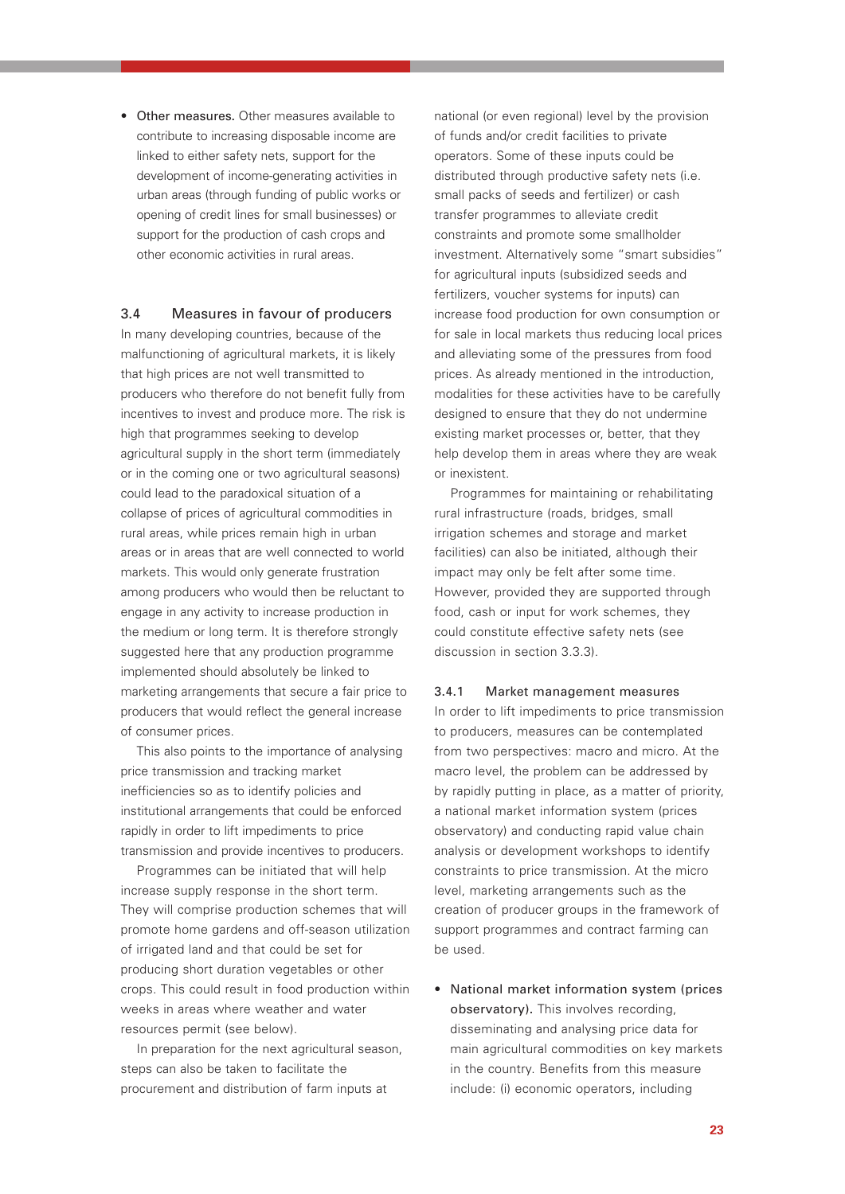- **Other measures.** Other measures available to contribute to increasing disposable income are linked to either safety nets, support for the development of income-generating activities in urban areas (through funding of public works or opening of credit lines for small businesses) or support for the production of cash crops and other economic activities in rural areas.

## 3.4 Measures in favour of producers

In many developing countries, because of the malfunctioning of agricultural markets, it is likely that high prices are not well transmitted to producers who therefore do not benefit fully from incentives to invest and produce more. The risk is high that programmes seeking to develop agricultural supply in the short term (immediately or in the coming one or two agricultural seasons) could lead to the paradoxical situation of a collapse of prices of agricultural commodities in rural areas, while prices remain high in urban areas or in areas that are well connected to world markets. This would only generate frustration among producers who would then be reluctant to engage in any activity to increase production in the medium or long term. It is therefore strongly suggested here that any production programme implemented should absolutely be linked to marketing arrangements that secure a fair price to producers that would reflect the general increase of consumer prices.

This also points to the importance of analysing price transmission and tracking market inefficiencies so as to identify policies and institutional arrangements that could be enforced rapidly in order to lift impediments to price transmission and provide incentives to producers.

Programmes can be initiated that will help increase supply response in the short term. They will comprise production schemes that will promote home gardens and off-season utilization of irrigated land and that could be set for producing short duration vegetables or other crops. This could result in food production within weeks in areas where weather and water resources permit (see below).

In preparation for the next agricultural season, steps can also be taken to facilitate the procurement and distribution of farm inputs at national (or even regional) level by the provision of funds and/or credit facilities to private operators. Some of these inputs could be distributed through productive safety nets (i.e. small packs of seeds and fertilizer) or cash transfer programmes to alleviate credit constraints and promote some smallholder investment. Alternatively some "smart subsidies" for agricultural inputs (subsidized seeds and fertilizers, voucher systems for inputs) can increase food production for own consumption or for sale in local markets thus reducing local prices and alleviating some of the pressures from food prices. As already mentioned in the introduction, modalities for these activities have to be carefully designed to ensure that they do not undermine existing market processes or, better, that they help develop them in areas where they are weak or inexistent.

Programmes for maintaining or rehabilitating rural infrastructure (roads, bridges, small irrigation schemes and storage and market facilities) can also be initiated, although their impact may only be felt after some time. However, provided they are supported through food, cash or input for work schemes, they could constitute effective safety nets (see discussion in section 3.3.3).

### 3.4.1 Market management measures

In order to lift impediments to price transmission to producers, measures can be contemplated from two perspectives: macro and micro. At the macro level, the problem can be addressed by by rapidly putting in place, as a matter of priority, a national market information system (prices observatory) and conducting rapid value chain analysis or development workshops to identify constraints to price transmission. At the micro level, marketing arrangements such as the creation of producer groups in the framework of support programmes and contract farming can be used.

- **National market information system (prices observatory).** This involves recording, disseminating and analysing price data for main agricultural commodities on key markets in the country. Benefits from this measure include: (i) economic operators, including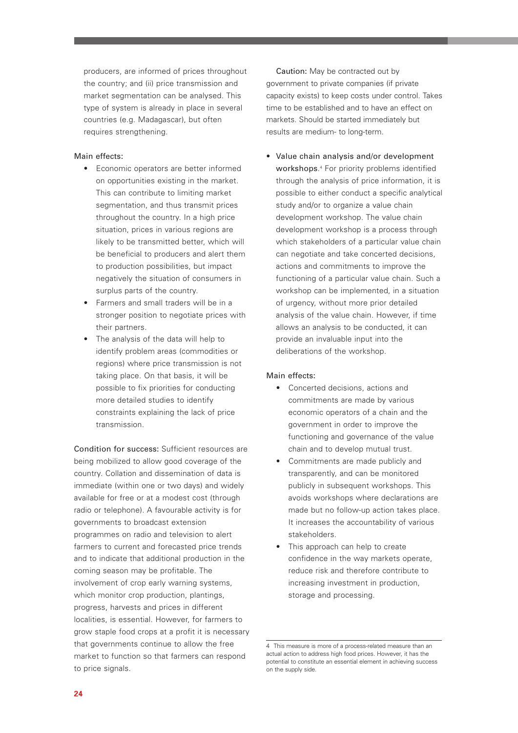producers, are informed of prices throughout the country; and (ii) price transmission and market segmentation can be analysed. This type of system is already in place in several countries (e.g. Madagascar), but often requires strengthening.

Main effects:

- Economic operators are better informed on opportunities existing in the market. This can contribute to limiting market segmentation, and thus transmit prices throughout the country. In a high price situation, prices in various regions are likely to be transmitted better, which will be beneficial to producers and alert them to production possibilities, but impact negatively the situation of consumers in surplus parts of the country.
- Farmers and small traders will be in a stronger position to negotiate prices with their partners.
- The analysis of the data will help to identify problem areas (commodities or regions) where price transmission is not taking place. On that basis, it will be possible to fix priorities for conducting more detailed studies to identify constraints explaining the lack of price transmission.

Condition for success: Sufficient resources are being mobilized to allow good coverage of the country. Collation and dissemination of data is immediate (within one or two days) and widely available for free or at a modest cost (through radio or telephone). A favourable activity is for governments to broadcast extension programmes on radio and television to alert farmers to current and forecasted price trends and to indicate that additional production in the coming season may be profitable. The involvement of crop early warning systems, which monitor crop production, plantings, progress, harvests and prices in different localities, is essential. However, for farmers to grow staple food crops at a profit it is necessary that governments continue to allow the free market to function so that farmers can respond to price signals.

Caution: May be contracted out by government to private companies (if private capacity exists) to keep costs under control. Takes time to be established and to have an effect on markets. Should be started immediately but results are medium- to long-term.

- Value chain analysis and/or development workshops.[4] For priority problems identified through the analysis of price information, it is possible to either conduct a specific analytical study and/or to organize a value chain development workshop. The value chain development workshop is a process through which stakeholders of a particular value chain can negotiate and take concerted decisions, actions and commitments to improve the functioning of a particular value chain. Such a workshop can be implemented, in a situation of urgency, without more prior detailed analysis of the value chain. However, if time allows an analysis to be conducted, it can provide an invaluable input into the deliberations of the workshop.

Main effects:

- Concerted decisions, actions and commitments are made by various economic operators of a chain and the government in order to improve the functioning and governance of the value chain and to develop mutual trust.
- Commitments are made publicly and transparently, and can be monitored publicly in subsequent workshops. This avoids workshops where declarations are made but no follow-up action takes place. It increases the accountability of various stakeholders.
- This approach can help to create confidence in the way markets operate, reduce risk and therefore contribute to increasing investment in production, storage and processing.

4 This measure is more of a process-related measure than an actual action to address high food prices. However, it has the potential to constitute an essential element in achieving success on the supply side.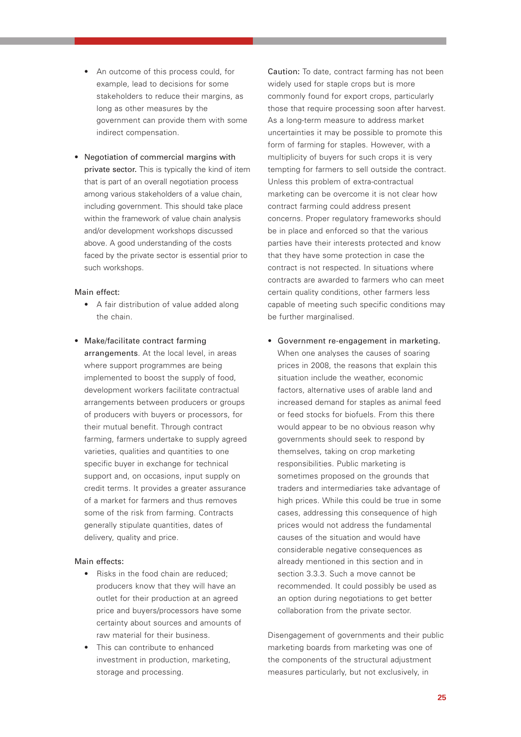- An outcome of this process could, for example, lead to decisions for some stakeholders to reduce their margins, as long as other measures by the government can provide them with some indirect compensation.

- **Negotiation of commercial margins with private sector.** This is typically the kind of item that is part of an overall negotiation process among various stakeholders of a value chain, including government. This should take place within the framework of value chain analysis and/or development workshops discussed above. A good understanding of the costs faced by the private sector is essential prior to such workshops.

Main effect:

- A fair distribution of value added along the chain.

- **Make/facilitate contract farming arrangements**. At the local level, in areas where support programmes are being implemented to boost the supply of food, development workers facilitate contractual arrangements between producers or groups of producers with buyers or processors, for their mutual benefit. Through contract farming, farmers undertake to supply agreed varieties, qualities and quantities to one specific buyer in exchange for technical support and, on occasions, input supply on credit terms. It provides a greater assurance of a market for farmers and thus removes some of the risk from farming. Contracts generally stipulate quantities, dates of delivery, quality and price.

Main effects:

- Risks in the food chain are reduced; producers know that they will have an outlet for their production at an agreed price and buyers/processors have some certainty about sources and amounts of raw material for their business.
- This can contribute to enhanced investment in production, marketing, storage and processing.

Caution: To date, contract farming has not been widely used for staple crops but is more commonly found for export crops, particularly those that require processing soon after harvest. As a long-term measure to address market uncertainties it may be possible to promote this form of farming for staples. However, with a multiplicity of buyers for such crops it is very tempting for farmers to sell outside the contract. Unless this problem of extra-contractual marketing can be overcome it is not clear how contract farming could address present concerns. Proper regulatory frameworks should be in place and enforced so that the various parties have their interests protected and know that they have some protection in case the contract is not respected. In situations where contracts are awarded to farmers who can meet certain quality conditions, other farmers less capable of meeting such specific conditions may be further marginalised.

- **Government re-engagement in marketing.** When one analyses the causes of soaring prices in 2008, the reasons that explain this situation include the weather, economic factors, alternative uses of arable land and increased demand for staples as animal feed or feed stocks for biofuels. From this there would appear to be no obvious reason why governments should seek to respond by themselves, taking on crop marketing responsibilities. Public marketing is sometimes proposed on the grounds that traders and intermediaries take advantage of high prices. While this could be true in some cases, addressing this consequence of high prices would not address the fundamental causes of the situation and would have considerable negative consequences as already mentioned in this section and in section 3.3.3. Such a move cannot be recommended. It could possibly be used as an option during negotiations to get better collaboration from the private sector.

Disengagement of governments and their public marketing boards from marketing was one of the components of the structural adjustment measures particularly, but not exclusively, in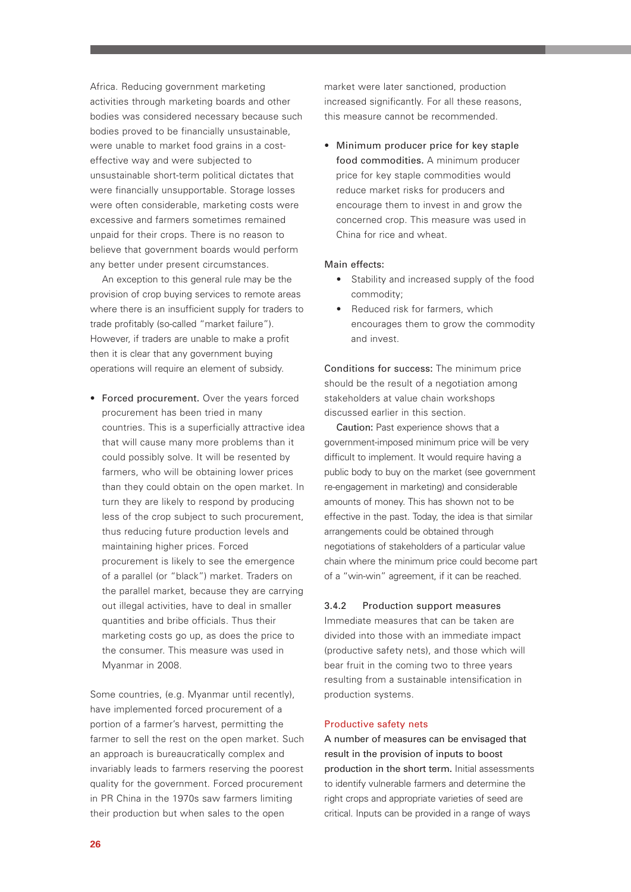Africa. Reducing government marketing activities through marketing boards and other bodies was considered necessary because such bodies proved to be financially unsustainable, were unable to market food grains in a cost-effective way and were subjected to unsustainable short-term political dictates that were financially unsupportable. Storage losses were often considerable, marketing costs were excessive and farmers sometimes remained unpaid for their crops. There is no reason to believe that government boards would perform any better under present circumstances.

An exception to this general rule may be the provision of crop buying services to remote areas where there is an insufficient supply for traders to trade profitably (so-called "market failure"). However, if traders are unable to make a profit then it is clear that any government buying operations will require an element of subsidy.

- **Forced procurement.** Over the years forced procurement has been tried in many countries. This is a superficially attractive idea that will cause many more problems than it could possibly solve. It will be resented by farmers, who will be obtaining lower prices than they could obtain on the open market. In turn they are likely to respond by producing less of the crop subject to such procurement, thus reducing future production levels and maintaining higher prices. Forced procurement is likely to see the emergence of a parallel (or "black") market. Traders on the parallel market, because they are carrying out illegal activities, have to deal in smaller quantities and bribe officials. Thus their marketing costs go up, as does the price to the consumer. This measure was used in Myanmar in 2008.

Some countries, (e.g. Myanmar until recently), have implemented forced procurement of a portion of a farmer's harvest, permitting the farmer to sell the rest on the open market. Such an approach is bureaucratically complex and invariably leads to farmers reserving the poorest quality for the government. Forced procurement in PR China in the 1970s saw farmers limiting their production but when sales to the open market were later sanctioned, production increased significantly. For all these reasons, this measure cannot be recommended.

- **Minimum producer price for key staple food commodities.** A minimum producer price for key staple commodities would reduce market risks for producers and encourage them to invest in and grow the concerned crop. This measure was used in China for rice and wheat.

Main effects:

- Stability and increased supply of the food commodity;
- Reduced risk for farmers, which encourages them to grow the commodity and invest.

**Conditions for success:** The minimum price should be the result of a negotiation among stakeholders at value chain workshops discussed earlier in this section.

**Caution:** Past experience shows that a government-imposed minimum price will be very difficult to implement. It would require having a public body to buy on the market (see government re-engagement in marketing) and considerable amounts of money. This has shown not to be effective in the past. Today, the idea is that similar arrangements could be obtained through negotiations of stakeholders of a particular value chain where the minimum price could become part of a "win-win" agreement, if it can be reached.

### 3.4.2 Production support measures

Immediate measures that can be taken are divided into those with an immediate impact (productive safety nets), and those which will bear fruit in the coming two to three years resulting from a sustainable intensification in production systems.

#### Productive safety nets

**A number of measures can be envisaged that result in the provision of inputs to boost production in the short term.** Initial assessments to identify vulnerable farmers and determine the right crops and appropriate varieties of seed are critical. Inputs can be provided in a range of ways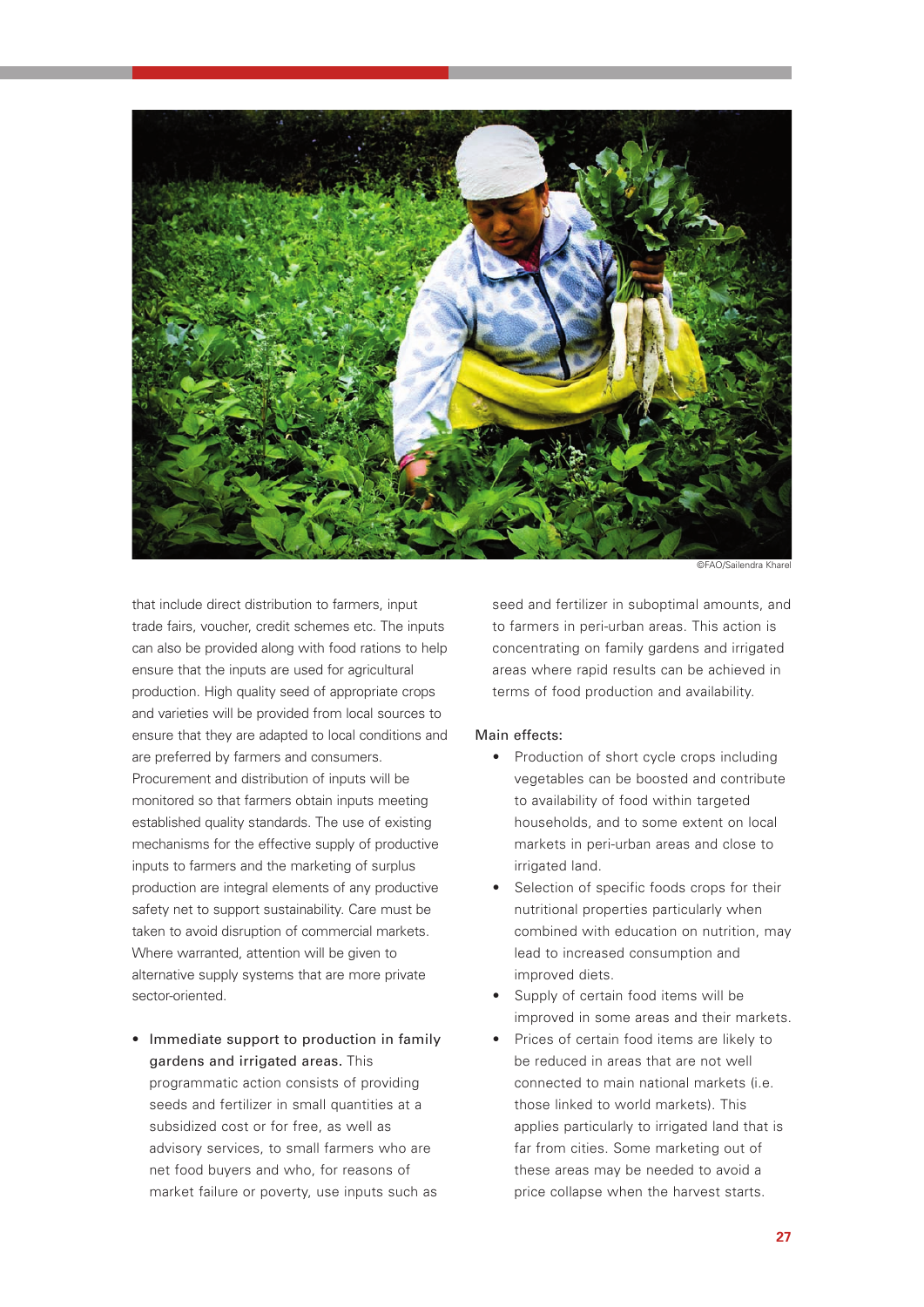©FAO/Sailendra Kharel

that include direct distribution to farmers, input trade fairs, voucher, credit schemes etc. The inputs can also be provided along with food rations to help ensure that the inputs are used for agricultural production. High quality seed of appropriate crops and varieties will be provided from local sources to ensure that they are adapted to local conditions and are preferred by farmers and consumers. Procurement and distribution of inputs will be monitored so that farmers obtain inputs meeting established quality standards. The use of existing mechanisms for the effective supply of productive inputs to farmers and the marketing of surplus production are integral elements of any productive safety net to support sustainability. Care must be taken to avoid disruption of commercial markets. Where warranted, attention will be given to alternative supply systems that are more private sector-oriented.

- Immediate support to production in family gardens and irrigated areas. This programmatic action consists of providing seeds and fertilizer in small quantities at a subsidized cost or for free, as well as advisory services, to small farmers who are net food buyers and who, for reasons of market failure or poverty, use inputs such as seed and fertilizer in suboptimal amounts, and to farmers in peri-urban areas. This action is concentrating on family gardens and irrigated areas where rapid results can be achieved in terms of food production and availability.

Main effects:

- Production of short cycle crops including vegetables can be boosted and contribute to availability of food within targeted households, and to some extent on local markets in peri-urban areas and close to irrigated land.
- Selection of specific foods crops for their nutritional properties particularly when combined with education on nutrition, may lead to increased consumption and improved diets.
- Supply of certain food items will be improved in some areas and their markets.
- Prices of certain food items are likely to be reduced in areas that are not well connected to main national markets (i.e. those linked to world markets). This applies particularly to irrigated land that is far from cities. Some marketing out of these areas may be needed to avoid a price collapse when the harvest starts.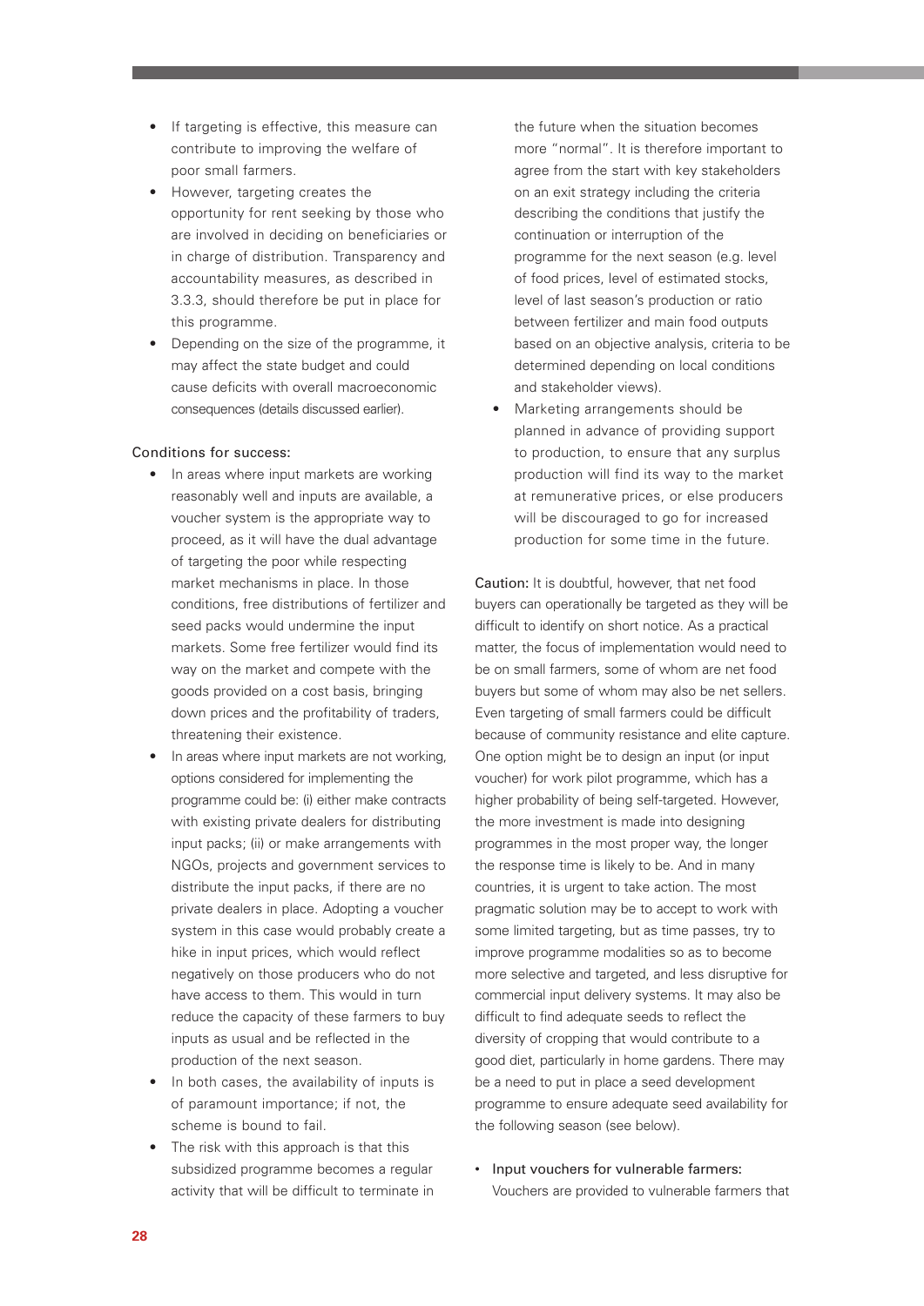- If targeting is effective, this measure can contribute to improving the welfare of poor small farmers.
- However, targeting creates the opportunity for rent seeking by those who are involved in deciding on beneficiaries or in charge of distribution. Transparency and accountability measures, as described in 3.3.3, should therefore be put in place for this programme.
- Depending on the size of the programme, it may affect the state budget and could cause deficits with overall macroeconomic consequences (details discussed earlier).

Conditions for success:

- In areas where input markets are working reasonably well and inputs are available, a voucher system is the appropriate way to proceed, as it will have the dual advantage of targeting the poor while respecting market mechanisms in place. In those conditions, free distributions of fertilizer and seed packs would undermine the input markets. Some free fertilizer would find its way on the market and compete with the goods provided on a cost basis, bringing down prices and the profitability of traders, threatening their existence.
- In areas where input markets are not working, options considered for implementing the programme could be: (i) either make contracts with existing private dealers for distributing input packs; (ii) or make arrangements with NGOs, projects and government services to distribute the input packs, if there are no private dealers in place. Adopting a voucher system in this case would probably create a hike in input prices, which would reflect negatively on those producers who do not have access to them. This would in turn reduce the capacity of these farmers to buy inputs as usual and be reflected in the production of the next season.
- In both cases, the availability of inputs is of paramount importance; if not, the scheme is bound to fail.
- The risk with this approach is that this subsidized programme becomes a regular activity that will be difficult to terminate in the future when the situation becomes more "normal". It is therefore important to agree from the start with key stakeholders on an exit strategy including the criteria describing the conditions that justify the continuation or interruption of the programme for the next season (e.g. level of food prices, level of estimated stocks, level of last season's production or ratio between fertilizer and main food outputs based on an objective analysis, criteria to be determined depending on local conditions and stakeholder views).
- Marketing arrangements should be planned in advance of providing support to production, to ensure that any surplus production will find its way to the market at remunerative prices, or else producers will be discouraged to go for increased production for some time in the future.

Caution: It is doubtful, however, that net food buyers can operationally be targeted as they will be difficult to identify on short notice. As a practical matter, the focus of implementation would need to be on small farmers, some of whom are net food buyers but some of whom may also be net sellers. Even targeting of small farmers could be difficult because of community resistance and elite capture. One option might be to design an input (or input voucher) for work pilot programme, which has a higher probability of being self-targeted. However, the more investment is made into designing programmes in the most proper way, the longer the response time is likely to be. And in many countries, it is urgent to take action. The most pragmatic solution may be to accept to work with some limited targeting, but as time passes, try to improve programme modalities so as to become more selective and targeted, and less disruptive for commercial input delivery systems. It may also be difficult to find adequate seeds to reflect the diversity of cropping that would contribute to a good diet, particularly in home gardens. There may be a need to put in place a seed development programme to ensure adequate seed availability for the following season (see below).

- Input vouchers for vulnerable farmers: Vouchers are provided to vulnerable farmers that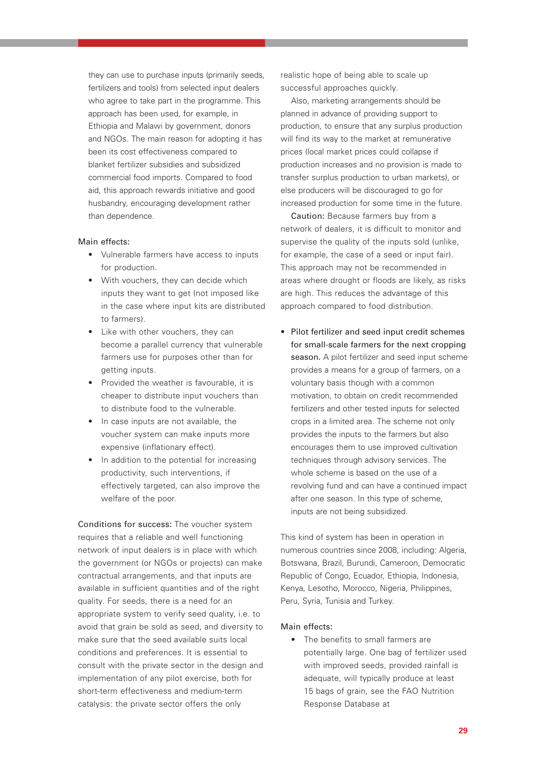they can use to purchase inputs (primarily seeds, fertilizers and tools) from selected input dealers who agree to take part in the programme. This approach has been used, for example, in Ethiopia and Malawi by government, donors and NGOs. The main reason for adopting it has been its cost effectiveness compared to blanket fertilizer subsidies and subsidized commercial food imports. Compared to food aid, this approach rewards initiative and good husbandry, encouraging development rather than dependence.

Main effects:

- Vulnerable farmers have access to inputs for production.
- With vouchers, they can decide which inputs they want to get (not imposed like in the case where input kits are distributed to farmers).
- Like with other vouchers, they can become a parallel currency that vulnerable farmers use for purposes other than for getting inputs.
- Provided the weather is favourable, it is cheaper to distribute input vouchers than to distribute food to the vulnerable.
- In case inputs are not available, the voucher system can make inputs more expensive (inflationary effect).
- In addition to the potential for increasing productivity, such interventions, if effectively targeted, can also improve the welfare of the poor.

Conditions for success: The voucher system requires that a reliable and well functioning network of input dealers is in place with which the government (or NGOs or projects) can make contractual arrangements, and that inputs are available in sufficient quantities and of the right quality. For seeds, there is a need for an appropriate system to verify seed quality, i.e. to avoid that grain be sold as seed, and diversity to make sure that the seed available suits local conditions and preferences. It is essential to consult with the private sector in the design and implementation of any pilot exercise, both for short-term effectiveness and medium-term catalysis: the private sector offers the only realistic hope of being able to scale up successful approaches quickly.

Also, marketing arrangements should be planned in advance of providing support to production, to ensure that any surplus production will find its way to the market at remunerative prices (local market prices could collapse if production increases and no provision is made to transfer surplus production to urban markets), or else producers will be discouraged to go for increased production for some time in the future.

Caution: Because farmers buy from a network of dealers, it is difficult to monitor and supervise the quality of the inputs sold (unlike, for example, the case of a seed or input fair). This approach may not be recommended in areas where drought or floods are likely, as risks are high. This reduces the advantage of this approach compared to food distribution.

- Pilot fertilizer and seed input credit schemes for small-scale farmers for the next cropping season. A pilot fertilizer and seed input scheme provides a means for a group of farmers, on a voluntary basis though with a common motivation, to obtain on credit recommended fertilizers and other tested inputs for selected crops in a limited area. The scheme not only provides the inputs to the farmers but also encourages them to use improved cultivation techniques through advisory services. The whole scheme is based on the use of a revolving fund and can have a continued impact after one season. In this type of scheme, inputs are not being subsidized.

This kind of system has been in operation in numerous countries since 2008, including: Algeria, Botswana, Brazil, Burundi, Cameroon, Democratic Republic of Congo, Ecuador, Ethiopia, Indonesia, Kenya, Lesotho, Morocco, Nigeria, Philippines, Peru, Syria, Tunisia and Turkey.

Main effects:

- The benefits to small farmers are potentially large. One bag of fertilizer used with improved seeds, provided rainfall is adequate, will typically produce at least 15 bags of grain, see the FAO Nutrition Response Database at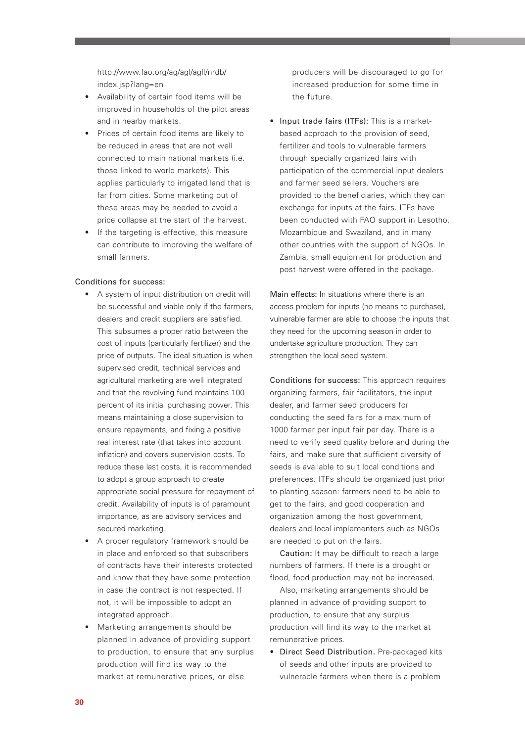http://www.fao.org/ag/agl/agll/nrdb/index.jsp?lang=en

- Availability of certain food items will be improved in households of the pilot areas and in nearby markets.
- Prices of certain food items are likely to be reduced in areas that are not well connected to main national markets (i.e. those linked to world markets). This applies particularly to irrigated land that is far from cities. Some marketing out of these areas may be needed to avoid a price collapse at the start of the harvest.
- If the targeting is effective, this measure can contribute to improving the welfare of small farmers.

Conditions for success:

- A system of input distribution on credit will be successful and viable only if the farmers, dealers and credit suppliers are satisfied. This subsumes a proper ratio between the cost of inputs (particularly fertilizer) and the price of outputs. The ideal situation is when supervised credit, technical services and agricultural marketing are well integrated and that the revolving fund maintains 100 percent of its initial purchasing power. This means maintaining a close supervision to ensure repayments, and fixing a positive real interest rate (that takes into account inflation) and covers supervision costs. To reduce these last costs, it is recommended to adopt a group approach to create appropriate social pressure for repayment of credit. Availability of inputs is of paramount importance, as are advisory services and secured marketing.
- A proper regulatory framework should be in place and enforced so that subscribers of contracts have their interests protected and know that they have some protection in case the contract is not respected. If not, it will be impossible to adopt an integrated approach.
- Marketing arrangements should be planned in advance of providing support to production, to ensure that any surplus production will find its way to the market at remunerative prices, or else producers will be discouraged to go for increased production for some time in the future.

- Input trade fairs (ITFs): This is a market-based approach to the provision of seed, fertilizer and tools to vulnerable farmers through specially organized fairs with participation of the commercial input dealers and farmer seed sellers. Vouchers are provided to the beneficiaries, which they can exchange for inputs at the fairs. ITFs have been conducted with FAO support in Lesotho, Mozambique and Swaziland, and in many other countries with the support of NGOs. In Zambia, small equipment for production and post harvest were offered in the package.

Main effects: In situations where there is an access problem for inputs (no means to purchase), vulnerable farmer are able to choose the inputs that they need for the upcoming season in order to undertake agriculture production. They can strengthen the local seed system.

Conditions for success: This approach requires organizing farmers, fair facilitators, the input dealer, and farmer seed producers for conducting the seed fairs for a maximum of 1000 farmer per input fair per day. There is a need to verify seed quality before and during the fairs, and make sure that sufficient diversity of seeds is available to suit local conditions and preferences. ITFs should be organized just prior to planting season: farmers need to be able to get to the fairs, and good cooperation and organization among the host government, dealers and local implementers such as NGOs are needed to put on the fairs.

Caution: It may be difficult to reach a large numbers of farmers. If there is a drought or flood, food production may not be increased.

Also, marketing arrangements should be planned in advance of providing support to production, to ensure that any surplus production will find its way to the market at remunerative prices.

- Direct Seed Distribution. Pre-packaged kits of seeds and other inputs are provided to vulnerable farmers when there is a problem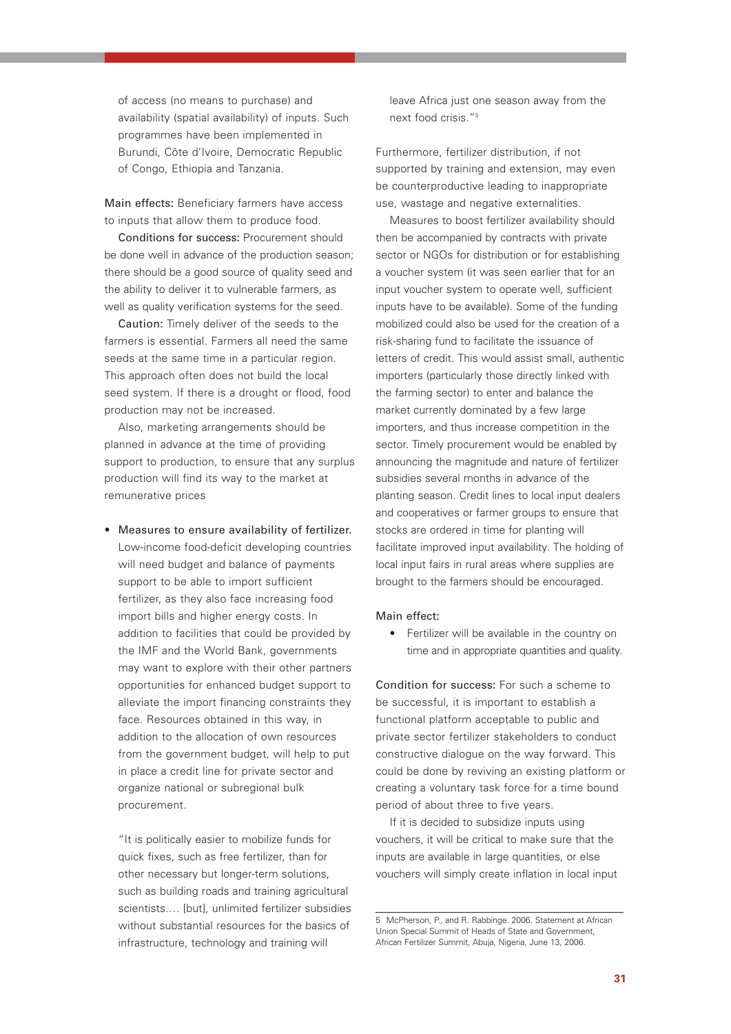of access (no means to purchase) and availability (spatial availability) of inputs. Such programmes have been implemented in Burundi, Côte d'Ivoire, Democratic Republic of Congo, Ethiopia and Tanzania.

Main effects: Beneficiary farmers have access to inputs that allow them to produce food.

Conditions for success: Procurement should be done well in advance of the production season; there should be a good source of quality seed and the ability to deliver it to vulnerable farmers, as well as quality verification systems for the seed.

Caution: Timely deliver of the seeds to the farmers is essential. Farmers all need the same seeds at the same time in a particular region. This approach often does not build the local seed system. If there is a drought or flood, food production may not be increased.

Also, marketing arrangements should be planned in advance at the time of providing support to production, to ensure that any surplus production will find its way to the market at remunerative prices

- Measures to ensure availability of fertilizer. Low-income food-deficit developing countries will need budget and balance of payments support to be able to import sufficient fertilizer, as they also face increasing food import bills and higher energy costs. In addition to facilities that could be provided by the IMF and the World Bank, governments may want to explore with their other partners opportunities for enhanced budget support to alleviate the import financing constraints they face. Resources obtained in this way, in addition to the allocation of own resources from the government budget, will help to put in place a credit line for private sector and organize national or subregional bulk procurement.

  "It is politically easier to mobilize funds for quick fixes, such as free fertilizer, than for other necessary but longer-term solutions, such as building roads and training agricultural scientists.... [but], unlimited fertilizer subsidies without substantial resources for the basics of infrastructure, technology and training will leave Africa just one season away from the next food crisis."[5]

Furthermore, fertilizer distribution, if not supported by training and extension, may even be counterproductive leading to inappropriate use, wastage and negative externalities.

Measures to boost fertilizer availability should then be accompanied by contracts with private sector or NGOs for distribution or for establishing a voucher system (it was seen earlier that for an input voucher system to operate well, sufficient inputs have to be available). Some of the funding mobilized could also be used for the creation of a risk-sharing fund to facilitate the issuance of letters of credit. This would assist small, authentic importers (particularly those directly linked with the farming sector) to enter and balance the market currently dominated by a few large importers, and thus increase competition in the sector. Timely procurement would be enabled by announcing the magnitude and nature of fertilizer subsidies several months in advance of the planting season. Credit lines to local input dealers and cooperatives or farmer groups to ensure that stocks are ordered in time for planting will facilitate improved input availability. The holding of local input fairs in rural areas where supplies are brought to the farmers should be encouraged.

Main effect:

- Fertilizer will be available in the country on time and in appropriate quantities and quality.

Condition for success: For such a scheme to be successful, it is important to establish a functional platform acceptable to public and private sector fertilizer stakeholders to conduct constructive dialogue on the way forward. This could be done by reviving an existing platform or creating a voluntary task force for a time bound period of about three to five years.

If it is decided to subsidize inputs using vouchers, it will be critical to make sure that the inputs are available in large quantities, or else vouchers will simply create inflation in local input

5 McPherson, P., and R. Rabbinge. 2006. Statement at African Union Special Summit of Heads of State and Government, African Fertilizer Summit, Abuja, Nigeria, June 13, 2006.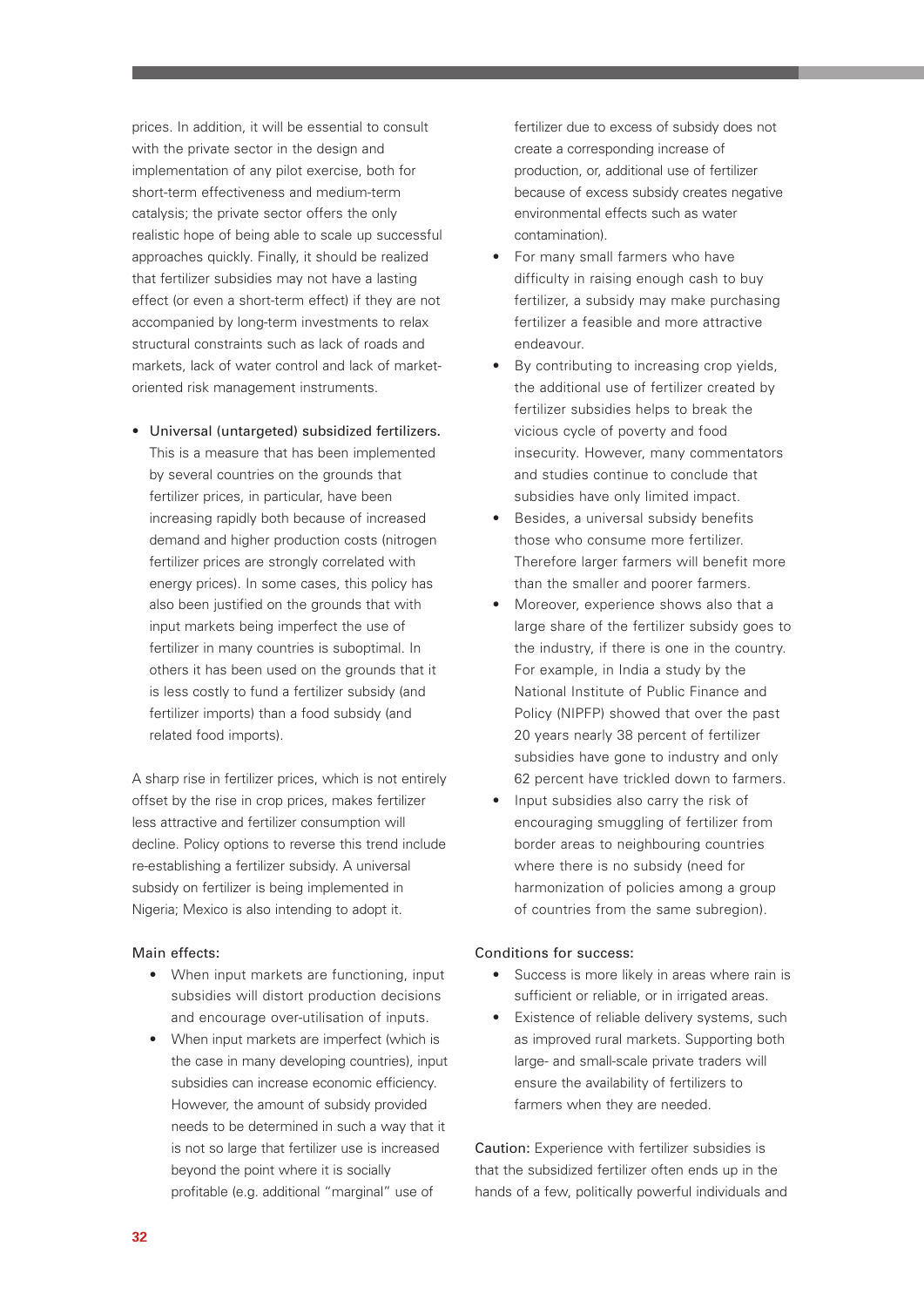prices. In addition, it will be essential to consult with the private sector in the design and implementation of any pilot exercise, both for short-term effectiveness and medium-term catalysis; the private sector offers the only realistic hope of being able to scale up successful approaches quickly. Finally, it should be realized that fertilizer subsidies may not have a lasting effect (or even a short-term effect) if they are not accompanied by long-term investments to relax structural constraints such as lack of roads and markets, lack of water control and lack of market-oriented risk management instruments.

- Universal (untargeted) subsidized fertilizers. This is a measure that has been implemented by several countries on the grounds that fertilizer prices, in particular, have been increasing rapidly both because of increased demand and higher production costs (nitrogen fertilizer prices are strongly correlated with energy prices). In some cases, this policy has also been justified on the grounds that with input markets being imperfect the use of fertilizer in many countries is suboptimal. In others it has been used on the grounds that it is less costly to fund a fertilizer subsidy (and fertilizer imports) than a food subsidy (and related food imports).

A sharp rise in fertilizer prices, which is not entirely offset by the rise in crop prices, makes fertilizer less attractive and fertilizer consumption will decline. Policy options to reverse this trend include re-establishing a fertilizer subsidy. A universal subsidy on fertilizer is being implemented in Nigeria; Mexico is also intending to adopt it.

Main effects:

- When input markets are functioning, input subsidies will distort production decisions and encourage over-utilisation of inputs.
- When input markets are imperfect (which is the case in many developing countries), input subsidies can increase economic efficiency. However, the amount of subsidy provided needs to be determined in such a way that it is not so large that fertilizer use is increased beyond the point where it is socially profitable (e.g. additional "marginal" use of fertilizer due to excess of subsidy does not create a corresponding increase of production, or, additional use of fertilizer because of excess subsidy creates negative environmental effects such as water contamination).
- For many small farmers who have difficulty in raising enough cash to buy fertilizer, a subsidy may make purchasing fertilizer a feasible and more attractive endeavour.
- By contributing to increasing crop yields, the additional use of fertilizer created by fertilizer subsidies helps to break the vicious cycle of poverty and food insecurity. However, many commentators and studies continue to conclude that subsidies have only limited impact.
- Besides, a universal subsidy benefits those who consume more fertilizer. Therefore larger farmers will benefit more than the smaller and poorer farmers.
- Moreover, experience shows also that a large share of the fertilizer subsidy goes to the industry, if there is one in the country. For example, in India a study by the National Institute of Public Finance and Policy (NIPFP) showed that over the past 20 years nearly 38 percent of fertilizer subsidies have gone to industry and only 62 percent have trickled down to farmers.
- Input subsidies also carry the risk of encouraging smuggling of fertilizer from border areas to neighbouring countries where there is no subsidy (need for harmonization of policies among a group of countries from the same subregion).

Conditions for success:

- Success is more likely in areas where rain is sufficient or reliable, or in irrigated areas.
- Existence of reliable delivery systems, such as improved rural markets. Supporting both large- and small-scale private traders will ensure the availability of fertilizers to farmers when they are needed.

Caution: Experience with fertilizer subsidies is that the subsidized fertilizer often ends up in the hands of a few, politically powerful individuals and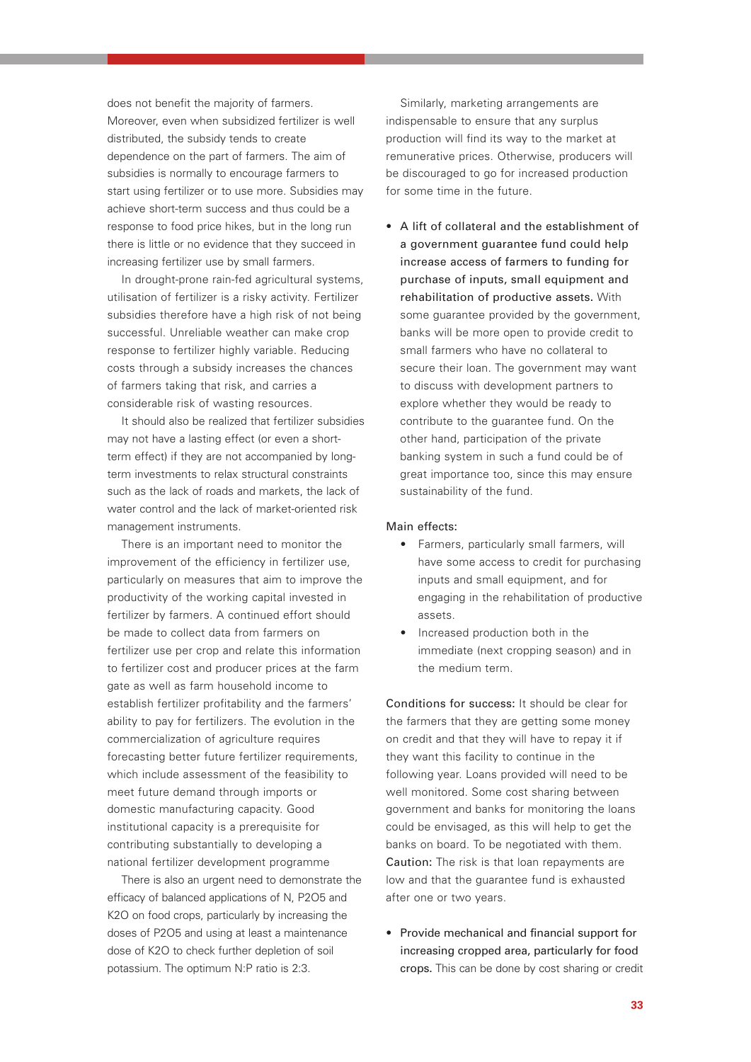does not benefit the majority of farmers. Moreover, even when subsidized fertilizer is well distributed, the subsidy tends to create dependence on the part of farmers. The aim of subsidies is normally to encourage farmers to start using fertilizer or to use more. Subsidies may achieve short-term success and thus could be a response to food price hikes, but in the long run there is little or no evidence that they succeed in increasing fertilizer use by small farmers.

In drought-prone rain-fed agricultural systems, utilisation of fertilizer is a risky activity. Fertilizer subsidies therefore have a high risk of not being successful. Unreliable weather can make crop response to fertilizer highly variable. Reducing costs through a subsidy increases the chances of farmers taking that risk, and carries a considerable risk of wasting resources.

It should also be realized that fertilizer subsidies may not have a lasting effect (or even a short-term effect) if they are not accompanied by long-term investments to relax structural constraints such as the lack of roads and markets, the lack of water control and the lack of market-oriented risk management instruments.

There is an important need to monitor the improvement of the efficiency in fertilizer use, particularly on measures that aim to improve the productivity of the working capital invested in fertilizer by farmers. A continued effort should be made to collect data from farmers on fertilizer use per crop and relate this information to fertilizer cost and producer prices at the farm gate as well as farm household income to establish fertilizer profitability and the farmers' ability to pay for fertilizers. The evolution in the commercialization of agriculture requires forecasting better future fertilizer requirements, which include assessment of the feasibility to meet future demand through imports or domestic manufacturing capacity. Good institutional capacity is a prerequisite for contributing substantially to developing a national fertilizer development programme

There is also an urgent need to demonstrate the efficacy of balanced applications of N, $P_2O_5$ and $K_2O$ on food crops, particularly by increasing the doses of $P_2O_5$ and using at least a maintenance dose of $K_2O$ to check further depletion of soil potassium. The optimum N:P ratio is 2:3.

Similarly, marketing arrangements are indispensable to ensure that any surplus production will find its way to the market at remunerative prices. Otherwise, producers will be discouraged to go for increased production for some time in the future.

- **A lift of collateral and the establishment of a government guarantee fund could help increase access of farmers to funding for purchase of inputs, small equipment and rehabilitation of productive assets.** With some guarantee provided by the government, banks will be more open to provide credit to small farmers who have no collateral to secure their loan. The government may want to discuss with development partners to explore whether they would be ready to contribute to the guarantee fund. On the other hand, participation of the private banking system in such a fund could be of great importance too, since this may ensure sustainability of the fund.

Main effects:

- Farmers, particularly small farmers, will have some access to credit for purchasing inputs and small equipment, and for engaging in the rehabilitation of productive assets.
- Increased production both in the immediate (next cropping season) and in the medium term.

Conditions for success: It should be clear for the farmers that they are getting some money on credit and that they will have to repay it if they want this facility to continue in the following year. Loans provided will need to be well monitored. Some cost sharing between government and banks for monitoring the loans could be envisaged, as this will help to get the banks on board. To be negotiated with them. Caution: The risk is that loan repayments are low and that the guarantee fund is exhausted after one or two years.

- **Provide mechanical and financial support for increasing cropped area, particularly for food crops.** This can be done by cost sharing or credit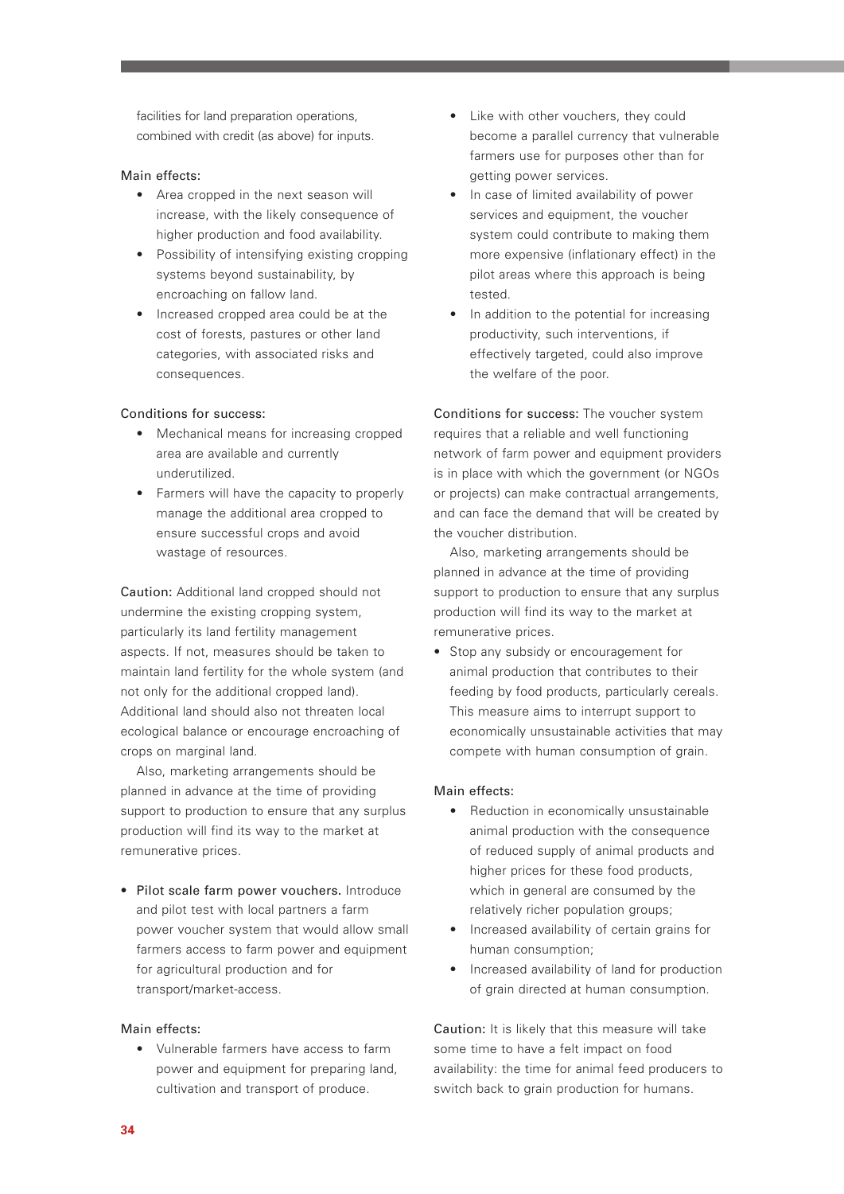facilities for land preparation operations, combined with credit (as above) for inputs.

Main effects:

- Area cropped in the next season will increase, with the likely consequence of higher production and food availability.
- Possibility of intensifying existing cropping systems beyond sustainability, by encroaching on fallow land.
- Increased cropped area could be at the cost of forests, pastures or other land categories, with associated risks and consequences.

Conditions for success:

- Mechanical means for increasing cropped area are available and currently underutilized.
- Farmers will have the capacity to properly manage the additional area cropped to ensure successful crops and avoid wastage of resources.

Caution: Additional land cropped should not undermine the existing cropping system, particularly its land fertility management aspects. If not, measures should be taken to maintain land fertility for the whole system (and not only for the additional cropped land). Additional land should also not threaten local ecological balance or encourage encroaching of crops on marginal land.

Also, marketing arrangements should be planned in advance at the time of providing support to production to ensure that any surplus production will find its way to the market at remunerative prices.

- Pilot scale farm power vouchers. Introduce and pilot test with local partners a farm power voucher system that would allow small farmers access to farm power and equipment for agricultural production and for transport/market-access.

Main effects:

- Vulnerable farmers have access to farm power and equipment for preparing land, cultivation and transport of produce.
- Like with other vouchers, they could become a parallel currency that vulnerable farmers use for purposes other than for getting power services.
- In case of limited availability of power services and equipment, the voucher system could contribute to making them more expensive (inflationary effect) in the pilot areas where this approach is being tested.
- In addition to the potential for increasing productivity, such interventions, if effectively targeted, could also improve the welfare of the poor.

Conditions for success: The voucher system requires that a reliable and well functioning network of farm power and equipment providers is in place with which the government (or NGOs or projects) can make contractual arrangements, and can face the demand that will be created by the voucher distribution.

Also, marketing arrangements should be planned in advance at the time of providing support to production to ensure that any surplus production will find its way to the market at remunerative prices.

- Stop any subsidy or encouragement for animal production that contributes to their feeding by food products, particularly cereals. This measure aims to interrupt support to economically unsustainable activities that may compete with human consumption of grain.

Main effects:

- Reduction in economically unsustainable animal production with the consequence of reduced supply of animal products and higher prices for these food products, which in general are consumed by the relatively richer population groups;
- Increased availability of certain grains for human consumption;
- Increased availability of land for production of grain directed at human consumption.

Caution: It is likely that this measure will take some time to have a felt impact on food availability: the time for animal feed producers to switch back to grain production for humans.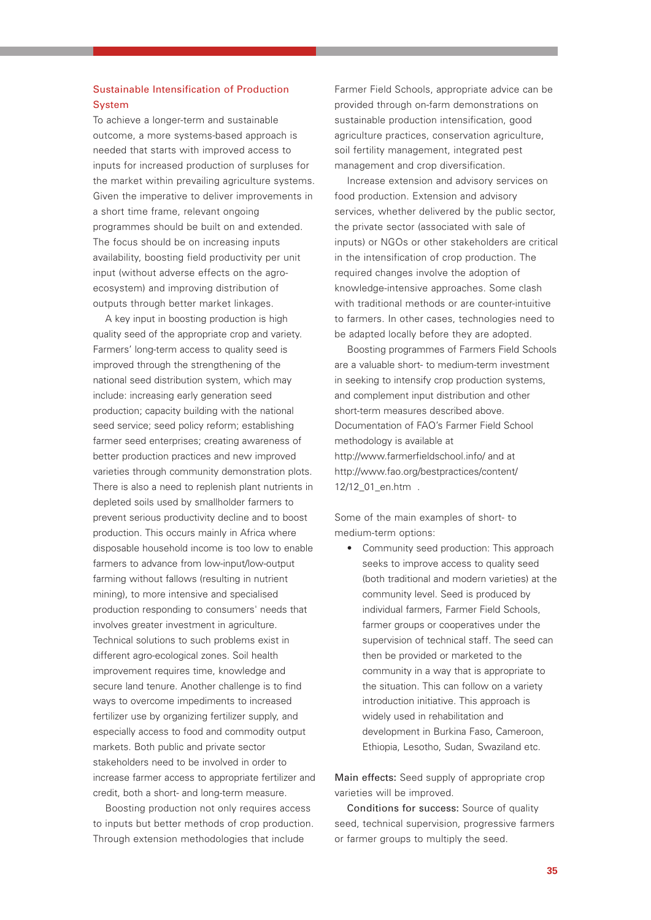## Sustainable Intensification of Production System

To achieve a longer-term and sustainable outcome, a more systems-based approach is needed that starts with improved access to inputs for increased production of surpluses for the market within prevailing agriculture systems. Given the imperative to deliver improvements in a short time frame, relevant ongoing programmes should be built on and extended. The focus should be on increasing inputs availability, boosting field productivity per unit input (without adverse effects on the agro-ecosystem) and improving distribution of outputs through better market linkages.

A key input in boosting production is high quality seed of the appropriate crop and variety. Farmers' long-term access to quality seed is improved through the strengthening of the national seed distribution system, which may include: increasing early generation seed production; capacity building with the national seed service; seed policy reform; establishing farmer seed enterprises; creating awareness of better production practices and new improved varieties through community demonstration plots. There is also a need to replenish plant nutrients in depleted soils used by smallholder farmers to prevent serious productivity decline and to boost production. This occurs mainly in Africa where disposable household income is too low to enable farmers to advance from low-input/low-output farming without fallows (resulting in nutrient mining), to more intensive and specialised production responding to consumers' needs that involves greater investment in agriculture. Technical solutions to such problems exist in different agro-ecological zones. Soil health improvement requires time, knowledge and secure land tenure. Another challenge is to find ways to overcome impediments to increased fertilizer use by organizing fertilizer supply, and especially access to food and commodity output markets. Both public and private sector stakeholders need to be involved in order to increase farmer access to appropriate fertilizer and credit, both a short- and long-term measure.

Boosting production not only requires access to inputs but better methods of crop production. Through extension methodologies that include Farmer Field Schools, appropriate advice can be provided through on-farm demonstrations on sustainable production intensification, good agriculture practices, conservation agriculture, soil fertility management, integrated pest management and crop diversification.

Increase extension and advisory services on food production. Extension and advisory services, whether delivered by the public sector, the private sector (associated with sale of inputs) or NGOs or other stakeholders are critical in the intensification of crop production. The required changes involve the adoption of knowledge-intensive approaches. Some clash with traditional methods or are counter-intuitive to farmers. In other cases, technologies need to be adapted locally before they are adopted.

Boosting programmes of Farmers Field Schools are a valuable short- to medium-term investment in seeking to intensify crop production systems, and complement input distribution and other short-term measures described above. Documentation of FAO's Farmer Field School methodology is available at http://www.farmerfieldschool.info/ and at http://www.fao.org/bestpractices/content/12/12_01_en.htm .

Some of the main examples of short- to medium-term options:

- Community seed production: This approach seeks to improve access to quality seed (both traditional and modern varieties) at the community level. Seed is produced by individual farmers, Farmer Field Schools, farmer groups or cooperatives under the supervision of technical staff. The seed can then be provided or marketed to the community in a way that is appropriate to the situation. This can follow on a variety introduction initiative. This approach is widely used in rehabilitation and development in Burkina Faso, Cameroon, Ethiopia, Lesotho, Sudan, Swaziland etc.

Main effects: Seed supply of appropriate crop varieties will be improved.

Conditions for success: Source of quality seed, technical supervision, progressive farmers or farmer groups to multiply the seed.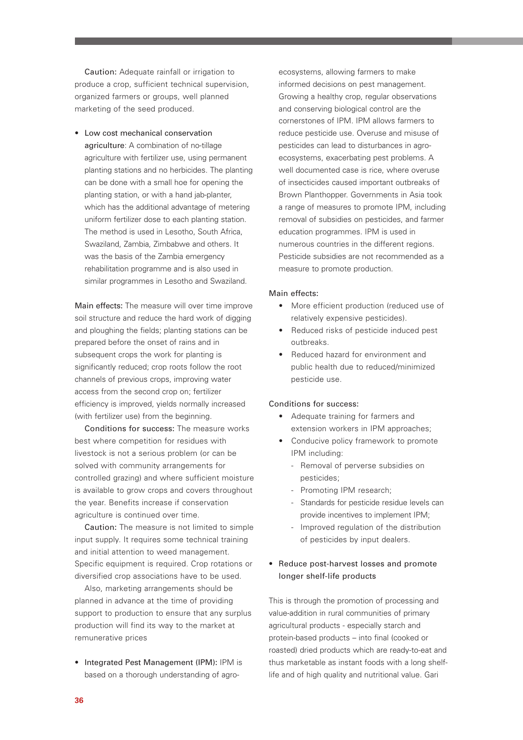Caution: Adequate rainfall or irrigation to produce a crop, sufficient technical supervision, organized farmers or groups, well planned marketing of the seed produced.

- Low cost mechanical conservation agriculture: A combination of no-tillage agriculture with fertilizer use, using permanent planting stations and no herbicides. The planting can be done with a small hoe for opening the planting station, or with a hand jab-planter, which has the additional advantage of metering uniform fertilizer dose to each planting station. The method is used in Lesotho, South Africa, Swaziland, Zambia, Zimbabwe and others. It was the basis of the Zambia emergency rehabilitation programme and is also used in similar programmes in Lesotho and Swaziland.

Main effects: The measure will over time improve soil structure and reduce the hard work of digging and ploughing the fields; planting stations can be prepared before the onset of rains and in subsequent crops the work for planting is significantly reduced; crop roots follow the root channels of previous crops, improving water access from the second crop on; fertilizer efficiency is improved, yields normally increased (with fertilizer use) from the beginning.

Conditions for success: The measure works best where competition for residues with livestock is not a serious problem (or can be solved with community arrangements for controlled grazing) and where sufficient moisture is available to grow crops and covers throughout the year. Benefits increase if conservation agriculture is continued over time.

Caution: The measure is not limited to simple input supply. It requires some technical training and initial attention to weed management. Specific equipment is required. Crop rotations or diversified crop associations have to be used.

Also, marketing arrangements should be planned in advance at the time of providing support to production to ensure that any surplus production will find its way to the market at remunerative prices

- Integrated Pest Management (IPM): IPM is based on a thorough understanding of agro-ecosystems, allowing farmers to make informed decisions on pest management. Growing a healthy crop, regular observations and conserving biological control are the cornerstones of IPM. IPM allows farmers to reduce pesticide use. Overuse and misuse of pesticides can lead to disturbances in agro-ecosystems, exacerbating pest problems. A well documented case is rice, where overuse of insecticides caused important outbreaks of Brown Planthopper. Governments in Asia took a range of measures to promote IPM, including removal of subsidies on pesticides, and farmer education programmes. IPM is used in numerous countries in the different regions. Pesticide subsidies are not recommended as a measure to promote production.

Main effects:

- More efficient production (reduced use of relatively expensive pesticides).
- Reduced risks of pesticide induced pest outbreaks.
- Reduced hazard for environment and public health due to reduced/minimized pesticide use.

Conditions for success:

- Adequate training for farmers and extension workers in IPM approaches;
- Conducive policy framework to promote IPM including:
  - Removal of perverse subsidies on pesticides;
  - Promoting IPM research;
  - Standards for pesticide residue levels can provide incentives to implement IPM;
  - Improved regulation of the distribution of pesticides by input dealers.

- Reduce post-harvest losses and promote longer shelf-life products

This is through the promotion of processing and value-addition in rural communities of primary agricultural products - especially starch and protein-based products – into final (cooked or roasted) dried products which are ready-to-eat and thus marketable as instant foods with a long shelf-life and of high quality and nutritional value. Gari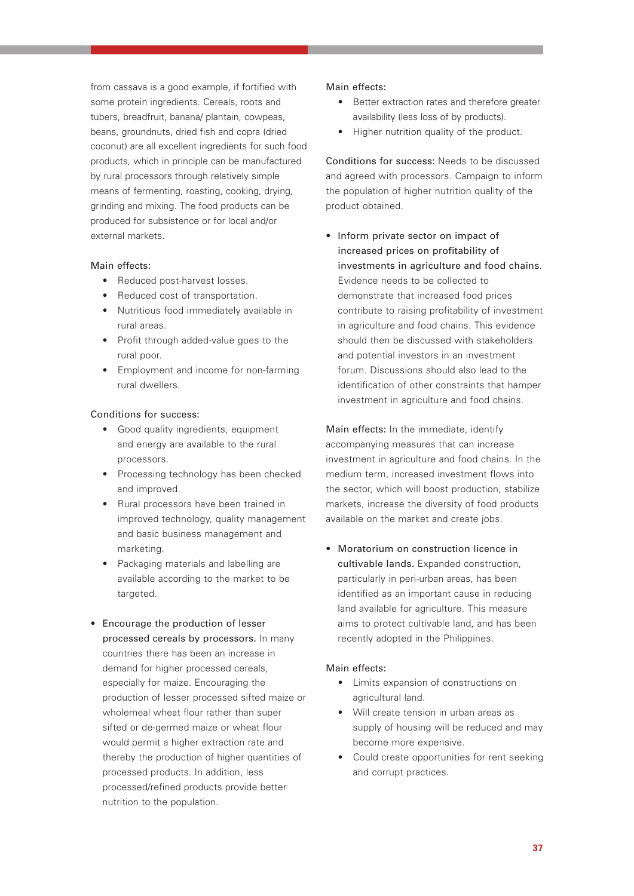from cassava is a good example, if fortified with some protein ingredients. Cereals, roots and tubers, breadfruit, banana/ plantain, cowpeas, beans, groundnuts, dried fish and copra (dried coconut) are all excellent ingredients for such food products, which in principle can be manufactured by rural processors through relatively simple means of fermenting, roasting, cooking, drying, grinding and mixing. The food products can be produced for subsistence or for local and/or external markets.

Main effects:

- Reduced post-harvest losses.
- Reduced cost of transportation.
- Nutritious food immediately available in rural areas.
- Profit through added-value goes to the rural poor.
- Employment and income for non-farming rural dwellers.

Conditions for success:

- Good quality ingredients, equipment and energy are available to the rural processors.
- Processing technology has been checked and improved.
- Rural processors have been trained in improved technology, quality management and basic business management and marketing.
- Packaging materials and labelling are available according to the market to be targeted.

- **Encourage the production of lesser processed cereals by processors.** In many countries there has been an increase in demand for higher processed cereals, especially for maize. Encouraging the production of lesser processed sifted maize or wholemeal wheat flour rather than super sifted or de-germed maize or wheat flour would permit a higher extraction rate and thereby the production of higher quantities of processed products. In addition, less processed/refined products provide better nutrition to the population.

Main effects:

- Better extraction rates and therefore greater availability (less loss of by products).
- Higher nutrition quality of the product.

Conditions for success: Needs to be discussed and agreed with processors. Campaign to inform the population of higher nutrition quality of the product obtained.

- **Inform private sector on impact of increased prices on profitability of investments in agriculture and food chains.** Evidence needs to be collected to demonstrate that increased food prices contribute to raising profitability of investment in agriculture and food chains. This evidence should then be discussed with stakeholders and potential investors in an investment forum. Discussions should also lead to the identification of other constraints that hamper investment in agriculture and food chains.

Main effects: In the immediate, identify accompanying measures that can increase investment in agriculture and food chains. In the medium term, increased investment flows into the sector, which will boost production, stabilize markets, increase the diversity of food products available on the market and create jobs.

- **Moratorium on construction licence in cultivable lands.** Expanded construction, particularly in peri-urban areas, has been identified as an important cause in reducing land available for agriculture. This measure aims to protect cultivable land, and has been recently adopted in the Philippines.

Main effects:

- Limits expansion of constructions on agricultural land.
- Will create tension in urban areas as supply of housing will be reduced and may become more expensive.
- Could create opportunities for rent seeking and corrupt practices.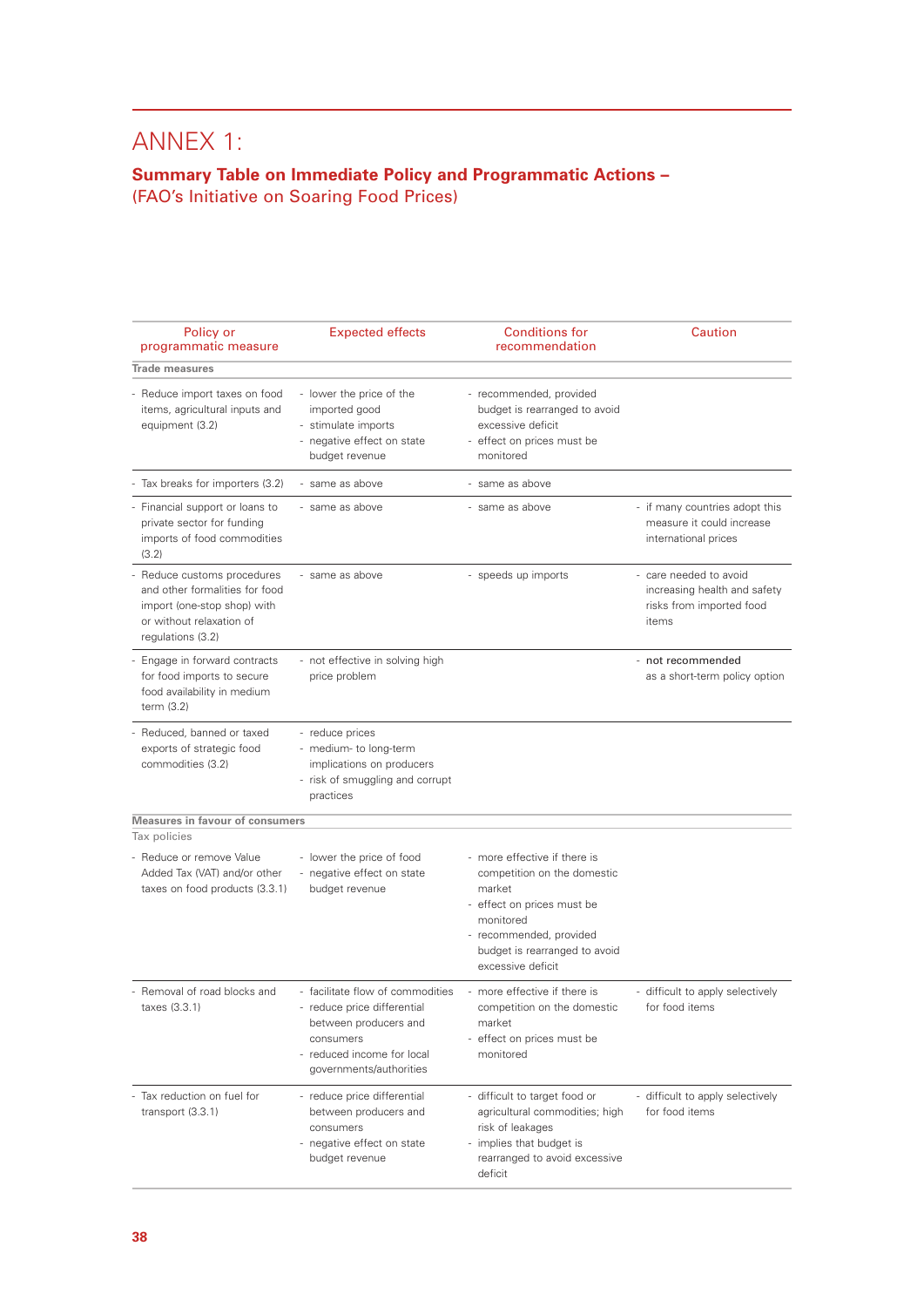# ANNEX 1:

## Summary Table on Immediate Policy and Programmatic Actions – (FAO's Initiative on Soaring Food Prices)

| Policy or programmatic measure | Expected effects | Conditions for recommendation | Caution |
|---|---|---|---|
| **Trade measures** | | | |
| - Reduce import taxes on food items, agricultural inputs and equipment (3.2) | - lower the price of the imported good<br>- stimulate imports<br>- negative effect on state budget revenue | - recommended, provided budget is rearranged to avoid excessive deficit<br>- effect on prices must be monitored | |
| - Tax breaks for importers (3.2) | - same as above | - same as above | |
| - Financial support or loans to private sector for funding imports of food commodities (3.2) | - same as above | - same as above | - if many countries adopt this measure it could increase international prices |
| - Reduce customs procedures and other formalities for food import (one-stop shop) with or without relaxation of regulations (3.2) | - same as above | - speeds up imports | - care needed to avoid increasing health and safety risks from imported food items |
| - Engage in forward contracts for food imports to secure food availability in medium term (3.2) | - not effective in solving high price problem | | - not recommended as a short-term policy option |
| - Reduced, banned or taxed exports of strategic food commodities (3.2) | - reduce prices<br>- medium- to long-term implications on producers<br>- risk of smuggling and corrupt practices | | |
| **Measures in favour of consumers** | | | |
| Tax policies | | | |
| - Reduce or remove Value Added Tax (VAT) and/or other taxes on food products (3.3.1) | - lower the price of food<br>- negative effect on state budget revenue | - more effective if there is competition on the domestic market<br>- effect on prices must be monitored<br>- recommended, provided budget is rearranged to avoid excessive deficit | |
| - Removal of road blocks and taxes (3.3.1) | - facilitate flow of commodities<br>- reduce price differential between producers and consumers<br>- reduced income for local governments/authorities | - more effective if there is competition on the domestic market<br>- effect on prices must be monitored | - difficult to apply selectively for food items |
| - Tax reduction on fuel for transport (3.3.1) | - reduce price differential between producers and consumers<br>- negative effect on state budget revenue | - difficult to target food or agricultural commodities; high risk of leakages<br>- implies that budget is rearranged to avoid excessive deficit | - difficult to apply selectively for food items |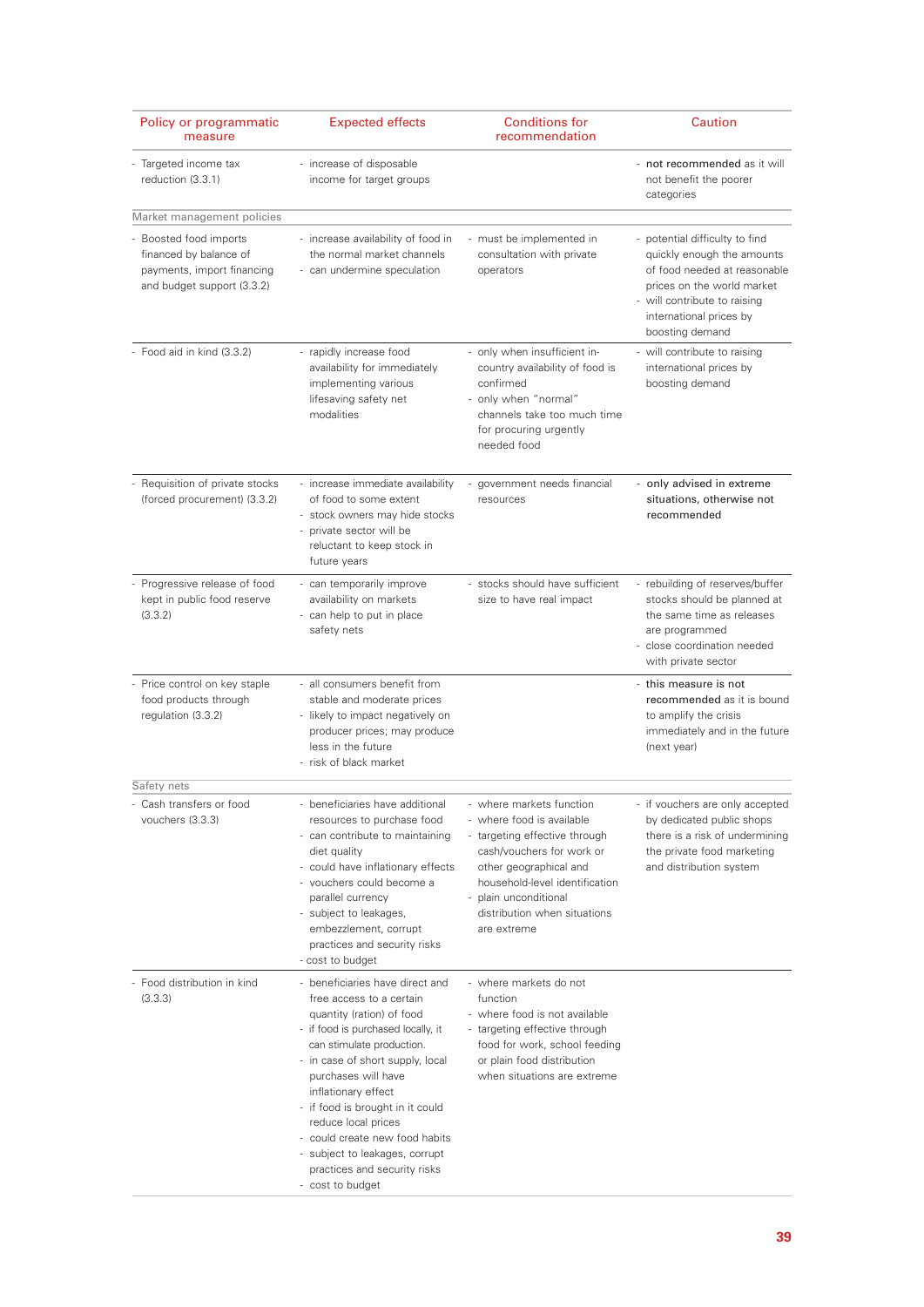| Policy or programmatic measure | Expected effects | Conditions for recommendation | Caution |
|---|---|---|---|
| - Targeted income tax reduction (3.3.1) | - increase of disposable income for target groups | | - not recommended as it will not benefit the poorer categories |
| Market management policies | | | |
| - Boosted food imports financed by balance of payments, import financing and budget support (3.3.2) | - increase availability of food in the normal market channels<br>- can undermine speculation | - must be implemented in consultation with private operators | - potential difficulty to find quickly enough the amounts of food needed at reasonable prices on the world market<br>- will contribute to raising international prices by boosting demand |
| - Food aid in kind (3.3.2) | - rapidly increase food availability for immediately implementing various lifesaving safety net modalities | - only when insufficient in-country availability of food is confirmed<br>- only when "normal" channels take too much time for procuring urgently needed food | - will contribute to raising international prices by boosting demand |
| - Requisition of private stocks (forced procurement) (3.3.2) | - increase immediate availability of food to some extent<br>- stock owners may hide stocks<br>- private sector will be reluctant to keep stock in future years | - government needs financial resources | - only advised in extreme situations, otherwise not recommended |
| - Progressive release of food kept in public food reserve (3.3.2) | - can temporarily improve availability on markets<br>- can help to put in place safety nets | - stocks should have sufficient size to have real impact | - rebuilding of reserves/buffer stocks should be planned at the same time as releases are programmed<br>- close coordination needed with private sector |
| - Price control on key staple food products through regulation (3.3.2) | - all consumers benefit from stable and moderate prices<br>- likely to impact negatively on producer prices; may produce less in the future<br>- risk of black market | | - this measure is not recommended as it is bound to amplify the crisis immediately and in the future (next year) |
| Safety nets | | | |
| - Cash transfers or food vouchers (3.3.3) | - beneficiaries have additional resources to purchase food<br>- can contribute to maintaining diet quality<br>- could have inflationary effects<br>- vouchers could become a parallel currency<br>- subject to leakages, embezzlement, corrupt practices and security risks<br>- cost to budget | - where markets function<br>- where food is available<br>- targeting effective through cash/vouchers for work or other geographical and household-level identification<br>- plain unconditional distribution when situations are extreme | - if vouchers are only accepted by dedicated public shops there is a risk of undermining the private food marketing and distribution system |
| - Food distribution in kind (3.3.3) | - beneficiaries have direct and free access to a certain quantity (ration) of food<br>- if food is purchased locally, it can stimulate production.<br>- in case of short supply, local purchases will have inflationary effect<br>- if food is brought in it could reduce local prices<br>- could create new food habits<br>- subject to leakages, corrupt practices and security risks<br>- cost to budget | - where markets do not function<br>- where food is not available<br>- targeting effective through food for work, school feeding or plain food distribution when situations are extreme | |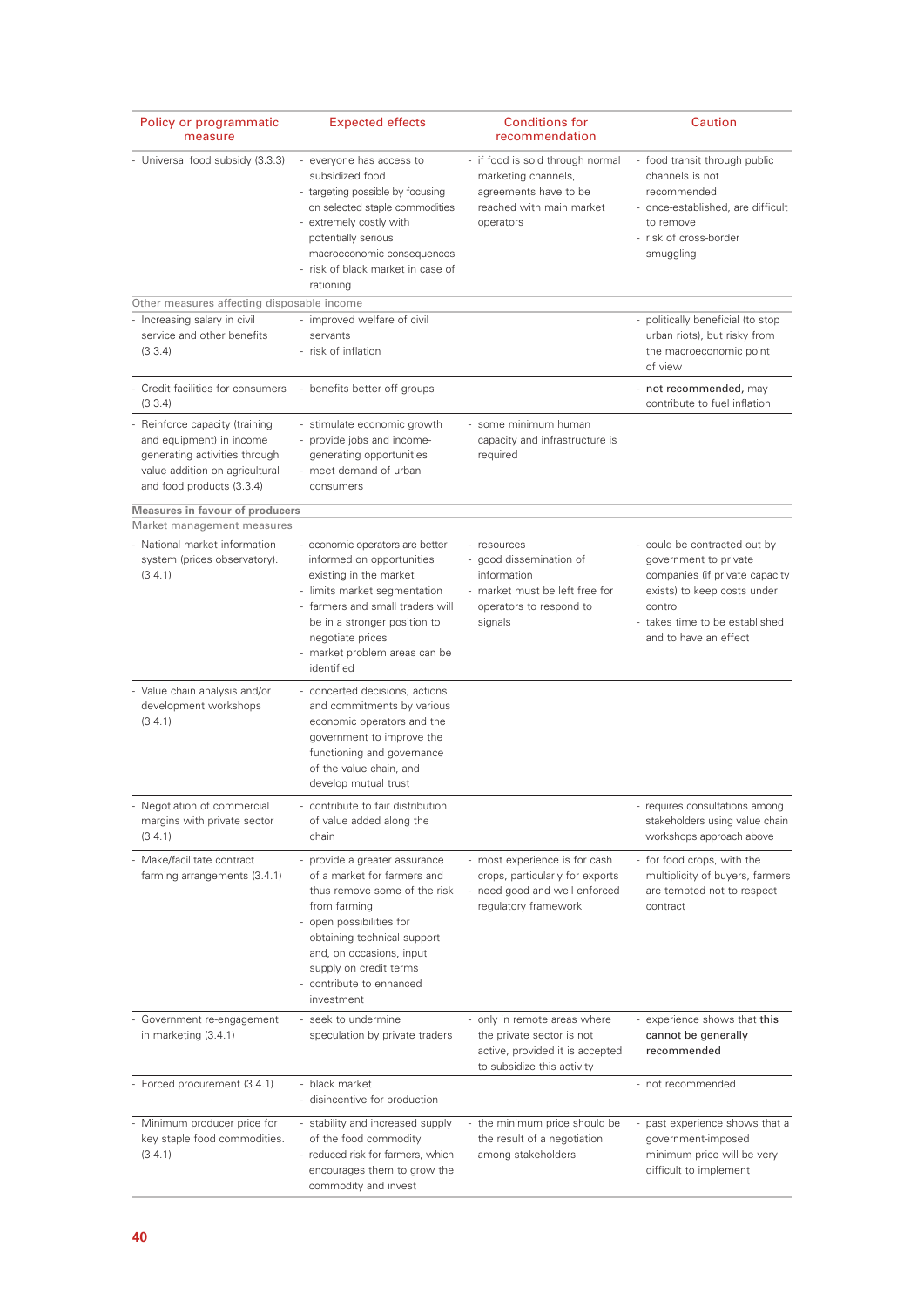| Policy or programmatic measure | Expected effects | Conditions for recommendation | Caution |
|---|---|---|---|
| - Universal food subsidy (3.3.3) | - everyone has access to subsidized food<br>- targeting possible by focusing on selected staple commodities<br>- extremely costly with potentially serious macroeconomic consequences<br>- risk of black market in case of rationing | - if food is sold through normal marketing channels, agreements have to be reached with main market operators | - food transit through public channels is not recommended<br>- once-established, are difficult to remove<br>- risk of cross-border smuggling |
| Other measures affecting disposable income | | | |
| - Increasing salary in civil service and other benefits (3.3.4) | - improved welfare of civil servants<br>- risk of inflation | | - politically beneficial (to stop urban riots), but risky from the macroeconomic point of view |
| - Credit facilities for consumers (3.3.4) | - benefits better off groups | | - **not recommended**, may contribute to fuel inflation |
| - Reinforce capacity (training and equipment) in income generating activities through value addition on agricultural and food products (3.3.4) | - stimulate economic growth<br>- provide jobs and income-generating opportunities<br>- meet demand of urban consumers | - some minimum human capacity and infrastructure is required | |
| **Measures in favour of producers** | | | |
| Market management measures | | | |
| - National market information system (prices observatory). (3.4.1) | - economic operators are better informed on opportunities existing in the market<br>- limits market segmentation<br>- farmers and small traders will be in a stronger position to negotiate prices<br>- market problem areas can be identified | - resources<br>- good dissemination of information<br>- market must be left free for operators to respond to signals | - could be contracted out by government to private companies (if private capacity exists) to keep costs under control<br>- takes time to be established and to have an effect |
| - Value chain analysis and/or development workshops (3.4.1) | - concerted decisions, actions and commitments by various economic operators and the government to improve the functioning and governance of the value chain, and develop mutual trust | | |
| - Negotiation of commercial margins with private sector (3.4.1) | - contribute to fair distribution of value added along the chain | | - requires consultations among stakeholders using value chain workshops approach above |
| - Make/facilitate contract farming arrangements (3.4.1) | - provide a greater assurance of a market for farmers and thus remove some of the risk from farming<br>- open possibilities for obtaining technical support and, on occasions, input supply on credit terms<br>- contribute to enhanced investment | - most experience is for cash crops, particularly for exports<br>- need good and well enforced regulatory framework | - for food crops, with the multiplicity of buyers, farmers are tempted not to respect contract |
| - Government re-engagement in marketing (3.4.1) | - seek to undermine speculation by private traders | - only in remote areas where the private sector is not active, provided it is accepted to subsidize this activity | - experience shows that **this cannot be generally recommended** |
| - Forced procurement (3.4.1) | - black market<br>- disincentive for production | | - not recommended |
| - Minimum producer price for key staple food commodities. (3.4.1) | - stability and increased supply of the food commodity<br>- reduced risk for farmers, which encourages them to grow the commodity and invest | - the minimum price should be the result of a negotiation among stakeholders | - past experience shows that a government-imposed minimum price will be very difficult to implement |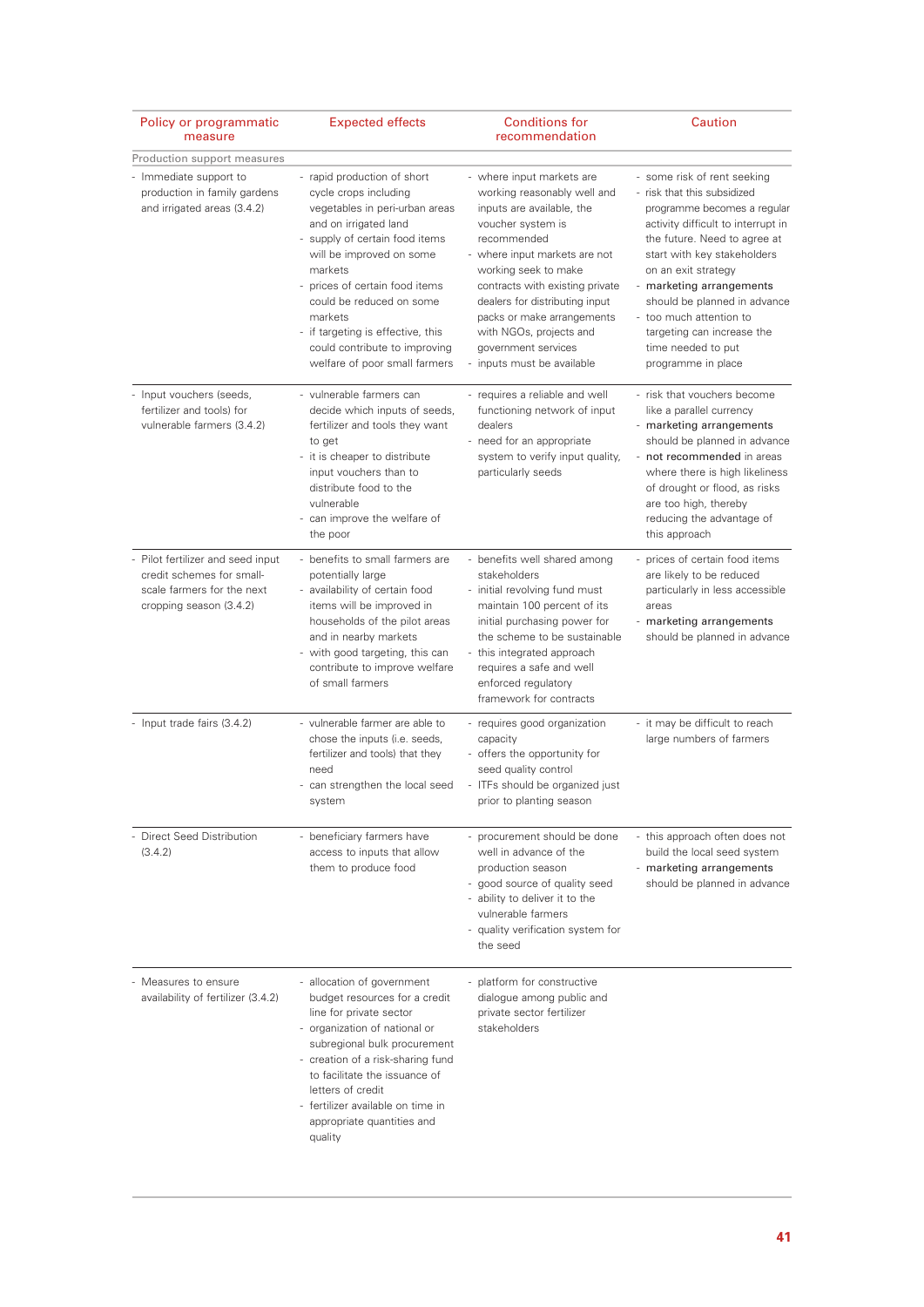| Policy or programmatic measure | Expected effects | Conditions for recommendation | Caution |
|---|---|---|---|
| Production support measures | | | |
| - Immediate support to production in family gardens and irrigated areas (3.4.2) | - rapid production of short cycle crops including vegetables in peri-urban areas and on irrigated land<br>- supply of certain food items will be improved on some markets<br>- prices of certain food items could be reduced on some markets<br>- if targeting is effective, this could contribute to improving welfare of poor small farmers | - where input markets are working reasonably well and inputs are available, the voucher system is recommended<br>- where input markets are not working seek to make contracts with existing private dealers for distributing input packs or make arrangements with NGOs, projects and government services<br>- inputs must be available | - some risk of rent seeking<br>- risk that this subsidized programme becomes a regular activity difficult to interrupt in the future. Need to agree at start with key stakeholders on an exit strategy<br>- **marketing arrangements** should be planned in advance<br>- too much attention to targeting can increase the time needed to put programme in place |
| - Input vouchers (seeds, fertilizer and tools) for vulnerable farmers (3.4.2) | - vulnerable farmers can decide which inputs of seeds, fertilizer and tools they want to get<br>- it is cheaper to distribute input vouchers than to distribute food to the vulnerable<br>- can improve the welfare of the poor | - requires a reliable and well functioning network of input dealers<br>- need for an appropriate system to verify input quality, particularly seeds | - risk that vouchers become like a parallel currency<br>- **marketing arrangements** should be planned in advance<br>- **not recommended** in areas where there is high likeliness of drought or flood, as risks are too high, thereby reducing the advantage of this approach |
| - Pilot fertilizer and seed input credit schemes for small-scale farmers for the next cropping season (3.4.2) | - benefits to small farmers are potentially large<br>- availability of certain food items will be improved in households of the pilot areas and in nearby markets<br>- with good targeting, this can contribute to improve welfare of small farmers | - benefits well shared among stakeholders<br>- initial revolving fund must maintain 100 percent of its initial purchasing power for the scheme to be sustainable<br>- this integrated approach requires a safe and well enforced regulatory framework for contracts | - prices of certain food items are likely to be reduced particularly in less accessible areas<br>- **marketing arrangements** should be planned in advance |
| - Input trade fairs (3.4.2) | - vulnerable farmer are able to chose the inputs (i.e. seeds, fertilizer and tools) that they need<br>- can strengthen the local seed system | - requires good organization capacity<br>- offers the opportunity for seed quality control<br>- ITFs should be organized just prior to planting season | - it may be difficult to reach large numbers of farmers |
| - Direct Seed Distribution (3.4.2) | - beneficiary farmers have access to inputs that allow them to produce food | - procurement should be done well in advance of the production season<br>- good source of quality seed<br>- ability to deliver it to the vulnerable farmers<br>- quality verification system for the seed | - this approach often does not build the local seed system<br>- **marketing arrangements** should be planned in advance |
| - Measures to ensure availability of fertilizer (3.4.2) | - allocation of government budget resources for a credit line for private sector<br>- organization of national or subregional bulk procurement<br>- creation of a risk-sharing fund to facilitate the issuance of letters of credit<br>- fertilizer available on time in appropriate quantities and quality | - platform for constructive dialogue among public and private sector fertilizer stakeholders | |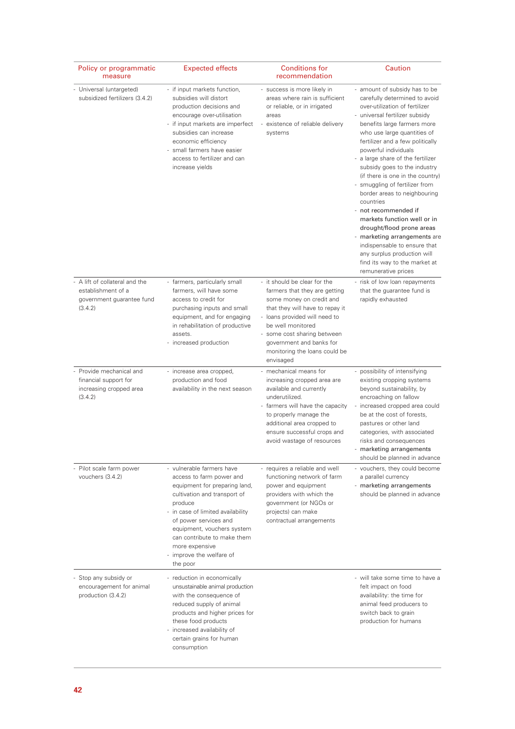| Policy or programmatic measure | Expected effects | Conditions for recommendation | Caution |
|---|---|---|---|
| - Universal (untargeted) subsidized fertilizers (3.4.2) | - if input markets function, subsidies will distort production decisions and encourage over-utilisation<br>- if input markets are imperfect subsidies can increase economic efficiency<br>- small farmers have easier access to fertilizer and can increase yields | - success is more likely in areas where rain is sufficient or reliable, or in irrigated areas<br>- existence of reliable delivery systems | - amount of subsidy has to be carefully determined to avoid over-utilization of fertilizer<br>- universal fertilizer subsidy benefits large farmers more who use large quantities of fertilizer and a few politically powerful individuals<br>- a large share of the fertilizer subsidy goes to the industry (if there is one in the country)<br>- smuggling of fertilizer from border areas to neighbouring countries<br>- **not recommended if markets function well or in drought/flood prone areas**<br>- **marketing arrangements** are indispensable to ensure that any surplus production will find its way to the market at remunerative prices |
| - A lift of collateral and the establishment of a government guarantee fund (3.4.2) | - farmers, particularly small farmers, will have some access to credit for purchasing inputs and small equipment, and for engaging in rehabilitation of productive assets.<br>- increased production | - it should be clear for the farmers that they are getting some money on credit and that they will have to repay it<br>- loans provided will need to be well monitored<br>- some cost sharing between government and banks for monitoring the loans could be envisaged | - risk of low loan repayments that the guarantee fund is rapidly exhausted |
| - Provide mechanical and financial support for increasing cropped area (3.4.2) | - increase area cropped, production and food availability in the next season | - mechanical means for increasing cropped area are available and currently underutilized.<br>- farmers will have the capacity to properly manage the additional area cropped to ensure successful crops and avoid wastage of resources | - possibility of intensifying existing cropping systems beyond sustainability, by encroaching on fallow<br>- increased cropped area could be at the cost of forests, pastures or other land categories, with associated risks and consequences<br>- **marketing arrangements** should be planned in advance |
| - Pilot scale farm power vouchers (3.4.2) | - vulnerable farmers have access to farm power and equipment for preparing land, cultivation and transport of produce<br>- in case of limited availability of power services and equipment, vouchers system can contribute to make them more expensive<br>- improve the welfare of the poor | - requires a reliable and well functioning network of farm power and equipment providers with which the government (or NGOs or projects) can make contractual arrangements | - vouchers, they could become a parallel currency<br>- **marketing arrangements** should be planned in advance |
| - Stop any subsidy or encouragement for animal production (3.4.2) | - reduction in economically unsustainable animal production with the consequence of reduced supply of animal products and higher prices for these food products<br>- increased availability of certain grains for human consumption | | - will take some time to have a felt impact on food availability: the time for animal feed producers to switch back to grain production for humans |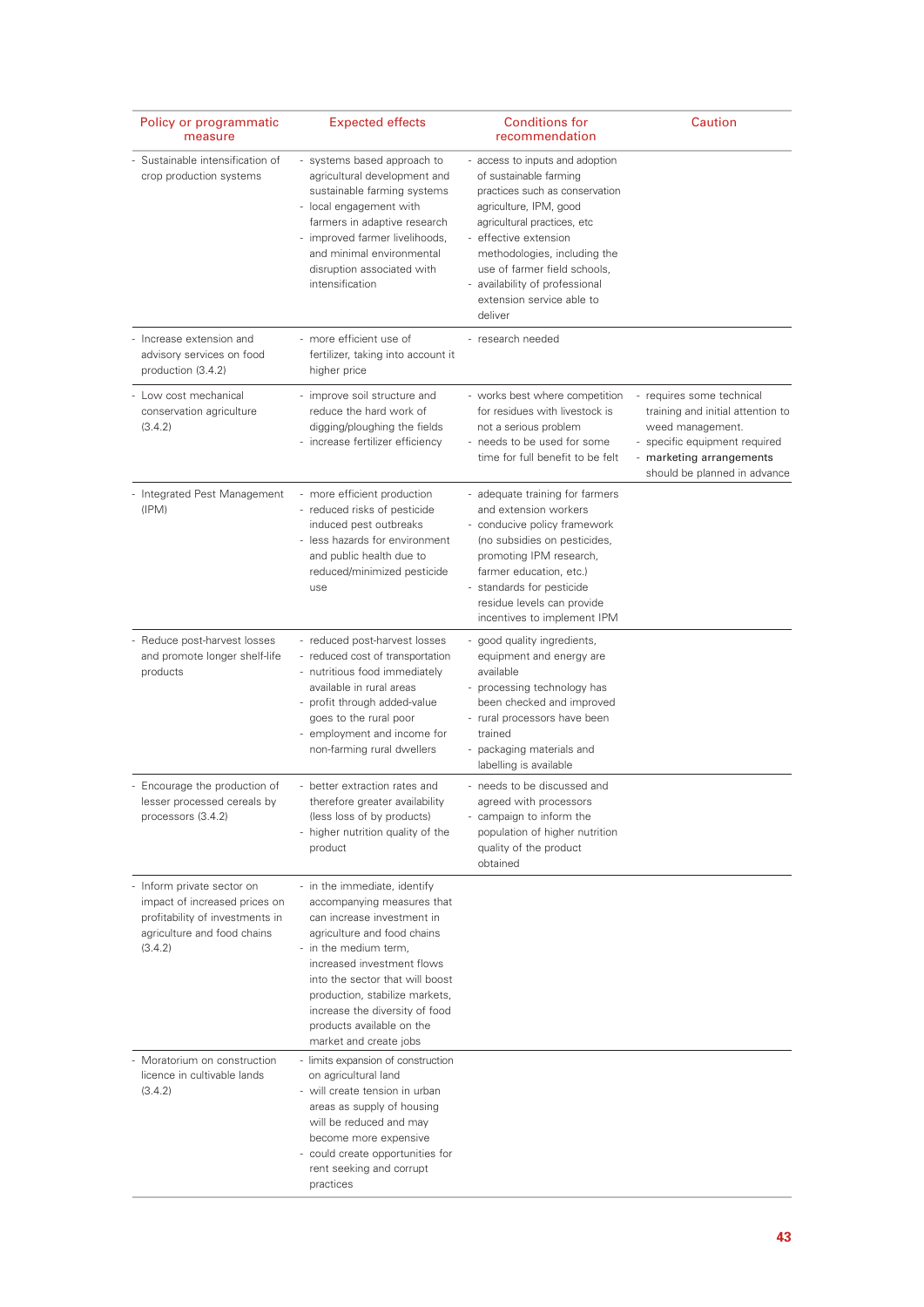| Policy or programmatic measure | Expected effects | Conditions for recommendation | Caution |
|---|---|---|---|
| - Sustainable intensification of crop production systems | - systems based approach to agricultural development and sustainable farming systems<br>- local engagement with farmers in adaptive research<br>- improved farmer livelihoods, and minimal environmental disruption associated with intensification | - access to inputs and adoption of sustainable farming practices such as conservation agriculture, IPM, good agricultural practices, etc<br>- effective extension methodologies, including the use of farmer field schools,<br>- availability of professional extension service able to deliver | |
| - Increase extension and advisory services on food production (3.4.2) | - more efficient use of fertilizer, taking into account it higher price | - research needed | |
| - Low cost mechanical conservation agriculture (3.4.2) | - improve soil structure and reduce the hard work of digging/ploughing the fields<br>- increase fertilizer efficiency | - works best where competition for residues with livestock is not a serious problem<br>- needs to be used for some time for full benefit to be felt | - requires some technical training and initial attention to weed management.<br>- specific equipment required<br>- marketing arrangements should be planned in advance |
| - Integrated Pest Management (IPM) | - more efficient production<br>- reduced risks of pesticide induced pest outbreaks<br>- less hazards for environment and public health due to reduced/minimized pesticide use | - adequate training for farmers and extension workers<br>- conducive policy framework (no subsidies on pesticides, promoting IPM research, farmer education, etc.)<br>- standards for pesticide residue levels can provide incentives to implement IPM | |
| - Reduce post-harvest losses and promote longer shelf-life products | - reduced post-harvest losses<br>- reduced cost of transportation<br>- nutritious food immediately available in rural areas<br>- profit through added-value goes to the rural poor<br>- employment and income for non-farming rural dwellers | - good quality ingredients, equipment and energy are available<br>- processing technology has been checked and improved<br>- rural processors have been trained<br>- packaging materials and labelling is available | |
| - Encourage the production of lesser processed cereals by processors (3.4.2) | - better extraction rates and therefore greater availability (less loss of by products)<br>- higher nutrition quality of the product | - needs to be discussed and agreed with processors<br>- campaign to inform the population of higher nutrition quality of the product obtained | |
| - Inform private sector on impact of increased prices on profitability of investments in agriculture and food chains (3.4.2) | - in the immediate, identify accompanying measures that can increase investment in agriculture and food chains<br>- in the medium term, increased investment flows into the sector that will boost production, stabilize markets, increase the diversity of food products available on the market and create jobs | | |
| - Moratorium on construction licence in cultivable lands (3.4.2) | - limits expansion of construction on agricultural land<br>- will create tension in urban areas as supply of housing will be reduced and may become more expensive<br>- could create opportunities for rent seeking and corrupt practices | | |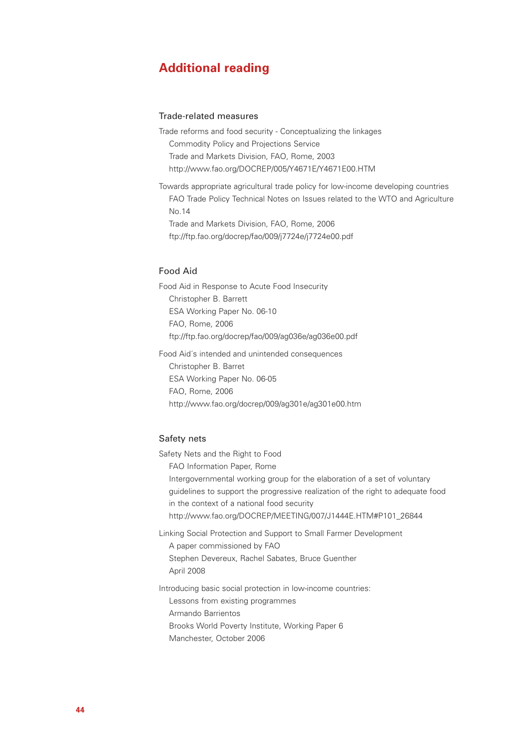## Additional reading

### Trade-related measures

Trade reforms and food security - Conceptualizing the linkages
Commodity Policy and Projections Service
Trade and Markets Division, FAO, Rome, 2003
http://www.fao.org/DOCREP/005/Y4671E/Y4671E00.HTM

Towards appropriate agricultural trade policy for low-income developing countries
FAO Trade Policy Technical Notes on Issues related to the WTO and Agriculture No.14
Trade and Markets Division, FAO, Rome, 2006
ftp://ftp.fao.org/docrep/fao/009/j7724e/j7724e00.pdf

### Food Aid

Food Aid in Response to Acute Food Insecurity
Christopher B. Barrett
ESA Working Paper No. 06-10
FAO, Rome, 2006
ftp://ftp.fao.org/docrep/fao/009/ag036e/ag036e00.pdf

Food Aid´s intended and unintended consequences
Christopher B. Barret
ESA Working Paper No. 06-05
FAO, Rome, 2006
http://www.fao.org/docrep/009/ag301e/ag301e00.htm

### Safety nets

Safety Nets and the Right to Food
FAO Information Paper, Rome
Intergovernmental working group for the elaboration of a set of voluntary guidelines to support the progressive realization of the right to adequate food in the context of a national food security
http://www.fao.org/DOCREP/MEETING/007/J1444E.HTM#P101_26844

Linking Social Protection and Support to Small Farmer Development
A paper commissioned by FAO
Stephen Devereux, Rachel Sabates, Bruce Guenther
April 2008

Introducing basic social protection in low-income countries:
Lessons from existing programmes
Armando Barrientos
Brooks World Poverty Institute, Working Paper 6
Manchester, October 2006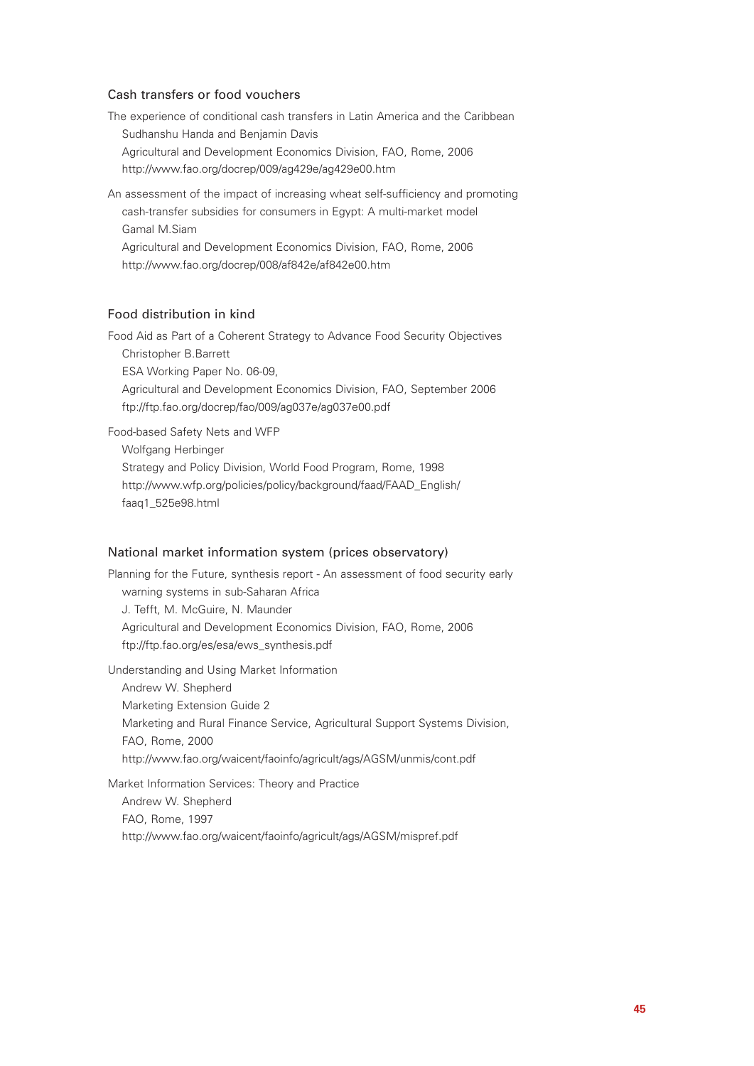### Cash transfers or food vouchers

The experience of conditional cash transfers in Latin America and the Caribbean
Sudhanshu Handa and Benjamin Davis
Agricultural and Development Economics Division, FAO, Rome, 2006
http://www.fao.org/docrep/009/ag429e/ag429e00.htm

An assessment of the impact of increasing wheat self-sufficiency and promoting cash-transfer subsidies for consumers in Egypt: A multi-market model
Gamal M.Siam
Agricultural and Development Economics Division, FAO, Rome, 2006
http://www.fao.org/docrep/008/af842e/af842e00.htm

### Food distribution in kind

Food Aid as Part of a Coherent Strategy to Advance Food Security Objectives
Christopher B.Barrett
ESA Working Paper No. 06-09,
Agricultural and Development Economics Division, FAO, September 2006
ftp://ftp.fao.org/docrep/fao/009/ag037e/ag037e00.pdf

Food-based Safety Nets and WFP
Wolfgang Herbinger
Strategy and Policy Division, World Food Program, Rome, 1998
http://www.wfp.org/policies/policy/background/faad/FAAD_English/faaq1_525e98.html

### National market information system (prices observatory)

Planning for the Future, synthesis report - An assessment of food security early warning systems in sub-Saharan Africa
J. Tefft, M. McGuire, N. Maunder
Agricultural and Development Economics Division, FAO, Rome, 2006
ftp://ftp.fao.org/es/esa/ews_synthesis.pdf

Understanding and Using Market Information
Andrew W. Shepherd
Marketing Extension Guide 2
Marketing and Rural Finance Service, Agricultural Support Systems Division, FAO, Rome, 2000
http://www.fao.org/waicent/faoinfo/agricult/ags/AGSM/unmis/cont.pdf

Market Information Services: Theory and Practice
Andrew W. Shepherd
FAO, Rome, 1997
http://www.fao.org/waicent/faoinfo/agricult/ags/AGSM/mispref.pdf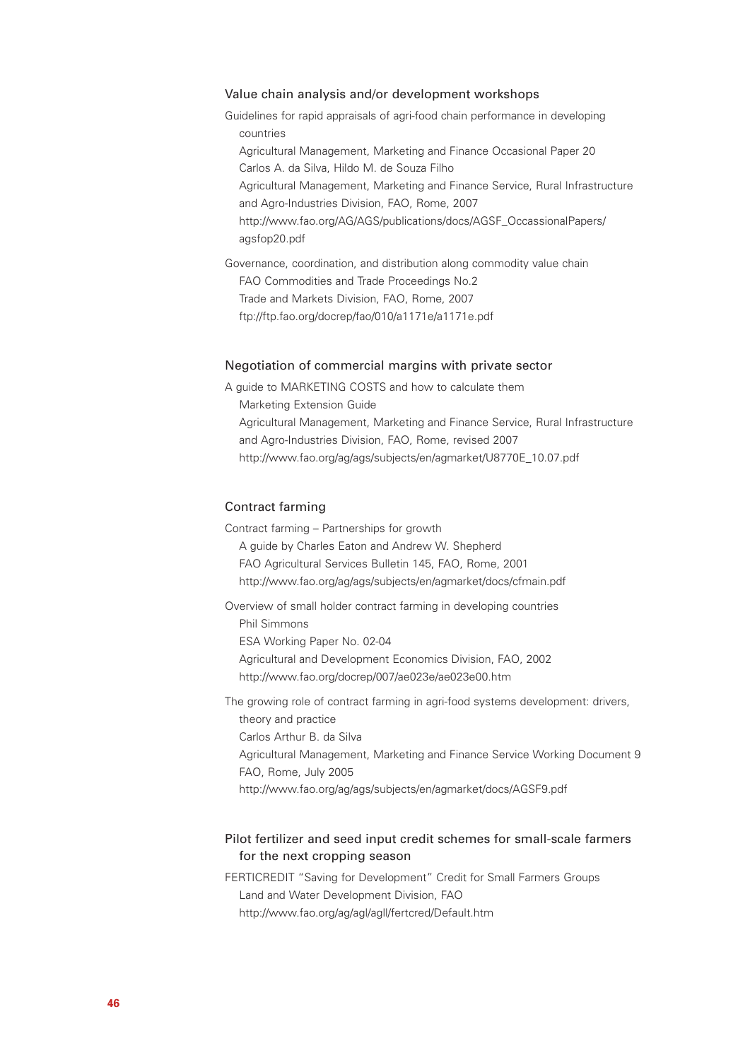### Value chain analysis and/or development workshops

Guidelines for rapid appraisals of agri-food chain performance in developing countries
Agricultural Management, Marketing and Finance Occasional Paper 20
Carlos A. da Silva, Hildo M. de Souza Filho
Agricultural Management, Marketing and Finance Service, Rural Infrastructure and Agro-Industries Division, FAO, Rome, 2007
http://www.fao.org/AG/AGS/publications/docs/AGSF_OccassionalPapers/agsfop20.pdf

Governance, coordination, and distribution along commodity value chain
FAO Commodities and Trade Proceedings No.2
Trade and Markets Division, FAO, Rome, 2007
ftp://ftp.fao.org/docrep/fao/010/a1171e/a1171e.pdf

### Negotiation of commercial margins with private sector

A guide to MARKETING COSTS and how to calculate them
Marketing Extension Guide
Agricultural Management, Marketing and Finance Service, Rural Infrastructure and Agro-Industries Division, FAO, Rome, revised 2007
http://www.fao.org/ag/ags/subjects/en/agmarket/U8770E_10.07.pdf

### Contract farming

Contract farming – Partnerships for growth
A guide by Charles Eaton and Andrew W. Shepherd
FAO Agricultural Services Bulletin 145, FAO, Rome, 2001
http://www.fao.org/ag/ags/subjects/en/agmarket/docs/cfmain.pdf

Overview of small holder contract farming in developing countries
Phil Simmons
ESA Working Paper No. 02-04
Agricultural and Development Economics Division, FAO, 2002
http://www.fao.org/docrep/007/ae023e/ae023e00.htm

The growing role of contract farming in agri-food systems development: drivers, theory and practice
Carlos Arthur B. da Silva
Agricultural Management, Marketing and Finance Service Working Document 9
FAO, Rome, July 2005
http://www.fao.org/ag/ags/subjects/en/agmarket/docs/AGSF9.pdf

### Pilot fertilizer and seed input credit schemes for small-scale farmers for the next cropping season

FERTICREDIT "Saving for Development" Credit for Small Farmers Groups
Land and Water Development Division, FAO
http://www.fao.org/ag/agl/agll/fertcred/Default.htm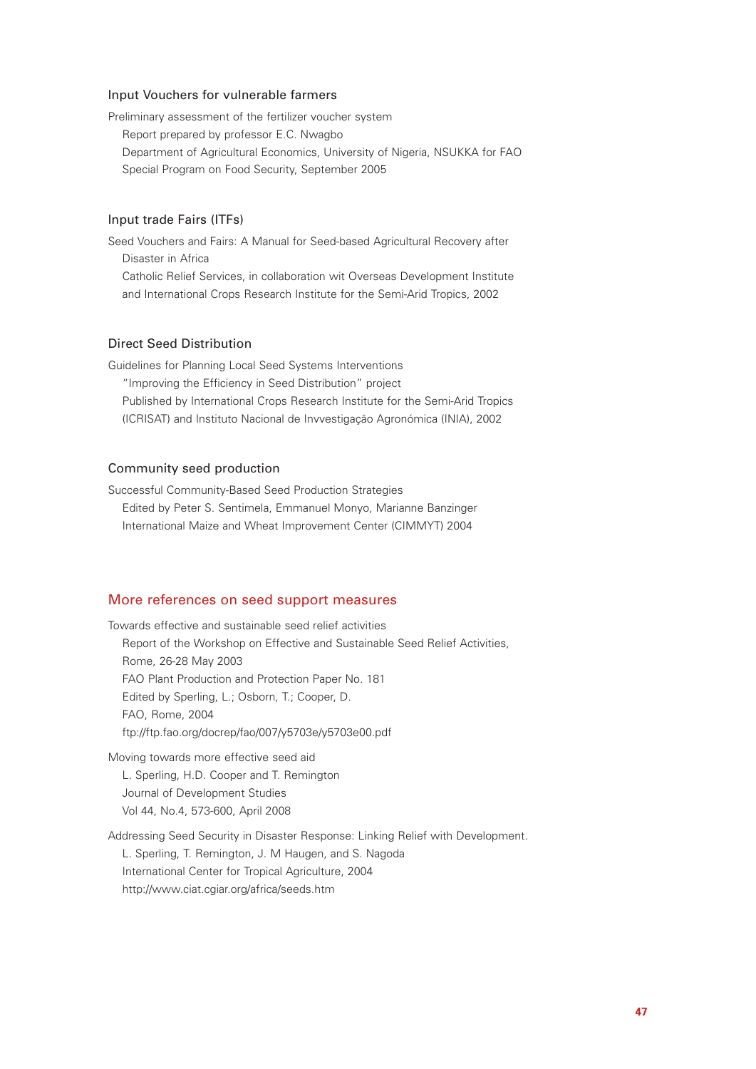### Input Vouchers for vulnerable farmers

Preliminary assessment of the fertilizer voucher system
Report prepared by professor E.C. Nwagbo
Department of Agricultural Economics, University of Nigeria, NSUKKA for FAO
Special Program on Food Security, September 2005

### Input trade Fairs (ITFs)

Seed Vouchers and Fairs: A Manual for Seed-based Agricultural Recovery after Disaster in Africa
Catholic Relief Services, in collaboration wit Overseas Development Institute and International Crops Research Institute for the Semi-Arid Tropics, 2002

### Direct Seed Distribution

Guidelines for Planning Local Seed Systems Interventions
"Improving the Efficiency in Seed Distribution" project
Published by International Crops Research Institute for the Semi-Arid Tropics (ICRISAT) and Instituto Nacional de Invvestigação Agronómica (INIA), 2002

### Community seed production

Successful Community-Based Seed Production Strategies
Edited by Peter S. Sentimela, Emmanuel Monyo, Marianne Banzinger
International Maize and Wheat Improvement Center (CIMMYT) 2004

## More references on seed support measures

Towards effective and sustainable seed relief activities
Report of the Workshop on Effective and Sustainable Seed Relief Activities, Rome, 26-28 May 2003
FAO Plant Production and Protection Paper No. 181
Edited by Sperling, L.; Osborn, T.; Cooper, D.
FAO, Rome, 2004
ftp://ftp.fao.org/docrep/fao/007/y5703e/y5703e00.pdf

Moving towards more effective seed aid
L. Sperling, H.D. Cooper and T. Remington
Journal of Development Studies
Vol 44, No.4, 573-600, April 2008

Addressing Seed Security in Disaster Response: Linking Relief with Development.
L. Sperling, T. Remington, J. M Haugen, and S. Nagoda
International Center for Tropical Agriculture, 2004
http://www.ciat.cgiar.org/africa/seeds.htm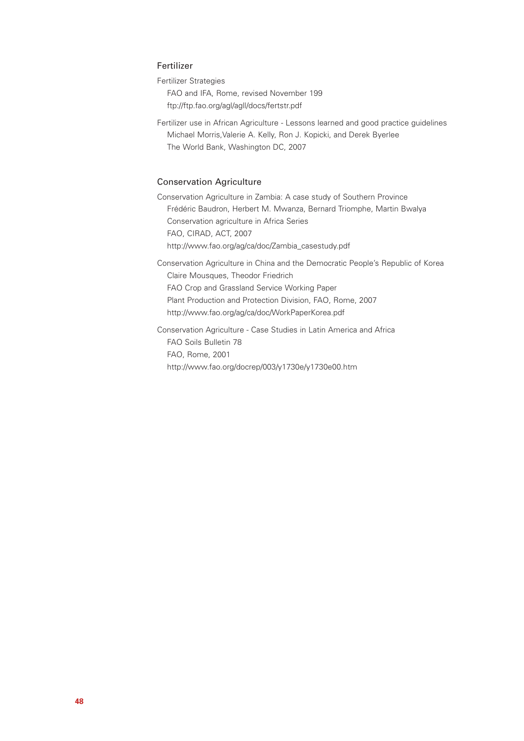## Fertilizer

Fertilizer Strategies
FAO and IFA, Rome, revised November 199
ftp://ftp.fao.org/agl/agll/docs/fertstr.pdf

Fertilizer use in African Agriculture - Lessons learned and good practice guidelines
Michael Morris,Valerie A. Kelly, Ron J. Kopicki, and Derek Byerlee
The World Bank, Washington DC, 2007

## Conservation Agriculture

Conservation Agriculture in Zambia: A case study of Southern Province
Frédéric Baudron, Herbert M. Mwanza, Bernard Triomphe, Martin Bwalya
Conservation agriculture in Africa Series
FAO, CIRAD, ACT, 2007
http://www.fao.org/ag/ca/doc/Zambia_casestudy.pdf

Conservation Agriculture in China and the Democratic People's Republic of Korea
Claire Mousques, Theodor Friedrich
FAO Crop and Grassland Service Working Paper
Plant Production and Protection Division, FAO, Rome, 2007
http://www.fao.org/ag/ca/doc/WorkPaperKorea.pdf

Conservation Agriculture - Case Studies in Latin America and Africa
FAO Soils Bulletin 78
FAO, Rome, 2001
http://www.fao.org/docrep/003/y1730e/y1730e00.htm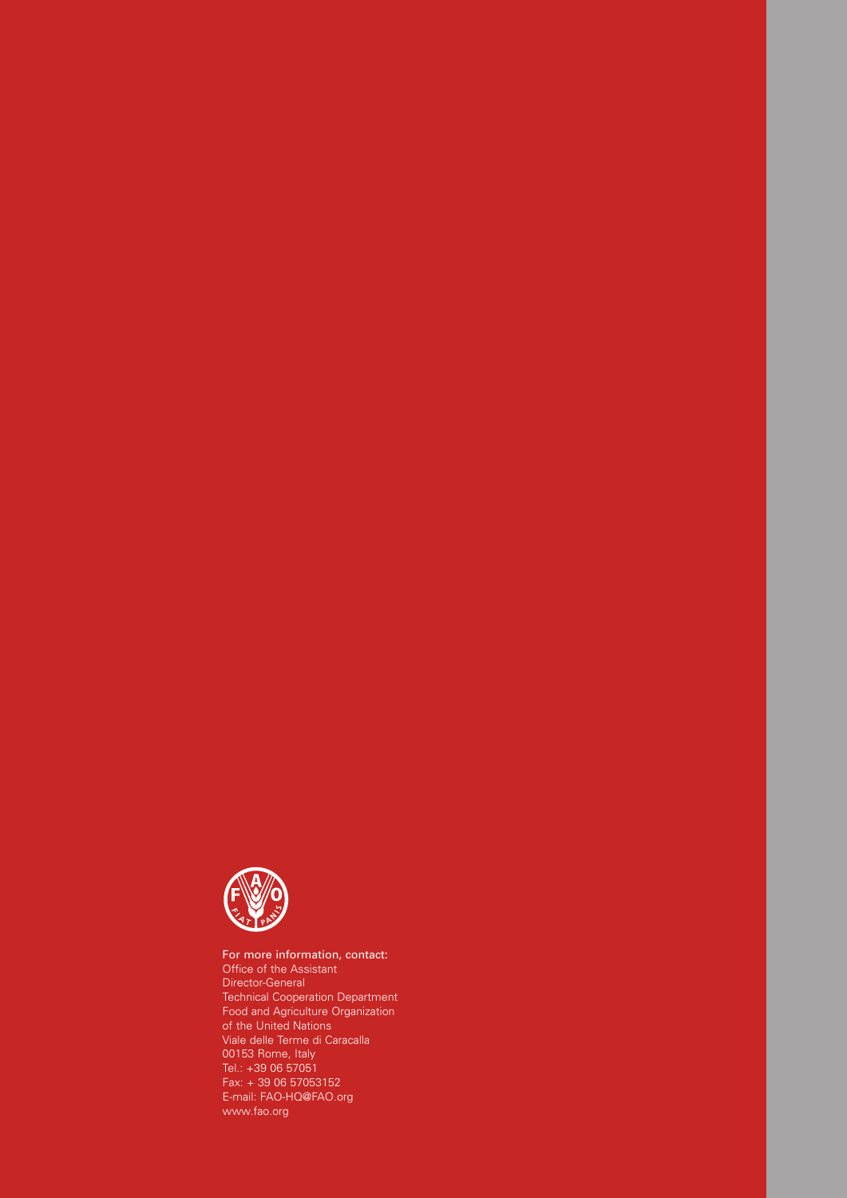For more information, contact:
Office of the Assistant
Director-General
Technical Cooperation Department
Food and Agriculture Organization
of the United Nations
Viale delle Terme di Caracalla
00153 Rome, Italy
Tel.: +39 06 57051
Fax: + 39 06 57053152
E-mail: FAO-HQ@FAO.org
www.fao.org